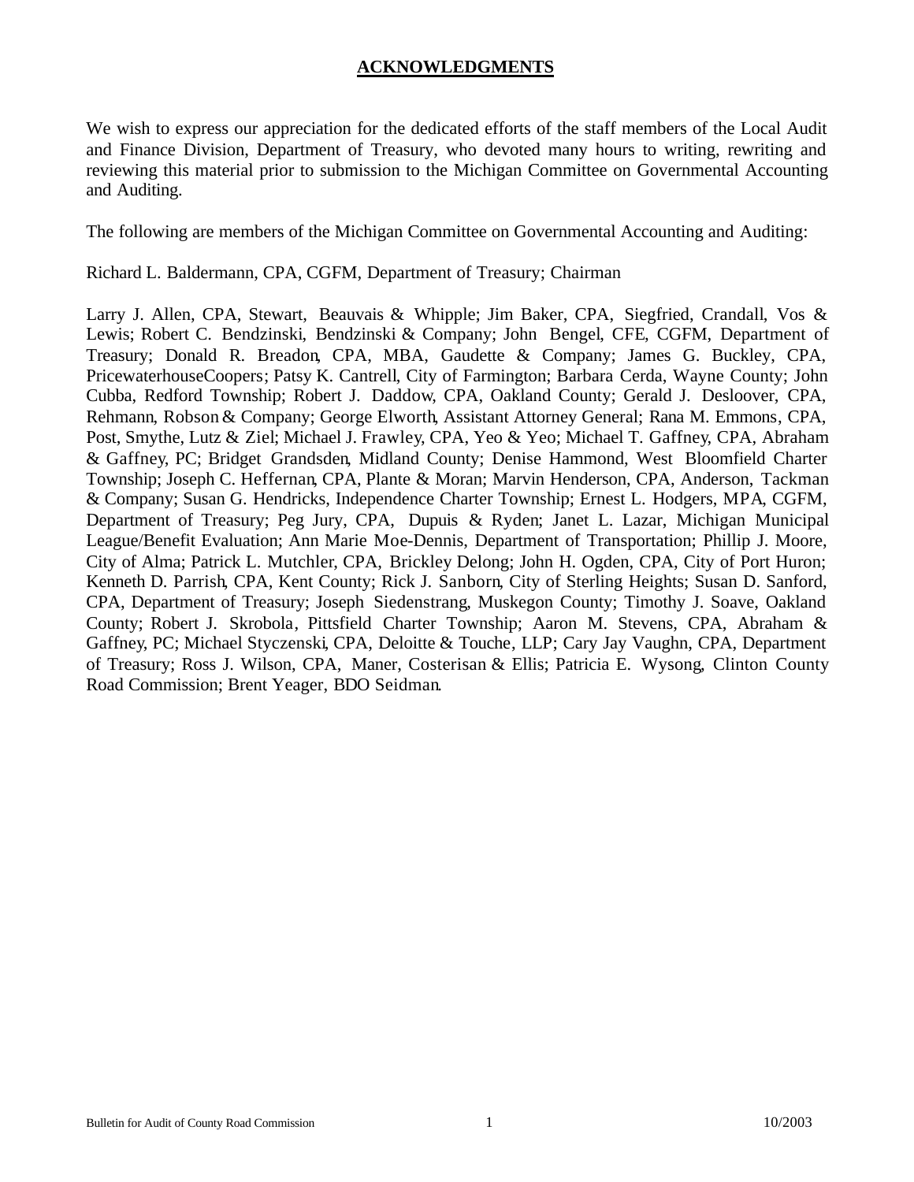## ACKNOWLEDGMENTS

We wish to express our appreciation for the dedicated efforts of the staff members of the Local Audit and Finance Division, Department of Treasury, who devoted many hours to writing, rewriting and reviewing this material prior to submission to the Michigan Committee on Governmental Accounting and Auditing.

The following are members of the Michigan Committee on Governmental Accounting and Auditing:

Richard L. Baldermann, CPA, CGFM, Department of Treasury; Chairman

Larry J. Allen, CPA, Stewart, Beauvais & Whipple; Jim Baker, CPA, Siegfried, Crandall, Vos & Lewis; Robert C. Bendzinski, Bendzinski & Company; John Bengel, CFE, CGFM, Department of Treasury; Donald R. Breadon, CPA, MBA, Gaudette & Company; James G. Buckley, CPA, PricewaterhouseCoopers; Patsy K. Cantrell, City of Farmington; Barbara Cerda, Wayne County; John Cubba, Redford Township; Robert J. Daddow, CPA, Oakland County; Gerald J. Desloover, CPA, Rehmann, Robson & Company; George Elworth, Assistant Attorney General; Rana M. Emmons, CPA, Post, Smythe, Lutz & Ziel; Michael J. Frawley, CPA, Yeo & Yeo; Michael T. Gaffney, CPA, Abraham & Gaffney, PC; Bridget Grandsden, Midland County; Denise Hammond, West Bloomfield Charter Township; Joseph C. Heffernan, CPA, Plante & Moran; Marvin Henderson, CPA, Anderson, Tackman & Company; Susan G. Hendricks, Independence Charter Township; Ernest L. Hodgers, MPA, CGFM, Department of Treasury; Peg Jury, CPA, Dupuis & Ryden; Janet L. Lazar, Michigan Municipal League/Benefit Evaluation; Ann Marie Moe-Dennis, Department of Transportation; Phillip J. Moore, City of Alma; Patrick L. Mutchler, CPA, Brickley Delong; John H. Ogden, CPA, City of Port Huron; Kenneth D. Parrish, CPA, Kent County; Rick J. Sanborn, City of Sterling Heights; Susan D. Sanford, CPA, Department of Treasury; Joseph Siedenstrang, Muskegon County; Timothy J. Soave, Oakland County; Robert J. Skrobola, Pittsfield Charter Township; Aaron M. Stevens, CPA, Abraham & Gaffney, PC; Michael Styczenski, CPA, Deloitte & Touche, LLP; Cary Jay Vaughn, CPA, Department of Treasury; Ross J. Wilson, CPA, Maner, Costerisan & Ellis; Patricia E. Wysong, Clinton County Road Commission; Brent Yeager, BDO Seidman.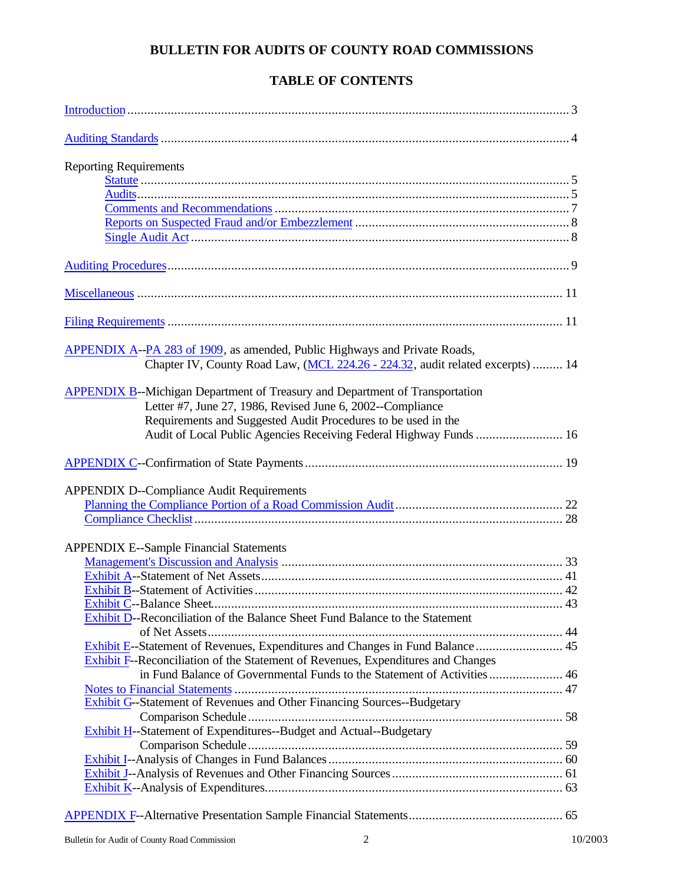# BULLETIN FOR AUDITS OF COUNTY ROAD COMMISSIONS

## TABLE OF CONTENTS

Introduction .................................................................................................................................. 3

Auditing Standards ........................................................................................................................ 4

Reporting Requirements
- Statute ............................................................................................................................... 5
- Audits................................................................................................................................ 5
- Comments and Recommendations ...................................................................................... 7
- Reports on Suspected Fraud and/or Embezzlement ............................................................... 8
- Single Audit Act ................................................................................................................ 8

Auditing Procedures ...................................................................................................................... 9

Miscellaneous .............................................................................................................................. 11

Filing Requirements .................................................................................................................... 11

APPENDIX A--PA 283 of 1909, as amended, Public Highways and Private Roads, Chapter IV, County Road Law, (MCL 224.26 - 224.32, audit related excerpts) ......... 14

APPENDIX B--Michigan Department of Treasury and Department of Transportation Letter #7, June 27, 1986, Revised June 6, 2002--Compliance Requirements and Suggested Audit Procedures to be used in the Audit of Local Public Agencies Receiving Federal Highway Funds .......................... 16

APPENDIX C--Confirmation of State Payments ............................................................................ 19

APPENDIX D--Compliance Audit Requirements
- Planning the Compliance Portion of a Road Commission Audit ................................................. 22
- Compliance Checklist ............................................................................................................ 28

APPENDIX E--Sample Financial Statements
- Management's Discussion and Analysis ................................................................................... 33
- Exhibit A--Statement of Net Assets......................................................................................... 41
- Exhibit B--Statement of Activities ........................................................................................... 42
- Exhibit C--Balance Sheet........................................................................................................ 43
- Exhibit D--Reconciliation of the Balance Sheet Fund Balance to the Statement of Net Assets.......................................................................................................... 44
- Exhibit E--Statement of Revenues, Expenditures and Changes in Fund Balance .......................... 45
- Exhibit F--Reconciliation of the Statement of Revenues, Expenditures and Changes in Fund Balance of Governmental Funds to the Statement of Activities ...................... 46
- Notes to Financial Statements ................................................................................................. 47
- Exhibit G--Statement of Revenues and Other Financing Sources--Budgetary Comparison Schedule ............................................................................................. 58
- Exhibit H--Statement of Expenditures--Budget and Actual--Budgetary Comparison Schedule ............................................................................................. 59
- Exhibit I--Analysis of Changes in Fund Balances ..................................................................... 60
- Exhibit J--Analysis of Revenues and Other Financing Sources .................................................. 61
- Exhibit K--Analysis of Expenditures........................................................................................ 63

APPENDIX F--Alternative Presentation Sample Financial Statements............................................. 65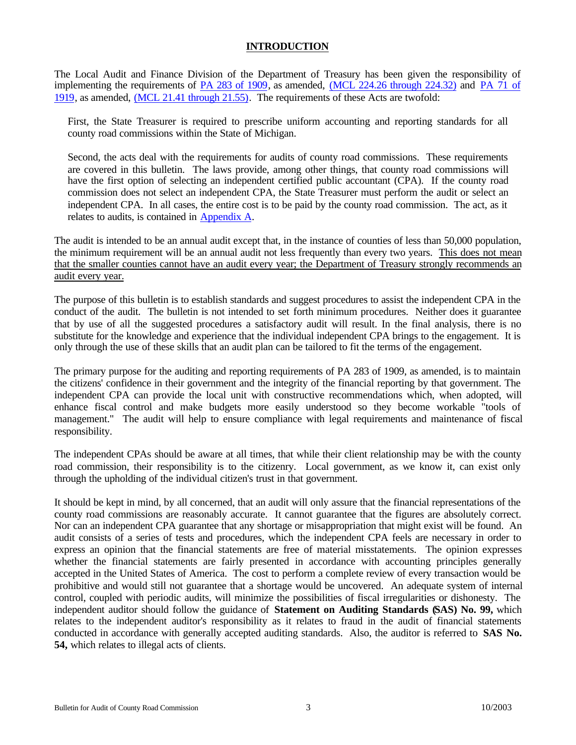# INTRODUCTION

The Local Audit and Finance Division of the Department of Treasury has been given the responsibility of implementing the requirements of PA 283 of 1909, as amended, (MCL 224.26 through 224.32) and PA 71 of 1919, as amended, (MCL 21.41 through 21.55). The requirements of these Acts are twofold:

> First, the State Treasurer is required to prescribe uniform accounting and reporting standards for all county road commissions within the State of Michigan.
>
> Second, the acts deal with the requirements for audits of county road commissions. These requirements are covered in this bulletin. The laws provide, among other things, that county road commissions will have the first option of selecting an independent certified public accountant (CPA). If the county road commission does not select an independent CPA, the State Treasurer must perform the audit or select an independent CPA. In all cases, the entire cost is to be paid by the county road commission. The act, as it relates to audits, is contained in Appendix A.

The audit is intended to be an annual audit except that, in the instance of counties of less than 50,000 population, the minimum requirement will be an annual audit not less frequently than every two years. <u>This does not mean that the smaller counties cannot have an audit every year; the Department of Treasury strongly recommends an audit every year.</u>

The purpose of this bulletin is to establish standards and suggest procedures to assist the independent CPA in the conduct of the audit. The bulletin is not intended to set forth minimum procedures. Neither does it guarantee that by use of all the suggested procedures a satisfactory audit will result. In the final analysis, there is no substitute for the knowledge and experience that the individual independent CPA brings to the engagement. It is only through the use of these skills that an audit plan can be tailored to fit the terms of the engagement.

The primary purpose for the auditing and reporting requirements of PA 283 of 1909, as amended, is to maintain the citizens' confidence in their government and the integrity of the financial reporting by that government. The independent CPA can provide the local unit with constructive recommendations which, when adopted, will enhance fiscal control and make budgets more easily understood so they become workable "tools of management." The audit will help to ensure compliance with legal requirements and maintenance of fiscal responsibility.

The independent CPAs should be aware at all times, that while their client relationship may be with the county road commission, their responsibility is to the citizenry. Local government, as we know it, can exist only through the upholding of the individual citizen's trust in that government.

It should be kept in mind, by all concerned, that an audit will only assure that the financial representations of the county road commissions are reasonably accurate. It cannot guarantee that the figures are absolutely correct. Nor can an independent CPA guarantee that any shortage or misappropriation that might exist will be found. An audit consists of a series of tests and procedures, which the independent CPA feels are necessary in order to express an opinion that the financial statements are free of material misstatements. The opinion expresses whether the financial statements are fairly presented in accordance with accounting principles generally accepted in the United States of America. The cost to perform a complete review of every transaction would be prohibitive and would still not guarantee that a shortage would be uncovered. An adequate system of internal control, coupled with periodic audits, will minimize the possibilities of fiscal irregularities or dishonesty. The independent auditor should follow the guidance of **Statement on Auditing Standards (SAS) No. 99,** which relates to the independent auditor's responsibility as it relates to fraud in the audit of financial statements conducted in accordance with generally accepted auditing standards. Also, the auditor is referred to **SAS No. 54,** which relates to illegal acts of clients.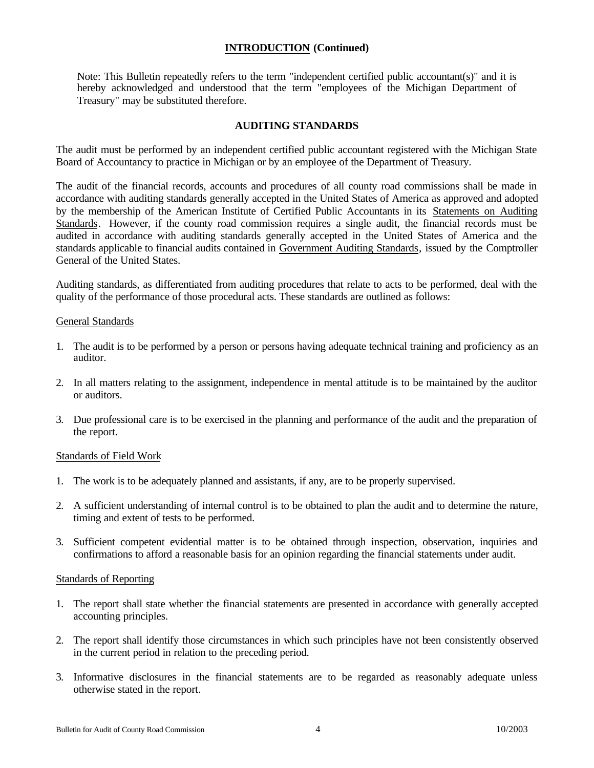## INTRODUCTION (Continued)

Note: This Bulletin repeatedly refers to the term "independent certified public accountant(s)" and it is hereby acknowledged and understood that the term "employees of the Michigan Department of Treasury" may be substituted therefore.

## AUDITING STANDARDS

The audit must be performed by an independent certified public accountant registered with the Michigan State Board of Accountancy to practice in Michigan or by an employee of the Department of Treasury.

The audit of the financial records, accounts and procedures of all county road commissions shall be made in accordance with auditing standards generally accepted in the United States of America as approved and adopted by the membership of the American Institute of Certified Public Accountants in its Statements on Auditing Standards. However, if the county road commission requires a single audit, the financial records must be audited in accordance with auditing standards generally accepted in the United States of America and the standards applicable to financial audits contained in Government Auditing Standards, issued by the Comptroller General of the United States.

Auditing standards, as differentiated from auditing procedures that relate to acts to be performed, deal with the quality of the performance of those procedural acts. These standards are outlined as follows:

### General Standards

1. The audit is to be performed by a person or persons having adequate technical training and proficiency as an auditor.
2. In all matters relating to the assignment, independence in mental attitude is to be maintained by the auditor or auditors.
3. Due professional care is to be exercised in the planning and performance of the audit and the preparation of the report.

### Standards of Field Work

1. The work is to be adequately planned and assistants, if any, are to be properly supervised.
2. A sufficient understanding of internal control is to be obtained to plan the audit and to determine the nature, timing and extent of tests to be performed.
3. Sufficient competent evidential matter is to be obtained through inspection, observation, inquiries and confirmations to afford a reasonable basis for an opinion regarding the financial statements under audit.

### Standards of Reporting

1. The report shall state whether the financial statements are presented in accordance with generally accepted accounting principles.
2. The report shall identify those circumstances in which such principles have not been consistently observed in the current period in relation to the preceding period.
3. Informative disclosures in the financial statements are to be regarded as reasonably adequate unless otherwise stated in the report.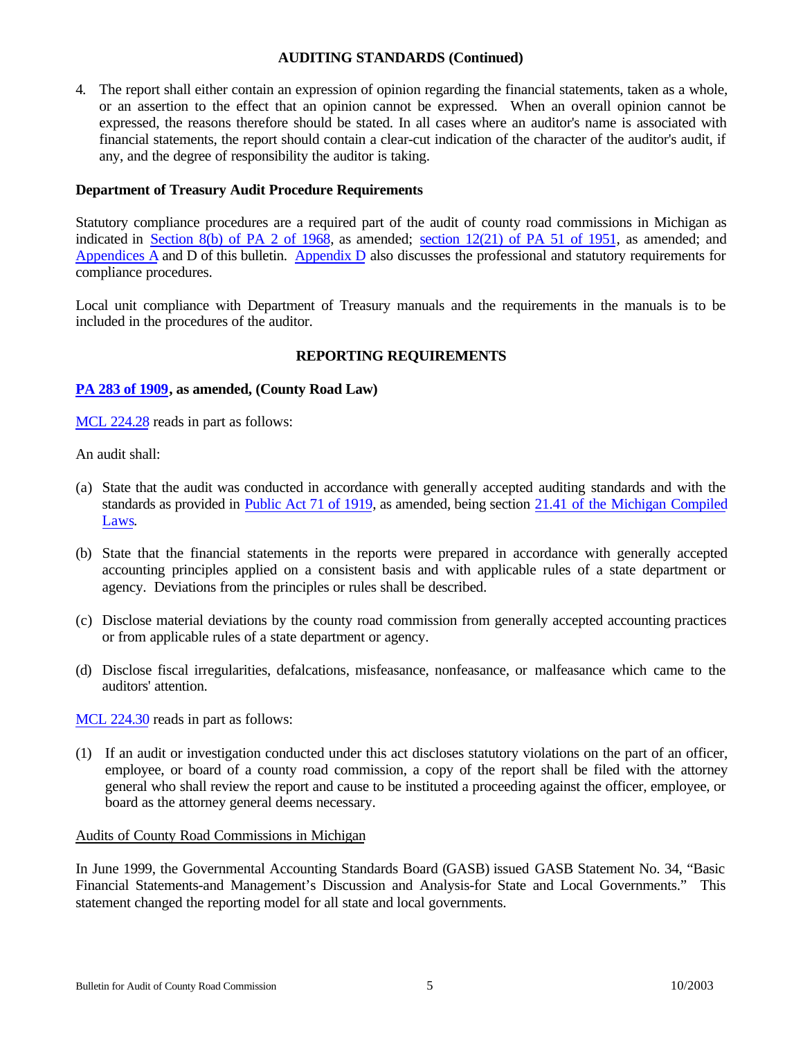## AUDITING STANDARDS (Continued)

4. The report shall either contain an expression of opinion regarding the financial statements, taken as a whole, or an assertion to the effect that an opinion cannot be expressed. When an overall opinion cannot be expressed, the reasons therefore should be stated. In all cases where an auditor's name is associated with financial statements, the report should contain a clear-cut indication of the character of the auditor's audit, if any, and the degree of responsibility the auditor is taking.

### Department of Treasury Audit Procedure Requirements

Statutory compliance procedures are a required part of the audit of county road commissions in Michigan as indicated in Section 8(b) of PA 2 of 1968, as amended; section 12(21) of PA 51 of 1951, as amended; and Appendices A and D of this bulletin. Appendix D also discusses the professional and statutory requirements for compliance procedures.

Local unit compliance with Department of Treasury manuals and the requirements in the manuals is to be included in the procedures of the auditor.

## REPORTING REQUIREMENTS

### PA 283 of 1909, as amended, (County Road Law)

MCL 224.28 reads in part as follows:

An audit shall:

(a) State that the audit was conducted in accordance with generally accepted auditing standards and with the standards as provided in Public Act 71 of 1919, as amended, being section 21.41 of the Michigan Compiled Laws.

(b) State that the financial statements in the reports were prepared in accordance with generally accepted accounting principles applied on a consistent basis and with applicable rules of a state department or agency. Deviations from the principles or rules shall be described.

(c) Disclose material deviations by the county road commission from generally accepted accounting practices or from applicable rules of a state department or agency.

(d) Disclose fiscal irregularities, defalcations, misfeasance, nonfeasance, or malfeasance which came to the auditors' attention.

MCL 224.30 reads in part as follows:

(1) If an audit or investigation conducted under this act discloses statutory violations on the part of an officer, employee, or board of a county road commission, a copy of the report shall be filed with the attorney general who shall review the report and cause to be instituted a proceeding against the officer, employee, or board as the attorney general deems necessary.

<u>Audits of County Road Commissions in Michigan</u>

In June 1999, the Governmental Accounting Standards Board (GASB) issued GASB Statement No. 34, "Basic Financial Statements-and Management's Discussion and Analysis-for State and Local Governments." This statement changed the reporting model for all state and local governments.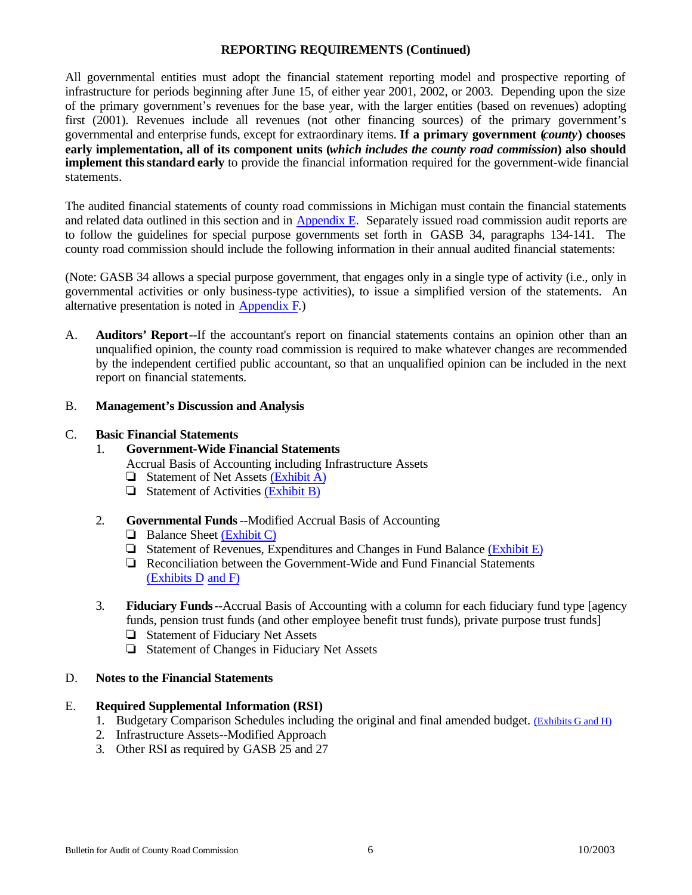## REPORTING REQUIREMENTS (Continued)

All governmental entities must adopt the financial statement reporting model and prospective reporting of infrastructure for periods beginning after June 15, of either year 2001, 2002, or 2003. Depending upon the size of the primary government's revenues for the base year, with the larger entities (based on revenues) adopting first (2001). Revenues include all revenues (not other financing sources) of the primary government's governmental and enterprise funds, except for extraordinary items. **If a primary government (*county*) chooses early implementation, all of its component units (*which includes the county road commission*) also should implement this standard early** to provide the financial information required for the government-wide financial statements.

The audited financial statements of county road commissions in Michigan must contain the financial statements and related data outlined in this section and in Appendix E. Separately issued road commission audit reports are to follow the guidelines for special purpose governments set forth in GASB 34, paragraphs 134-141. The county road commission should include the following information in their annual audited financial statements:

(Note: GASB 34 allows a special purpose government, that engages only in a single type of activity (i.e., only in governmental activities or only business-type activities), to issue a simplified version of the statements. An alternative presentation is noted in Appendix F.)

A. **Auditors' Report**--If the accountant's report on financial statements contains an opinion other than an unqualified opinion, the county road commission is required to make whatever changes are recommended by the independent certified public accountant, so that an unqualified opinion can be included in the next report on financial statements.

B. **Management's Discussion and Analysis**

C. **Basic Financial Statements**
   1. **Government-Wide Financial Statements**
      Accrual Basis of Accounting including Infrastructure Assets
      - ❑ Statement of Net Assets (Exhibit A)
      - ❑ Statement of Activities (Exhibit B)

   2. **Governmental Funds**--Modified Accrual Basis of Accounting
      - ❑ Balance Sheet (Exhibit C)
      - ❑ Statement of Revenues, Expenditures and Changes in Fund Balance (Exhibit E)
      - ❑ Reconciliation between the Government-Wide and Fund Financial Statements (Exhibits D and F)

   3. **Fiduciary Funds**--Accrual Basis of Accounting with a column for each fiduciary fund type [agency funds, pension trust funds (and other employee benefit trust funds), private purpose trust funds]
      - ❑ Statement of Fiduciary Net Assets
      - ❑ Statement of Changes in Fiduciary Net Assets

D. **Notes to the Financial Statements**

E. **Required Supplemental Information (RSI)**
   1. Budgetary Comparison Schedules including the original and final amended budget. (Exhibits G and H)
   2. Infrastructure Assets--Modified Approach
   3. Other RSI as required by GASB 25 and 27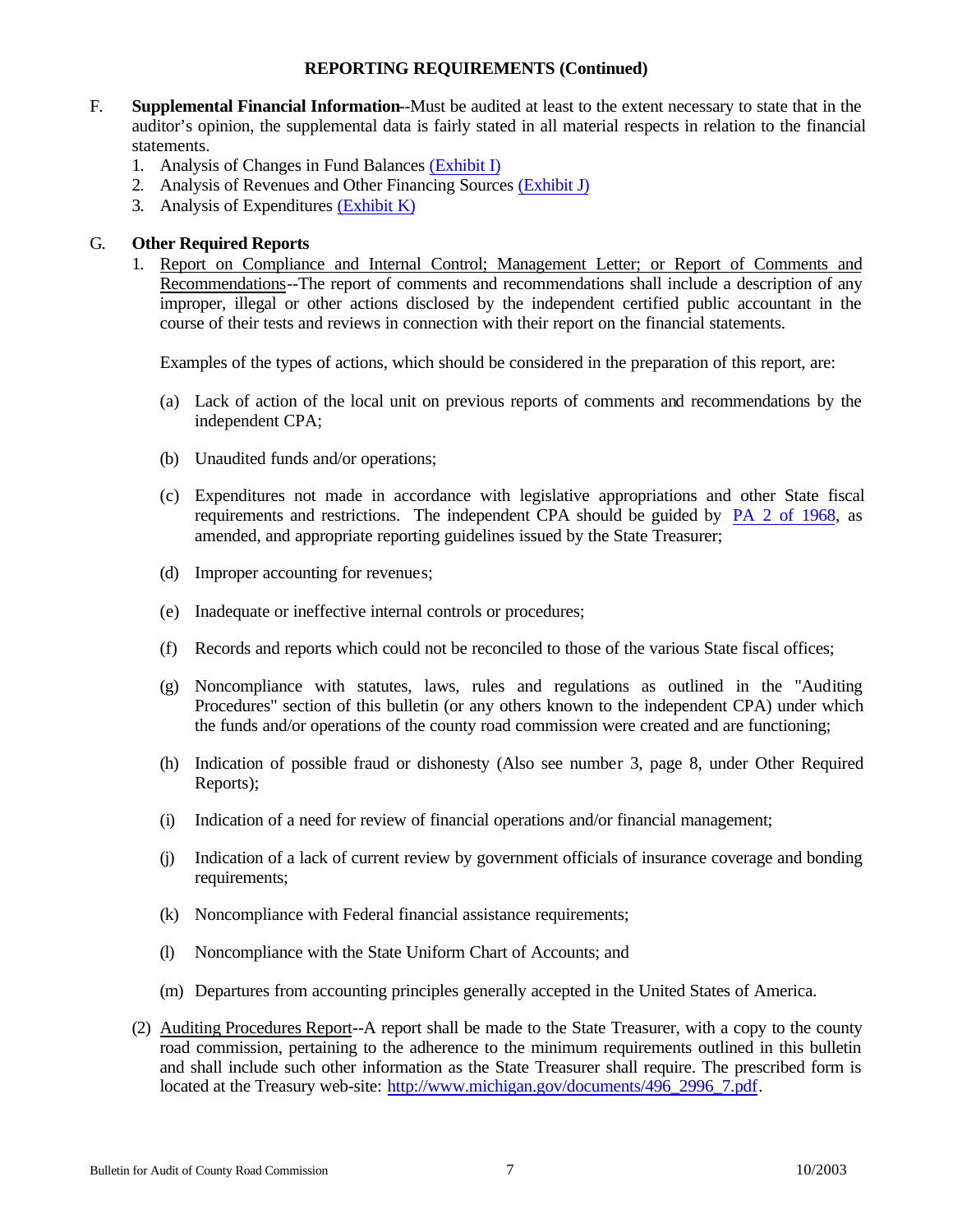## REPORTING REQUIREMENTS (Continued)

F. **Supplemental Financial Information**--Must be audited at least to the extent necessary to state that in the auditor's opinion, the supplemental data is fairly stated in all material respects in relation to the financial statements.

1. Analysis of Changes in Fund Balances (Exhibit I)
2. Analysis of Revenues and Other Financing Sources (Exhibit J)
3. Analysis of Expenditures (Exhibit K)

G. **Other Required Reports**

1. Report on Compliance and Internal Control; Management Letter; or Report of Comments and Recommendations--The report of comments and recommendations shall include a description of any improper, illegal or other actions disclosed by the independent certified public accountant in the course of their tests and reviews in connection with their report on the financial statements.

   Examples of the types of actions, which should be considered in the preparation of this report, are:

   (a) Lack of action of the local unit on previous reports of comments and recommendations by the independent CPA;

   (b) Unaudited funds and/or operations;

   (c) Expenditures not made in accordance with legislative appropriations and other State fiscal requirements and restrictions. The independent CPA should be guided by PA 2 of 1968, as amended, and appropriate reporting guidelines issued by the State Treasurer;

   (d) Improper accounting for revenues;

   (e) Inadequate or ineffective internal controls or procedures;

   (f) Records and reports which could not be reconciled to those of the various State fiscal offices;

   (g) Noncompliance with statutes, laws, rules and regulations as outlined in the "Auditing Procedures" section of this bulletin (or any others known to the independent CPA) under which the funds and/or operations of the county road commission were created and are functioning;

   (h) Indication of possible fraud or dishonesty (Also see number 3, page 8, under Other Required Reports);

   (i) Indication of a need for review of financial operations and/or financial management;

   (j) Indication of a lack of current review by government officials of insurance coverage and bonding requirements;

   (k) Noncompliance with Federal financial assistance requirements;

   (l) Noncompliance with the State Uniform Chart of Accounts; and

   (m) Departures from accounting principles generally accepted in the United States of America.

(2) Auditing Procedures Report--A report shall be made to the State Treasurer, with a copy to the county road commission, pertaining to the adherence to the minimum requirements outlined in this bulletin and shall include such other information as the State Treasurer shall require. The prescribed form is located at the Treasury web-site: http://www.michigan.gov/documents/496_2996_7.pdf.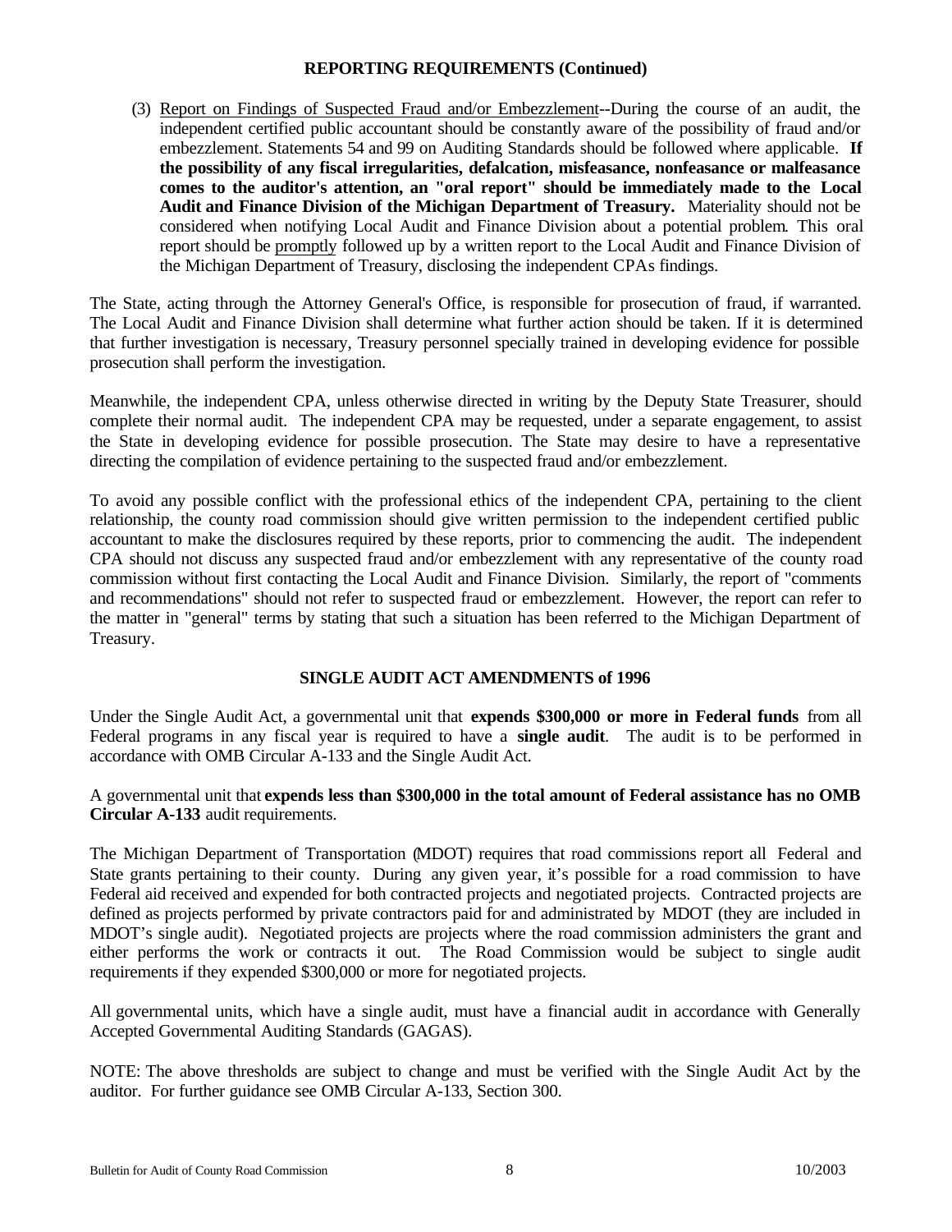## REPORTING REQUIREMENTS (Continued)

(3) Report on Findings of Suspected Fraud and/or Embezzlement--During the course of an audit, the independent certified public accountant should be constantly aware of the possibility of fraud and/or embezzlement. Statements 54 and 99 on Auditing Standards should be followed where applicable. **If the possibility of any fiscal irregularities, defalcation, misfeasance, nonfeasance or malfeasance comes to the auditor's attention, an "oral report" should be immediately made to the Local Audit and Finance Division of the Michigan Department of Treasury.** Materiality should not be considered when notifying Local Audit and Finance Division about a potential problem. This oral report should be promptly followed up by a written report to the Local Audit and Finance Division of the Michigan Department of Treasury, disclosing the independent CPAs findings.

The State, acting through the Attorney General's Office, is responsible for prosecution of fraud, if warranted. The Local Audit and Finance Division shall determine what further action should be taken. If it is determined that further investigation is necessary, Treasury personnel specially trained in developing evidence for possible prosecution shall perform the investigation.

Meanwhile, the independent CPA, unless otherwise directed in writing by the Deputy State Treasurer, should complete their normal audit. The independent CPA may be requested, under a separate engagement, to assist the State in developing evidence for possible prosecution. The State may desire to have a representative directing the compilation of evidence pertaining to the suspected fraud and/or embezzlement.

To avoid any possible conflict with the professional ethics of the independent CPA, pertaining to the client relationship, the county road commission should give written permission to the independent certified public accountant to make the disclosures required by these reports, prior to commencing the audit. The independent CPA should not discuss any suspected fraud and/or embezzlement with any representative of the county road commission without first contacting the Local Audit and Finance Division. Similarly, the report of "comments and recommendations" should not refer to suspected fraud or embezzlement. However, the report can refer to the matter in "general" terms by stating that such a situation has been referred to the Michigan Department of Treasury.

## SINGLE AUDIT ACT AMENDMENTS of 1996

Under the Single Audit Act, a governmental unit that **expends $300,000 or more in Federal funds** from all Federal programs in any fiscal year is required to have a **single audit**. The audit is to be performed in accordance with OMB Circular A-133 and the Single Audit Act.

A governmental unit that **expends less than $300,000 in the total amount of Federal assistance has no OMB Circular A-133** audit requirements.

The Michigan Department of Transportation (MDOT) requires that road commissions report all Federal and State grants pertaining to their county. During any given year, it's possible for a road commission to have Federal aid received and expended for both contracted projects and negotiated projects. Contracted projects are defined as projects performed by private contractors paid for and administrated by MDOT (they are included in MDOT's single audit). Negotiated projects are projects where the road commission administers the grant and either performs the work or contracts it out. The Road Commission would be subject to single audit requirements if they expended $300,000 or more for negotiated projects.

All governmental units, which have a single audit, must have a financial audit in accordance with Generally Accepted Governmental Auditing Standards (GAGAS).

NOTE: The above thresholds are subject to change and must be verified with the Single Audit Act by the auditor. For further guidance see OMB Circular A-133, Section 300.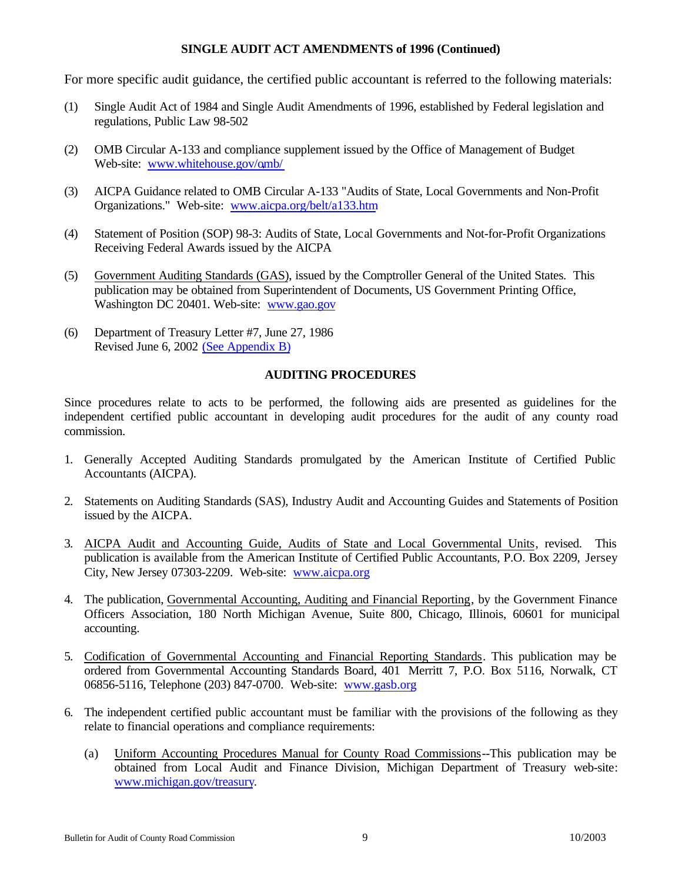## SINGLE AUDIT ACT AMENDMENTS of 1996 (Continued)

For more specific audit guidance, the certified public accountant is referred to the following materials:

(1) Single Audit Act of 1984 and Single Audit Amendments of 1996, established by Federal legislation and regulations, Public Law 98-502

(2) OMB Circular A-133 and compliance supplement issued by the Office of Management of Budget Web-site: www.whitehouse.gov/omb/

(3) AICPA Guidance related to OMB Circular A-133 "Audits of State, Local Governments and Non-Profit Organizations." Web-site: www.aicpa.org/belt/a133.htm

(4) Statement of Position (SOP) 98-3: Audits of State, Local Governments and Not-for-Profit Organizations Receiving Federal Awards issued by the AICPA

(5) Government Auditing Standards (GAS), issued by the Comptroller General of the United States. This publication may be obtained from Superintendent of Documents, US Government Printing Office, Washington DC 20401. Web-site: www.gao.gov

(6) Department of Treasury Letter #7, June 27, 1986
Revised June 6, 2002 (See Appendix B)

## AUDITING PROCEDURES

Since procedures relate to acts to be performed, the following aids are presented as guidelines for the independent certified public accountant in developing audit procedures for the audit of any county road commission.

1. Generally Accepted Auditing Standards promulgated by the American Institute of Certified Public Accountants (AICPA).

2. Statements on Auditing Standards (SAS), Industry Audit and Accounting Guides and Statements of Position issued by the AICPA.

3. AICPA Audit and Accounting Guide, Audits of State and Local Governmental Units, revised. This publication is available from the American Institute of Certified Public Accountants, P.O. Box 2209, Jersey City, New Jersey 07303-2209. Web-site: www.aicpa.org

4. The publication, Governmental Accounting, Auditing and Financial Reporting, by the Government Finance Officers Association, 180 North Michigan Avenue, Suite 800, Chicago, Illinois, 60601 for municipal accounting.

5. Codification of Governmental Accounting and Financial Reporting Standards. This publication may be ordered from Governmental Accounting Standards Board, 401 Merritt 7, P.O. Box 5116, Norwalk, CT 06856-5116, Telephone (203) 847-0700. Web-site: www.gasb.org

6. The independent certified public accountant must be familiar with the provisions of the following as they relate to financial operations and compliance requirements:

   (a) Uniform Accounting Procedures Manual for County Road Commissions--This publication may be obtained from Local Audit and Finance Division, Michigan Department of Treasury web-site: www.michigan.gov/treasury.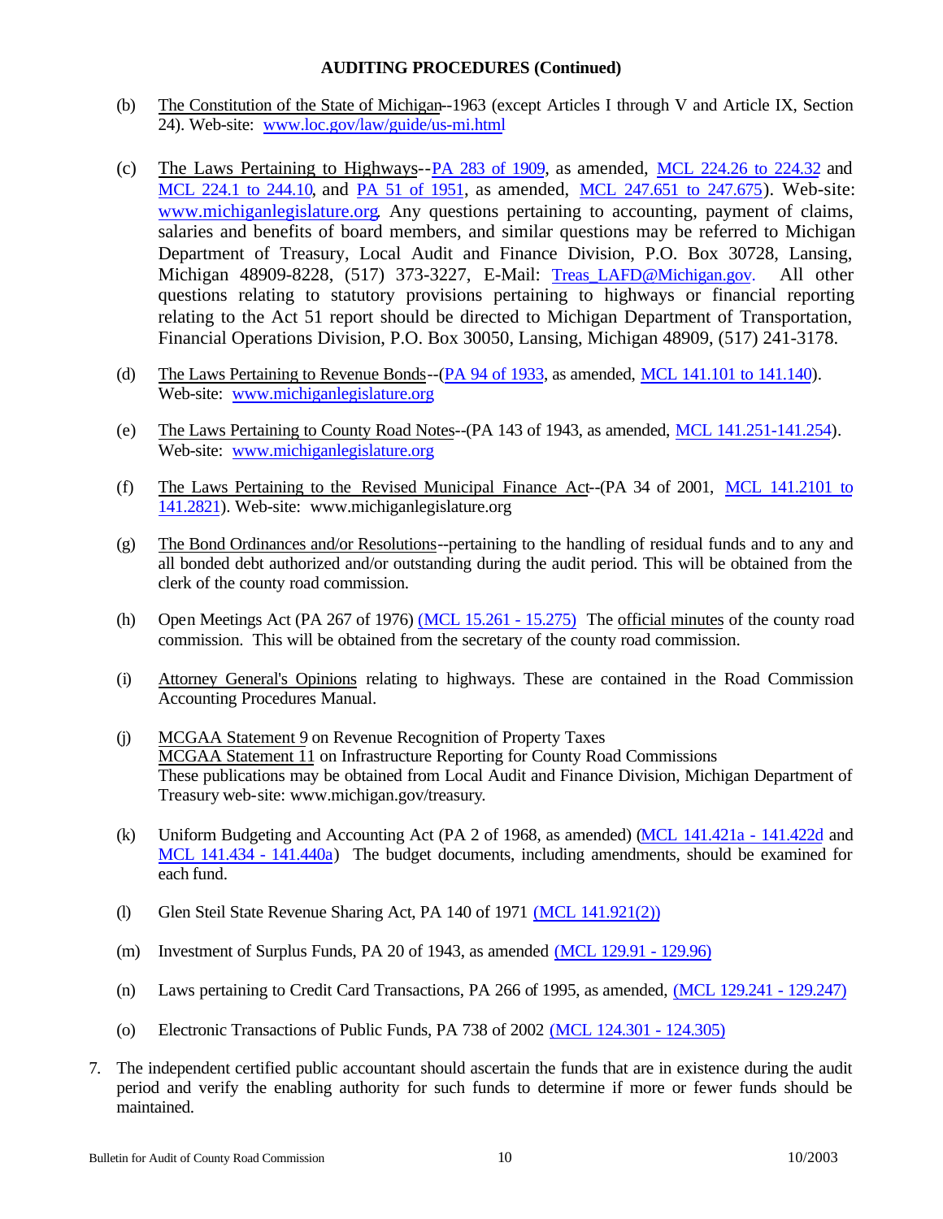**AUDITING PROCEDURES (Continued)**

(b) The Constitution of the State of Michigan--1963 (except Articles I through V and Article IX, Section 24). Web-site: www.loc.gov/law/guide/us-mi.html

(c) The Laws Pertaining to Highways--PA 283 of 1909, as amended, MCL 224.26 to 224.32 and MCL 224.1 to 244.10, and PA 51 of 1951, as amended, MCL 247.651 to 247.675). Web-site: www.michiganlegislature.org. Any questions pertaining to accounting, payment of claims, salaries and benefits of board members, and similar questions may be referred to Michigan Department of Treasury, Local Audit and Finance Division, P.O. Box 30728, Lansing, Michigan 48909-8228, (517) 373-3227, E-Mail: Treas_LAFD@Michigan.gov. All other questions relating to statutory provisions pertaining to highways or financial reporting relating to the Act 51 report should be directed to Michigan Department of Transportation, Financial Operations Division, P.O. Box 30050, Lansing, Michigan 48909, (517) 241-3178.

(d) The Laws Pertaining to Revenue Bonds--(PA 94 of 1933, as amended, MCL 141.101 to 141.140). Web-site: www.michiganlegislature.org

(e) The Laws Pertaining to County Road Notes--(PA 143 of 1943, as amended, MCL 141.251-141.254). Web-site: www.michiganlegislature.org

(f) The Laws Pertaining to the Revised Municipal Finance Act--(PA 34 of 2001, MCL 141.2101 to 141.2821). Web-site: www.michiganlegislature.org

(g) The Bond Ordinances and/or Resolutions--pertaining to the handling of residual funds and to any and all bonded debt authorized and/or outstanding during the audit period. This will be obtained from the clerk of the county road commission.

(h) Open Meetings Act (PA 267 of 1976) (MCL 15.261 - 15.275) The official minutes of the county road commission. This will be obtained from the secretary of the county road commission.

(i) Attorney General's Opinions relating to highways. These are contained in the Road Commission Accounting Procedures Manual.

(j) MCGAA Statement 9 on Revenue Recognition of Property Taxes
MCGAA Statement 11 on Infrastructure Reporting for County Road Commissions
These publications may be obtained from Local Audit and Finance Division, Michigan Department of Treasury web-site: www.michigan.gov/treasury.

(k) Uniform Budgeting and Accounting Act (PA 2 of 1968, as amended) (MCL 141.421a - 141.422d and MCL 141.434 - 141.440a) The budget documents, including amendments, should be examined for each fund.

(l) Glen Steil State Revenue Sharing Act, PA 140 of 1971 (MCL 141.921(2))

(m) Investment of Surplus Funds, PA 20 of 1943, as amended (MCL 129.91 - 129.96)

(n) Laws pertaining to Credit Card Transactions, PA 266 of 1995, as amended, (MCL 129.241 - 129.247)

(o) Electronic Transactions of Public Funds, PA 738 of 2002 (MCL 124.301 - 124.305)

7. The independent certified public accountant should ascertain the funds that are in existence during the audit period and verify the enabling authority for such funds to determine if more or fewer funds should be maintained.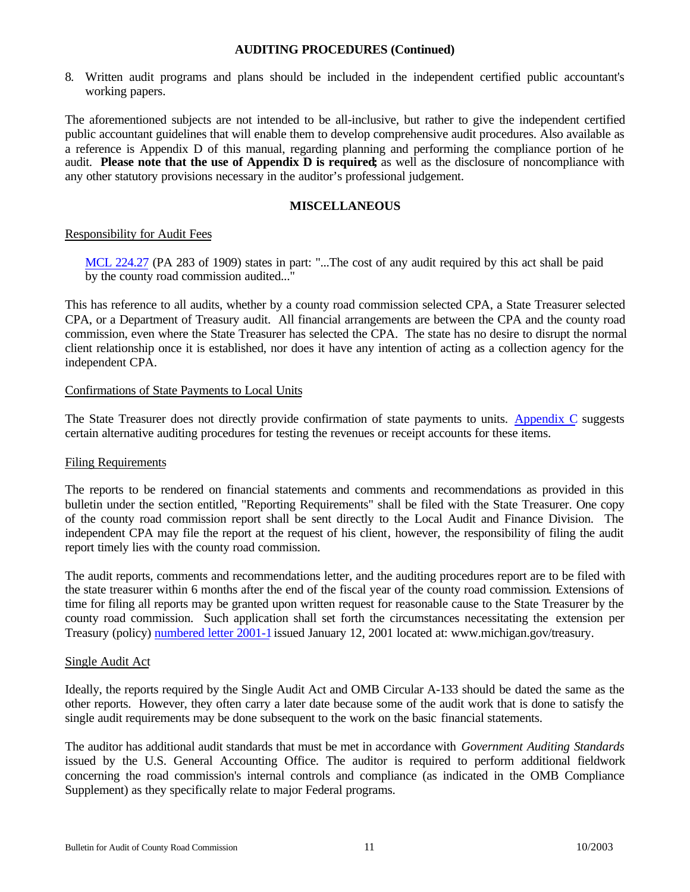## AUDITING PROCEDURES (Continued)

8. Written audit programs and plans should be included in the independent certified public accountant's working papers.

The aforementioned subjects are not intended to be all-inclusive, but rather to give the independent certified public accountant guidelines that will enable them to develop comprehensive audit procedures. Also available as a reference is Appendix D of this manual, regarding planning and performing the compliance portion of he audit. **Please note that the use of Appendix D is required;** as well as the disclosure of noncompliance with any other statutory provisions necessary in the auditor's professional judgement.

## MISCELLANEOUS

Responsibility for Audit Fees

> MCL 224.27 (PA 283 of 1909) states in part: "...The cost of any audit required by this act shall be paid by the county road commission audited..."

This has reference to all audits, whether by a county road commission selected CPA, a State Treasurer selected CPA, or a Department of Treasury audit. All financial arrangements are between the CPA and the county road commission, even where the State Treasurer has selected the CPA. The state has no desire to disrupt the normal client relationship once it is established, nor does it have any intention of acting as a collection agency for the independent CPA.

Confirmations of State Payments to Local Units

The State Treasurer does not directly provide confirmation of state payments to units. Appendix C suggests certain alternative auditing procedures for testing the revenues or receipt accounts for these items.

Filing Requirements

The reports to be rendered on financial statements and comments and recommendations as provided in this bulletin under the section entitled, "Reporting Requirements" shall be filed with the State Treasurer. One copy of the county road commission report shall be sent directly to the Local Audit and Finance Division. The independent CPA may file the report at the request of his client, however, the responsibility of filing the audit report timely lies with the county road commission.

The audit reports, comments and recommendations letter, and the auditing procedures report are to be filed with the state treasurer within 6 months after the end of the fiscal year of the county road commission. Extensions of time for filing all reports may be granted upon written request for reasonable cause to the State Treasurer by the county road commission. Such application shall set forth the circumstances necessitating the extension per Treasury (policy) numbered letter 2001-1 issued January 12, 2001 located at: www.michigan.gov/treasury.

Single Audit Act

Ideally, the reports required by the Single Audit Act and OMB Circular A-133 should be dated the same as the other reports. However, they often carry a later date because some of the audit work that is done to satisfy the single audit requirements may be done subsequent to the work on the basic financial statements.

The auditor has additional audit standards that must be met in accordance with *Government Auditing Standards* issued by the U.S. General Accounting Office. The auditor is required to perform additional fieldwork concerning the road commission's internal controls and compliance (as indicated in the OMB Compliance Supplement) as they specifically relate to major Federal programs.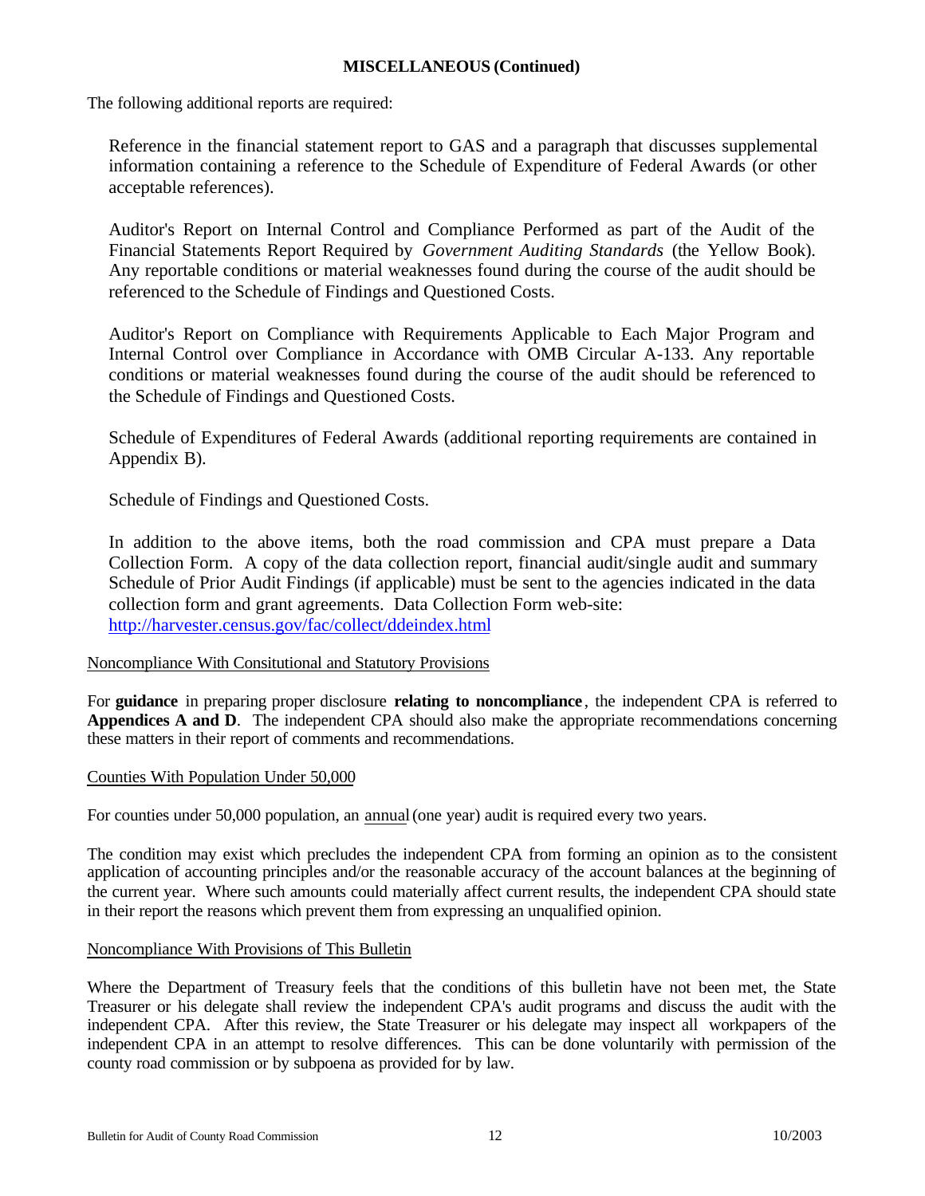## MISCELLANEOUS (Continued)

The following additional reports are required:

Reference in the financial statement report to GAS and a paragraph that discusses supplemental information containing a reference to the Schedule of Expenditure of Federal Awards (or other acceptable references).

Auditor's Report on Internal Control and Compliance Performed as part of the Audit of the Financial Statements Report Required by *Government Auditing Standards* (the Yellow Book). Any reportable conditions or material weaknesses found during the course of the audit should be referenced to the Schedule of Findings and Questioned Costs.

Auditor's Report on Compliance with Requirements Applicable to Each Major Program and Internal Control over Compliance in Accordance with OMB Circular A-133. Any reportable conditions or material weaknesses found during the course of the audit should be referenced to the Schedule of Findings and Questioned Costs.

Schedule of Expenditures of Federal Awards (additional reporting requirements are contained in Appendix B).

Schedule of Findings and Questioned Costs.

In addition to the above items, both the road commission and CPA must prepare a Data Collection Form. A copy of the data collection report, financial audit/single audit and summary Schedule of Prior Audit Findings (if applicable) must be sent to the agencies indicated in the data collection form and grant agreements. Data Collection Form web-site: http://harvester.census.gov/fac/collect/ddeindex.html

### Noncompliance With Consitutional and Statutory Provisions

For **guidance** in preparing proper disclosure **relating to noncompliance**, the independent CPA is referred to **Appendices A and D**. The independent CPA should also make the appropriate recommendations concerning these matters in their report of comments and recommendations.

### Counties With Population Under 50,000

For counties under 50,000 population, an annual (one year) audit is required every two years.

The condition may exist which precludes the independent CPA from forming an opinion as to the consistent application of accounting principles and/or the reasonable accuracy of the account balances at the beginning of the current year. Where such amounts could materially affect current results, the independent CPA should state in their report the reasons which prevent them from expressing an unqualified opinion.

### Noncompliance With Provisions of This Bulletin

Where the Department of Treasury feels that the conditions of this bulletin have not been met, the State Treasurer or his delegate shall review the independent CPA's audit programs and discuss the audit with the independent CPA. After this review, the State Treasurer or his delegate may inspect all workpapers of the independent CPA in an attempt to resolve differences. This can be done voluntarily with permission of the county road commission or by subpoena as provided for by law.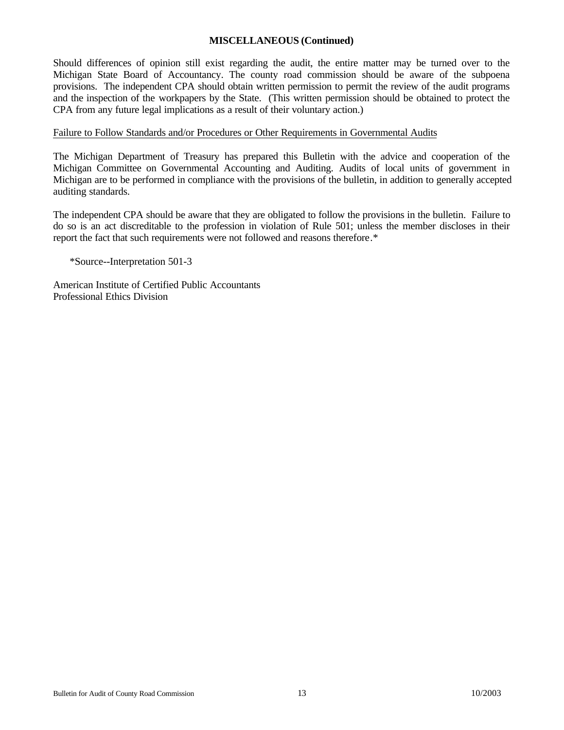## MISCELLANEOUS (Continued)

Should differences of opinion still exist regarding the audit, the entire matter may be turned over to the Michigan State Board of Accountancy. The county road commission should be aware of the subpoena provisions. The independent CPA should obtain written permission to permit the review of the audit programs and the inspection of the workpapers by the State. (This written permission should be obtained to protect the CPA from any future legal implications as a result of their voluntary action.)

<u>Failure to Follow Standards and/or Procedures or Other Requirements in Governmental Audits</u>

The Michigan Department of Treasury has prepared this Bulletin with the advice and cooperation of the Michigan Committee on Governmental Accounting and Auditing. Audits of local units of government in Michigan are to be performed in compliance with the provisions of the bulletin, in addition to generally accepted auditing standards.

The independent CPA should be aware that they are obligated to follow the provisions in the bulletin. Failure to do so is an act discreditable to the profession in violation of Rule 501; unless the member discloses in their report the fact that such requirements were not followed and reasons therefore.*

*Source--Interpretation 501-3

American Institute of Certified Public Accountants
Professional Ethics Division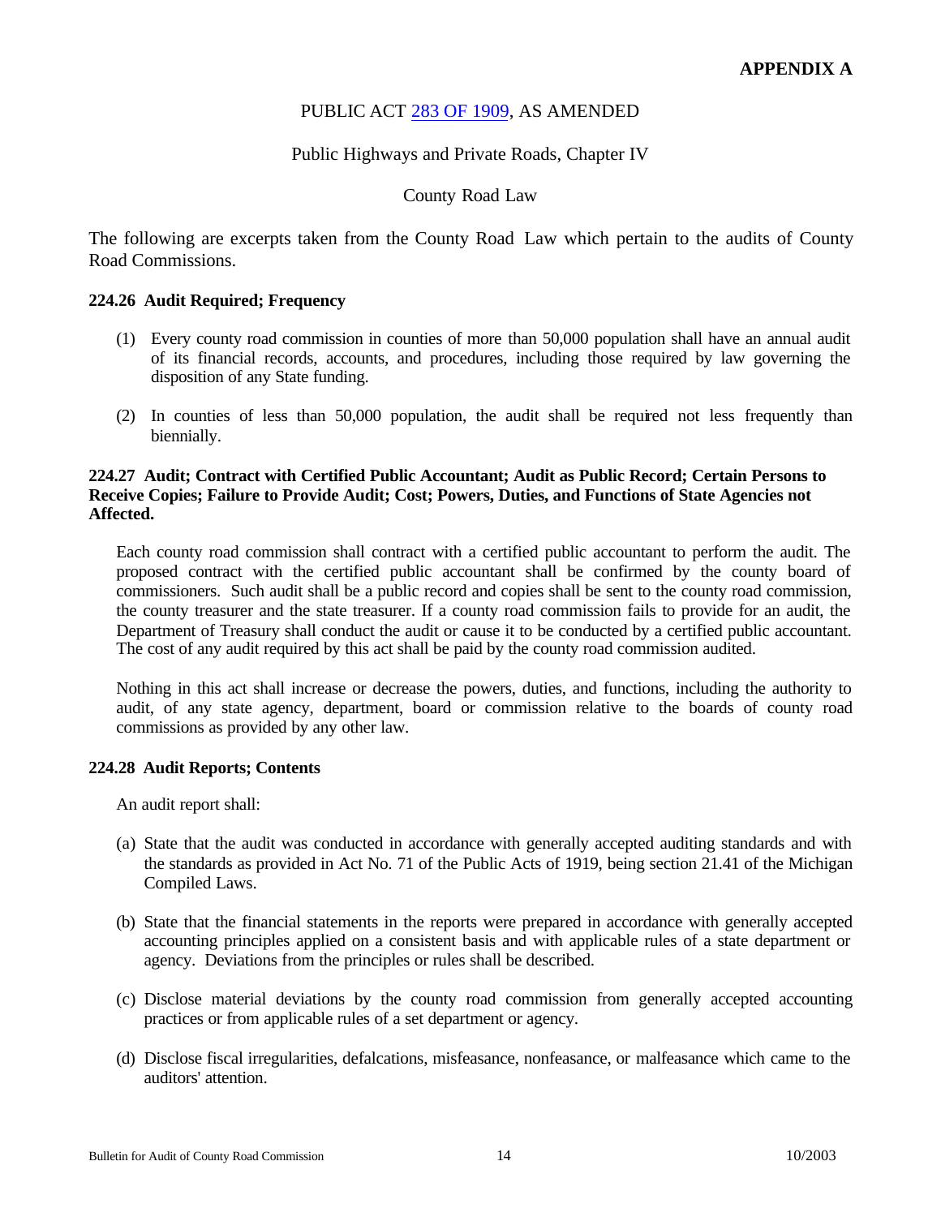**APPENDIX A**

PUBLIC ACT 283 OF 1909, AS AMENDED

Public Highways and Private Roads, Chapter IV

County Road Law

The following are excerpts taken from the County Road Law which pertain to the audits of County Road Commissions.

**224.26 Audit Required; Frequency**

(1) Every county road commission in counties of more than 50,000 population shall have an annual audit of its financial records, accounts, and procedures, including those required by law governing the disposition of any State funding.

(2) In counties of less than 50,000 population, the audit shall be required not less frequently than biennially.

**224.27 Audit; Contract with Certified Public Accountant; Audit as Public Record; Certain Persons to Receive Copies; Failure to Provide Audit; Cost; Powers, Duties, and Functions of State Agencies not Affected.**

Each county road commission shall contract with a certified public accountant to perform the audit. The proposed contract with the certified public accountant shall be confirmed by the county board of commissioners. Such audit shall be a public record and copies shall be sent to the county road commission, the county treasurer and the state treasurer. If a county road commission fails to provide for an audit, the Department of Treasury shall conduct the audit or cause it to be conducted by a certified public accountant. The cost of any audit required by this act shall be paid by the county road commission audited.

Nothing in this act shall increase or decrease the powers, duties, and functions, including the authority to audit, of any state agency, department, board or commission relative to the boards of county road commissions as provided by any other law.

**224.28 Audit Reports; Contents**

An audit report shall:

(a) State that the audit was conducted in accordance with generally accepted auditing standards and with the standards as provided in Act No. 71 of the Public Acts of 1919, being section 21.41 of the Michigan Compiled Laws.

(b) State that the financial statements in the reports were prepared in accordance with generally accepted accounting principles applied on a consistent basis and with applicable rules of a state department or agency. Deviations from the principles or rules shall be described.

(c) Disclose material deviations by the county road commission from generally accepted accounting practices or from applicable rules of a set department or agency.

(d) Disclose fiscal irregularities, defalcations, misfeasance, nonfeasance, or malfeasance which came to the auditors' attention.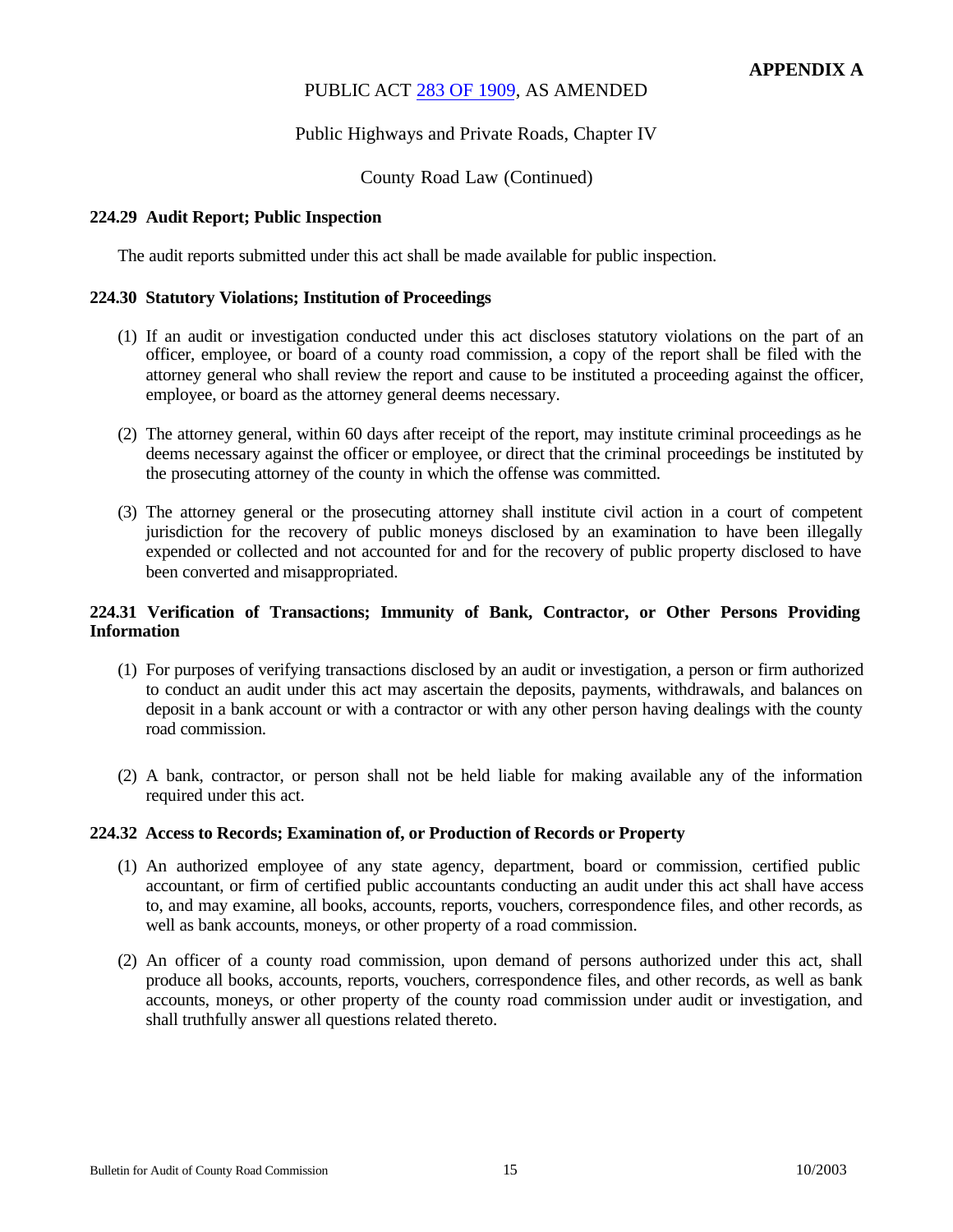**APPENDIX A**

PUBLIC ACT 283 OF 1909, AS AMENDED

Public Highways and Private Roads, Chapter IV

County Road Law (Continued)

### 224.29 Audit Report; Public Inspection

The audit reports submitted under this act shall be made available for public inspection.

### 224.30 Statutory Violations; Institution of Proceedings

(1) If an audit or investigation conducted under this act discloses statutory violations on the part of an officer, employee, or board of a county road commission, a copy of the report shall be filed with the attorney general who shall review the report and cause to be instituted a proceeding against the officer, employee, or board as the attorney general deems necessary.

(2) The attorney general, within 60 days after receipt of the report, may institute criminal proceedings as he deems necessary against the officer or employee, or direct that the criminal proceedings be instituted by the prosecuting attorney of the county in which the offense was committed.

(3) The attorney general or the prosecuting attorney shall institute civil action in a court of competent jurisdiction for the recovery of public moneys disclosed by an examination to have been illegally expended or collected and not accounted for and for the recovery of public property disclosed to have been converted and misappropriated.

### 224.31 Verification of Transactions; Immunity of Bank, Contractor, or Other Persons Providing Information

(1) For purposes of verifying transactions disclosed by an audit or investigation, a person or firm authorized to conduct an audit under this act may ascertain the deposits, payments, withdrawals, and balances on deposit in a bank account or with a contractor or with any other person having dealings with the county road commission.

(2) A bank, contractor, or person shall not be held liable for making available any of the information required under this act.

### 224.32 Access to Records; Examination of, or Production of Records or Property

(1) An authorized employee of any state agency, department, board or commission, certified public accountant, or firm of certified public accountants conducting an audit under this act shall have access to, and may examine, all books, accounts, reports, vouchers, correspondence files, and other records, as well as bank accounts, moneys, or other property of a road commission.

(2) An officer of a county road commission, upon demand of persons authorized under this act, shall produce all books, accounts, reports, vouchers, correspondence files, and other records, as well as bank accounts, moneys, or other property of the county road commission under audit or investigation, and shall truthfully answer all questions related thereto.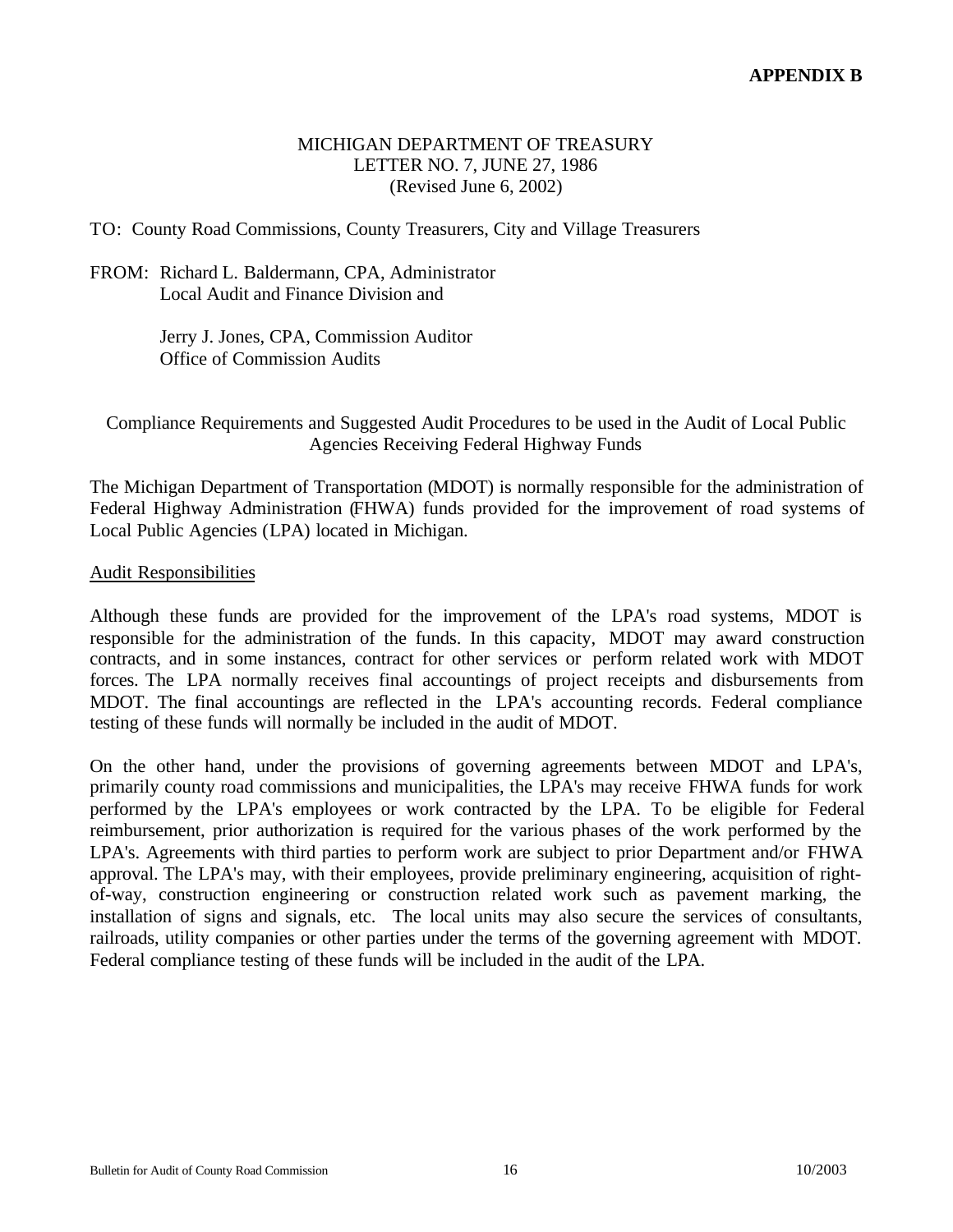**APPENDIX B**

MICHIGAN DEPARTMENT OF TREASURY
LETTER NO. 7, JUNE 27, 1986
(Revised June 6, 2002)

TO: County Road Commissions, County Treasurers, City and Village Treasurers

FROM: Richard L. Baldermann, CPA, Administrator
Local Audit and Finance Division and

Jerry J. Jones, CPA, Commission Auditor
Office of Commission Audits

Compliance Requirements and Suggested Audit Procedures to be used in the Audit of Local Public Agencies Receiving Federal Highway Funds

The Michigan Department of Transportation (MDOT) is normally responsible for the administration of Federal Highway Administration (FHWA) funds provided for the improvement of road systems of Local Public Agencies (LPA) located in Michigan.

Audit Responsibilities

Although these funds are provided for the improvement of the LPA's road systems, MDOT is responsible for the administration of the funds. In this capacity, MDOT may award construction contracts, and in some instances, contract for other services or perform related work with MDOT forces. The LPA normally receives final accountings of project receipts and disbursements from MDOT. The final accountings are reflected in the LPA's accounting records. Federal compliance testing of these funds will normally be included in the audit of MDOT.

On the other hand, under the provisions of governing agreements between MDOT and LPA's, primarily county road commissions and municipalities, the LPA's may receive FHWA funds for work performed by the LPA's employees or work contracted by the LPA. To be eligible for Federal reimbursement, prior authorization is required for the various phases of the work performed by the LPA's. Agreements with third parties to perform work are subject to prior Department and/or FHWA approval. The LPA's may, with their employees, provide preliminary engineering, acquisition of right-of-way, construction engineering or construction related work such as pavement marking, the installation of signs and signals, etc. The local units may also secure the services of consultants, railroads, utility companies or other parties under the terms of the governing agreement with MDOT. Federal compliance testing of these funds will be included in the audit of the LPA.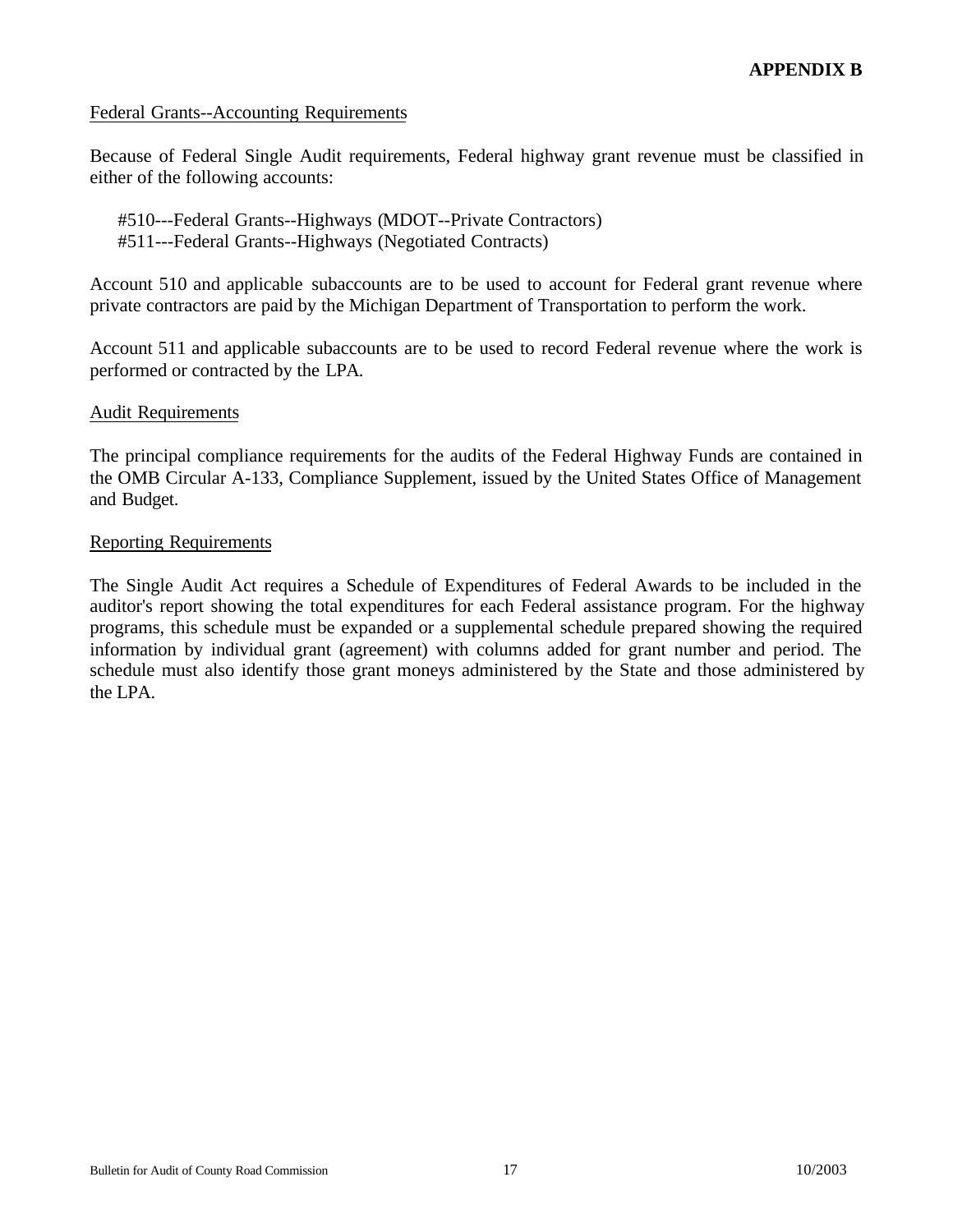**APPENDIX B**

Federal Grants--Accounting Requirements

Because of Federal Single Audit requirements, Federal highway grant revenue must be classified in either of the following accounts:

#510---Federal Grants--Highways (MDOT--Private Contractors)
#511---Federal Grants--Highways (Negotiated Contracts)

Account 510 and applicable subaccounts are to be used to account for Federal grant revenue where private contractors are paid by the Michigan Department of Transportation to perform the work.

Account 511 and applicable subaccounts are to be used to record Federal revenue where the work is performed or contracted by the LPA.

Audit Requirements

The principal compliance requirements for the audits of the Federal Highway Funds are contained in the OMB Circular A-133, Compliance Supplement, issued by the United States Office of Management and Budget.

Reporting Requirements

The Single Audit Act requires a Schedule of Expenditures of Federal Awards to be included in the auditor's report showing the total expenditures for each Federal assistance program. For the highway programs, this schedule must be expanded or a supplemental schedule prepared showing the required information by individual grant (agreement) with columns added for grant number and period. The schedule must also identify those grant moneys administered by the State and those administered by the LPA.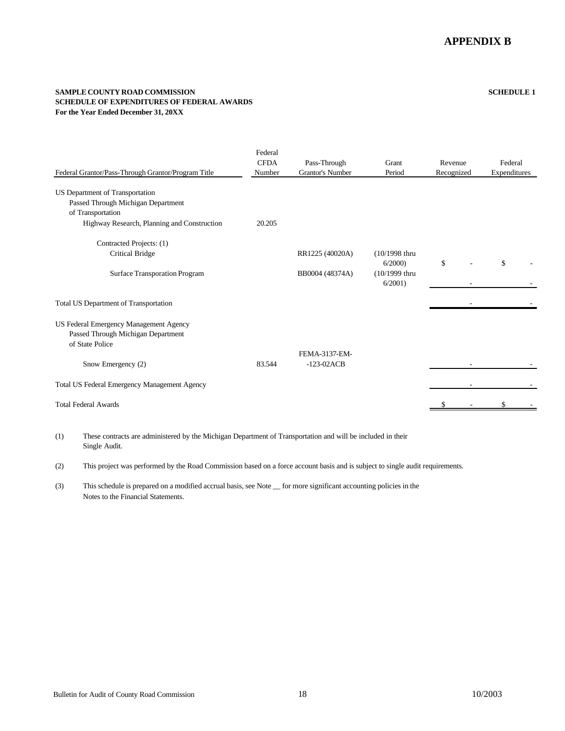# APPENDIX B

**SAMPLE COUNTY ROAD COMMISSION**
**SCHEDULE OF EXPENDITURES OF FEDERAL AWARDS**
**For the Year Ended December 31, 20XX**

**SCHEDULE 1**

| Federal Grantor/Pass-Through Grantor/Program Title | Federal CFDA Number | Pass-Through Grantor's Number | Grant Period | Revenue Recognized | Federal Expenditures |
|---|---|---|---|---|---|
| US Department of Transportation | | | | | |
| Passed Through Michigan Department of Transportation | | | | | |
| Highway Research, Planning and Construction | 20.205 | | | | |
| Contracted Projects: (1) | | | | | |
| Critical Bridge | | RR1225 (40020A) | (10/1998 thru 6/2000) | $ - | $ - |
| Surface Transporation Program | | BB0004 (48374A) | (10/1999 thru 6/2001) | - | - |
| Total US Department of Transportation | | | | - | - |
| US Federal Emergency Management Agency | | | | | |
| Passed Through Michigan Department of State Police | | | | | |
| Snow Emergency (2) | 83.544 | FEMA-3137-EM--123-02ACB | | - | - |
| Total US Federal Emergency Management Agency | | | | - | - |
| Total Federal Awards | | | | $ - | $ - |

(1) These contracts are administered by the Michigan Department of Transportation and will be included in their Single Audit.

(2) This project was performed by the Road Commission based on a force account basis and is subject to single audit requirements.

(3) This schedule is prepared on a modified accrual basis, see Note __ for more significant accounting policies in the Notes to the Financial Statements.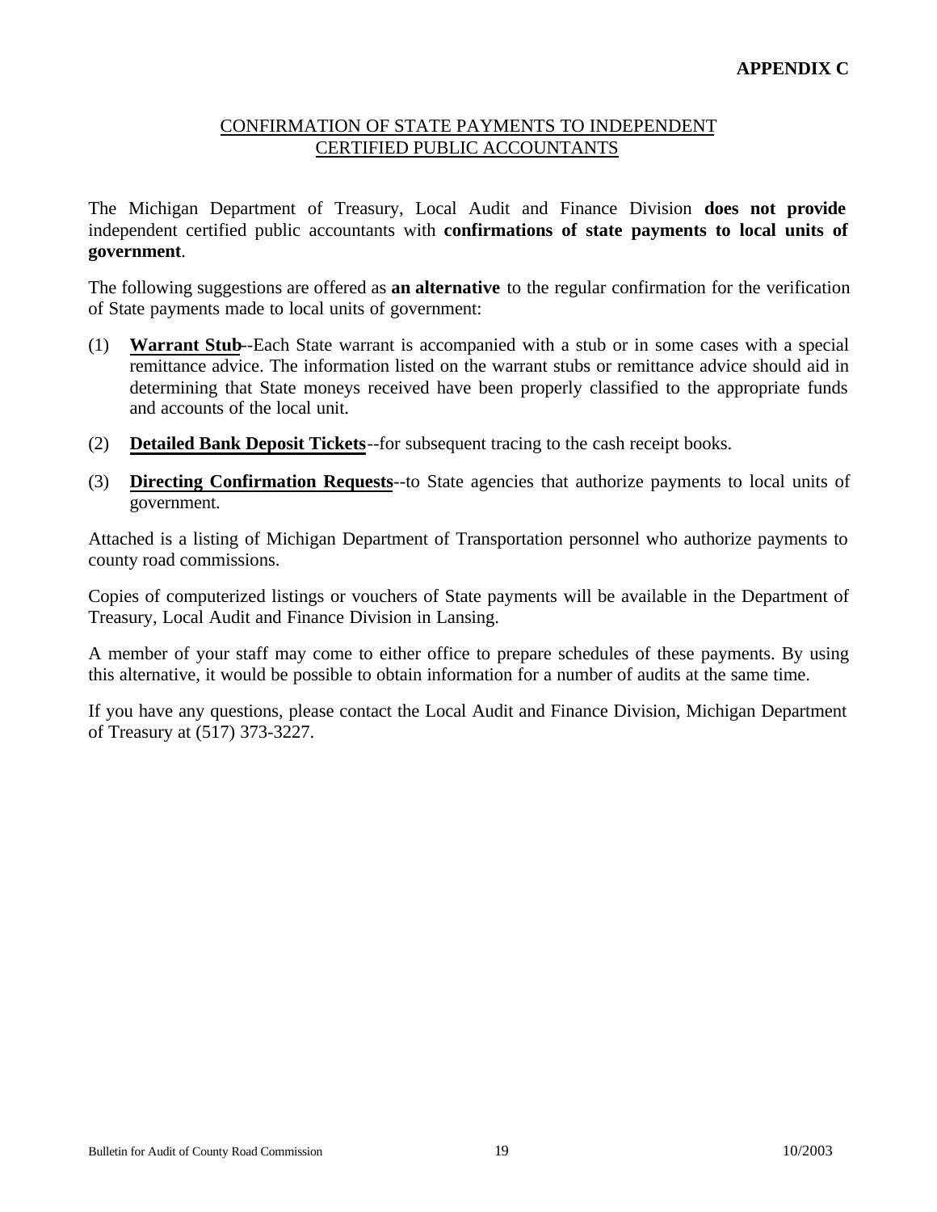**APPENDIX C**

## CONFIRMATION OF STATE PAYMENTS TO INDEPENDENT CERTIFIED PUBLIC ACCOUNTANTS

The Michigan Department of Treasury, Local Audit and Finance Division **does not provide** independent certified public accountants with **confirmations of state payments to local units of government**.

The following suggestions are offered as **an alternative** to the regular confirmation for the verification of State payments made to local units of government:

(1) **Warrant Stub**--Each State warrant is accompanied with a stub or in some cases with a special remittance advice. The information listed on the warrant stubs or remittance advice should aid in determining that State moneys received have been properly classified to the appropriate funds and accounts of the local unit.

(2) **Detailed Bank Deposit Tickets**--for subsequent tracing to the cash receipt books.

(3) **Directing Confirmation Requests**--to State agencies that authorize payments to local units of government.

Attached is a listing of Michigan Department of Transportation personnel who authorize payments to county road commissions.

Copies of computerized listings or vouchers of State payments will be available in the Department of Treasury, Local Audit and Finance Division in Lansing.

A member of your staff may come to either office to prepare schedules of these payments. By using this alternative, it would be possible to obtain information for a number of audits at the same time.

If you have any questions, please contact the Local Audit and Finance Division, Michigan Department of Treasury at (517) 373-3227.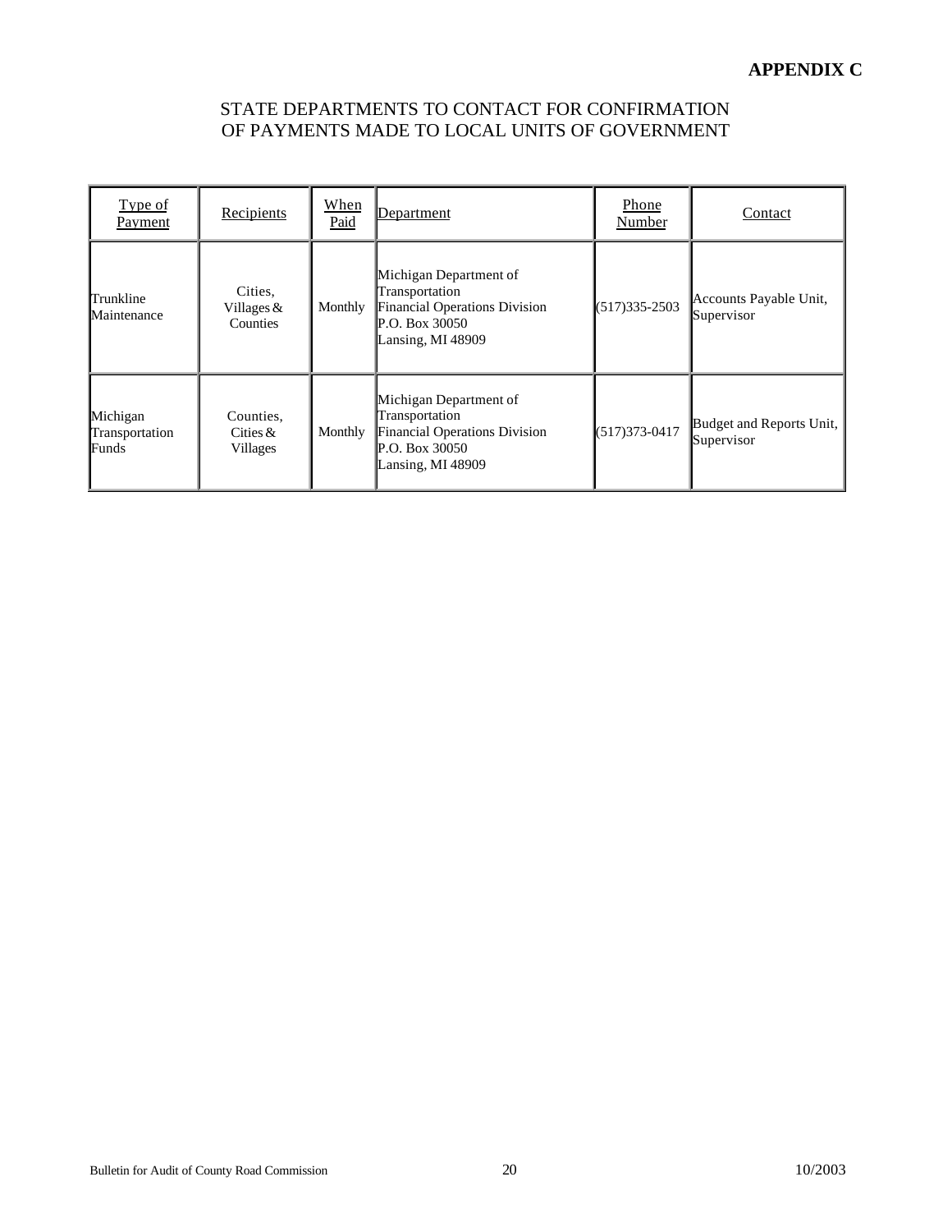**APPENDIX C**

## STATE DEPARTMENTS TO CONTACT FOR CONFIRMATION OF PAYMENTS MADE TO LOCAL UNITS OF GOVERNMENT

| Type of Payment | Recipients | When Paid | Department | Phone Number | Contact |
|---|---|---|---|---|---|
| Trunkline Maintenance | Cities, Villages & Counties | Monthly | Michigan Department of Transportation<br>Financial Operations Division<br>P.O. Box 30050<br>Lansing, MI 48909 | (517)335-2503 | Accounts Payable Unit, Supervisor |
| Michigan Transportation Funds | Counties, Cities & Villages | Monthly | Michigan Department of Transportation<br>Financial Operations Division<br>P.O. Box 30050<br>Lansing, MI 48909 | (517)373-0417 | Budget and Reports Unit, Supervisor |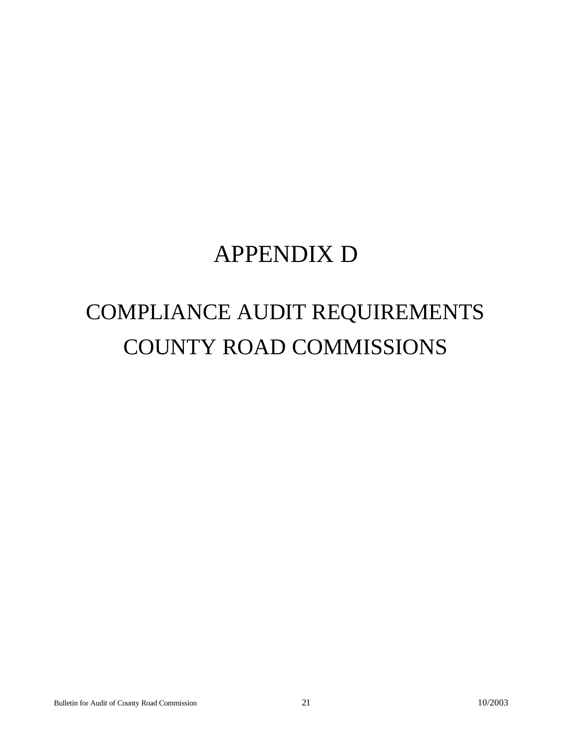# APPENDIX D

## COMPLIANCE AUDIT REQUIREMENTS
## COUNTY ROAD COMMISSIONS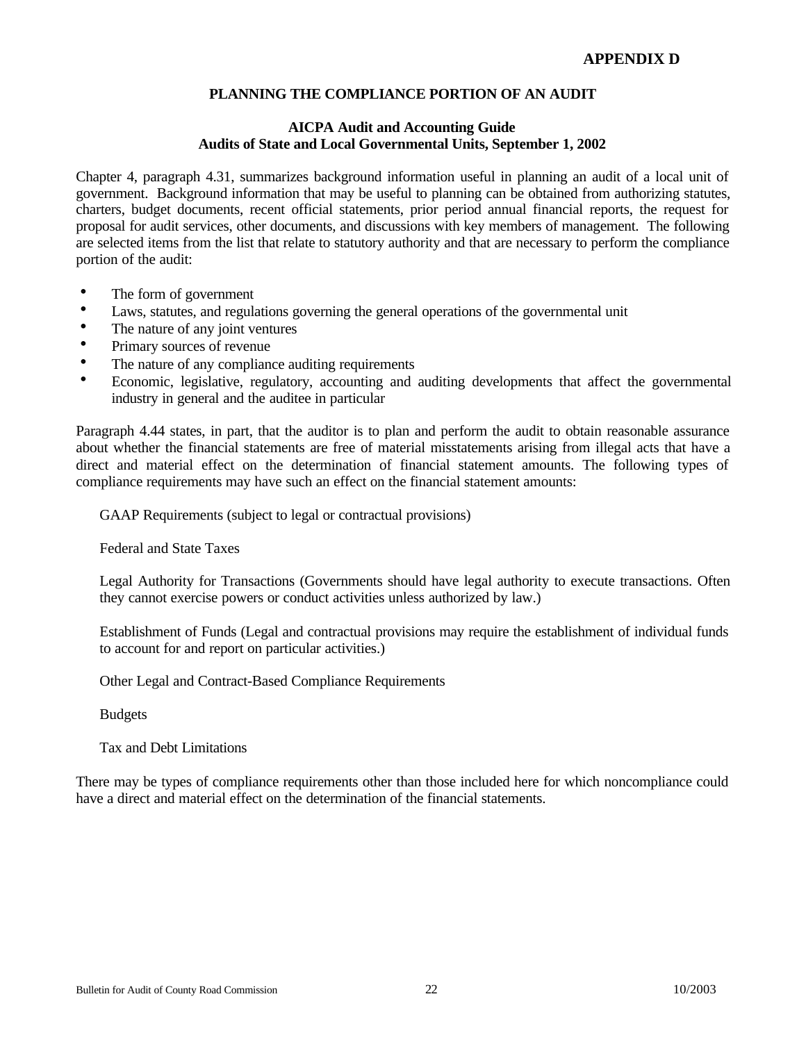# APPENDIX D

## PLANNING THE COMPLIANCE PORTION OF AN AUDIT

### AICPA Audit and Accounting Guide
### Audits of State and Local Governmental Units, September 1, 2002

Chapter 4, paragraph 4.31, summarizes background information useful in planning an audit of a local unit of government. Background information that may be useful to planning can be obtained from authorizing statutes, charters, budget documents, recent official statements, prior period annual financial reports, the request for proposal for audit services, other documents, and discussions with key members of management. The following are selected items from the list that relate to statutory authority and that are necessary to perform the compliance portion of the audit:

- The form of government
- Laws, statutes, and regulations governing the general operations of the governmental unit
- The nature of any joint ventures
- Primary sources of revenue
- The nature of any compliance auditing requirements
- Economic, legislative, regulatory, accounting and auditing developments that affect the governmental industry in general and the auditee in particular

Paragraph 4.44 states, in part, that the auditor is to plan and perform the audit to obtain reasonable assurance about whether the financial statements are free of material misstatements arising from illegal acts that have a direct and material effect on the determination of financial statement amounts. The following types of compliance requirements may have such an effect on the financial statement amounts:

GAAP Requirements (subject to legal or contractual provisions)

Federal and State Taxes

Legal Authority for Transactions (Governments should have legal authority to execute transactions. Often they cannot exercise powers or conduct activities unless authorized by law.)

Establishment of Funds (Legal and contractual provisions may require the establishment of individual funds to account for and report on particular activities.)

Other Legal and Contract-Based Compliance Requirements

Budgets

Tax and Debt Limitations

There may be types of compliance requirements other than those included here for which noncompliance could have a direct and material effect on the determination of the financial statements.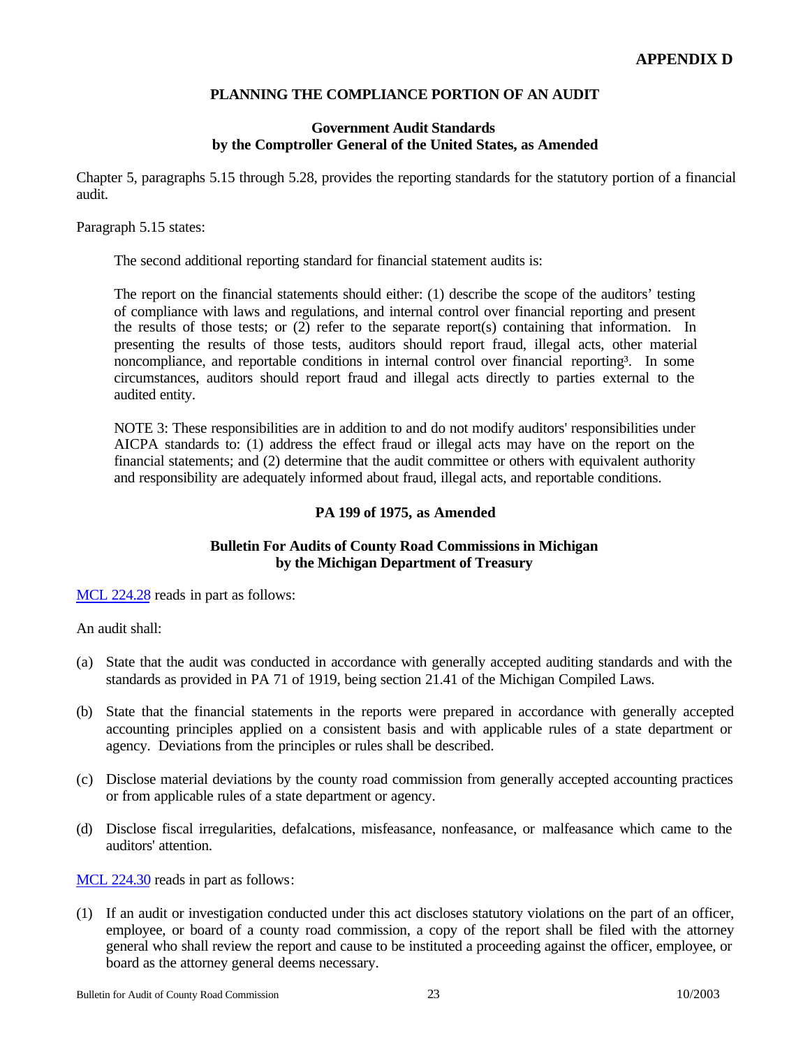**APPENDIX D**

## PLANNING THE COMPLIANCE PORTION OF AN AUDIT

### Government Audit Standards by the Comptroller General of the United States, as Amended

Chapter 5, paragraphs 5.15 through 5.28, provides the reporting standards for the statutory portion of a financial audit.

Paragraph 5.15 states:

> The second additional reporting standard for financial statement audits is:
>
> The report on the financial statements should either: (1) describe the scope of the auditors' testing of compliance with laws and regulations, and internal control over financial reporting and present the results of those tests; or (2) refer to the separate report(s) containing that information. In presenting the results of those tests, auditors should report fraud, illegal acts, other material noncompliance, and reportable conditions in internal control over financial reporting[3]. In some circumstances, auditors should report fraud and illegal acts directly to parties external to the audited entity.
>
> NOTE 3: These responsibilities are in addition to and do not modify auditors' responsibilities under AICPA standards to: (1) address the effect fraud or illegal acts may have on the report on the financial statements; and (2) determine that the audit committee or others with equivalent authority and responsibility are adequately informed about fraud, illegal acts, and reportable conditions.

### PA 199 of 1975, as Amended

### Bulletin For Audits of County Road Commissions in Michigan by the Michigan Department of Treasury

MCL 224.28 reads in part as follows:

An audit shall:

(a) State that the audit was conducted in accordance with generally accepted auditing standards and with the standards as provided in PA 71 of 1919, being section 21.41 of the Michigan Compiled Laws.

(b) State that the financial statements in the reports were prepared in accordance with generally accepted accounting principles applied on a consistent basis and with applicable rules of a state department or agency. Deviations from the principles or rules shall be described.

(c) Disclose material deviations by the county road commission from generally accepted accounting practices or from applicable rules of a state department or agency.

(d) Disclose fiscal irregularities, defalcations, misfeasance, nonfeasance, or malfeasance which came to the auditors' attention.

MCL 224.30 reads in part as follows:

(1) If an audit or investigation conducted under this act discloses statutory violations on the part of an officer, employee, or board of a county road commission, a copy of the report shall be filed with the attorney general who shall review the report and cause to be instituted a proceeding against the officer, employee, or board as the attorney general deems necessary.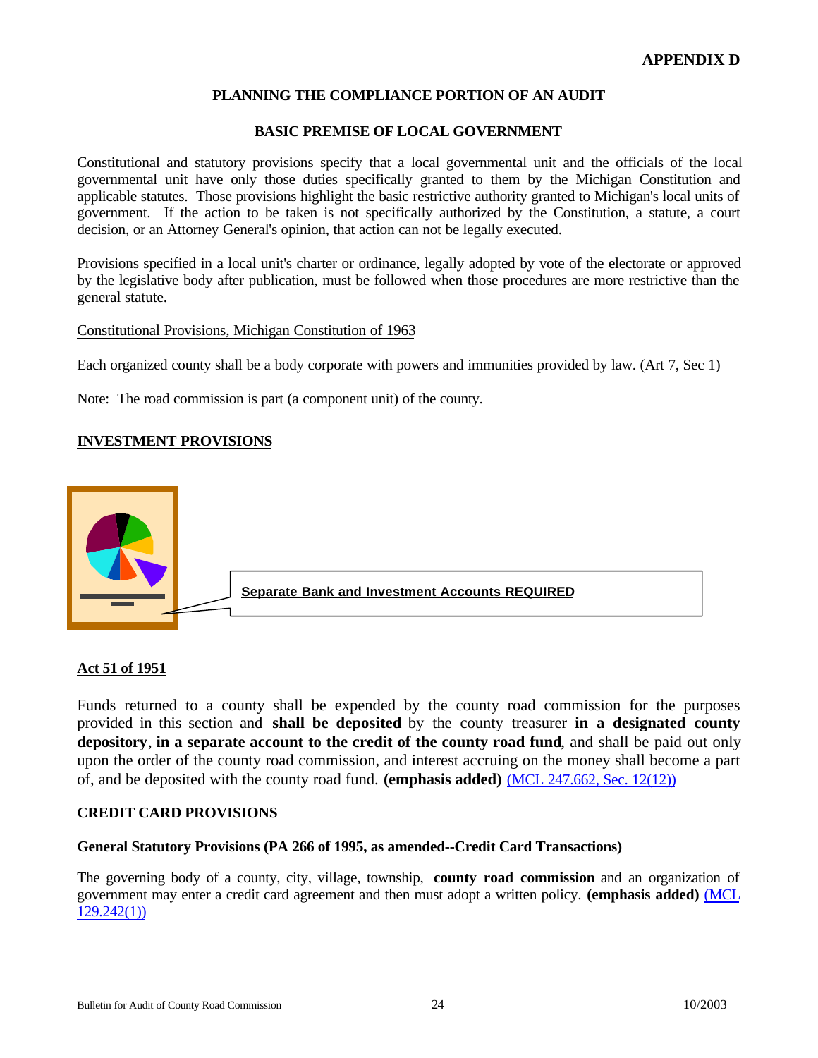# APPENDIX D

## PLANNING THE COMPLIANCE PORTION OF AN AUDIT

### BASIC PREMISE OF LOCAL GOVERNMENT

Constitutional and statutory provisions specify that a local governmental unit and the officials of the local governmental unit have only those duties specifically granted to them by the Michigan Constitution and applicable statutes. Those provisions highlight the basic restrictive authority granted to Michigan's local units of government. If the action to be taken is not specifically authorized by the Constitution, a statute, a court decision, or an Attorney General's opinion, that action can not be legally executed.

Provisions specified in a local unit's charter or ordinance, legally adopted by vote of the electorate or approved by the legislative body after publication, must be followed when those procedures are more restrictive than the general statute.

Constitutional Provisions, Michigan Constitution of 1963

Each organized county shall be a body corporate with powers and immunities provided by law. (Art 7, Sec 1)

Note: The road commission is part (a component unit) of the county.

**INVESTMENT PROVISIONS**

**Separate Bank and Investment Accounts REQUIRED**

**Act 51 of 1951**

Funds returned to a county shall be expended by the county road commission for the purposes provided in this section and **shall be deposited** by the county treasurer **in a designated county depository**, **in a separate account to the credit of the county road fund**, and shall be paid out only upon the order of the county road commission, and interest accruing on the money shall become a part of, and be deposited with the county road fund. **(emphasis added)** (MCL 247.662, Sec. 12(12))

**CREDIT CARD PROVISIONS**

**General Statutory Provisions (PA 266 of 1995, as amended--Credit Card Transactions)**

The governing body of a county, city, village, township, **county road commission** and an organization of government may enter a credit card agreement and then must adopt a written policy. **(emphasis added)** (MCL 129.242(1))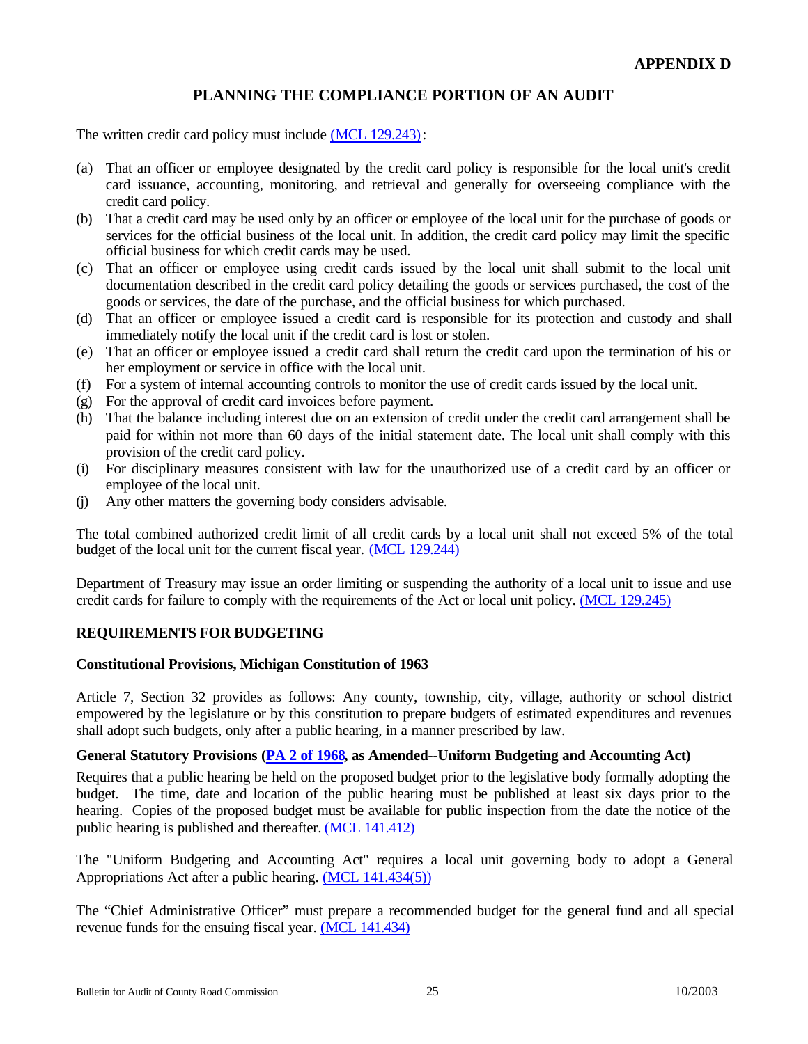**APPENDIX D**

## PLANNING THE COMPLIANCE PORTION OF AN AUDIT

The written credit card policy must include (MCL 129.243):

(a) That an officer or employee designated by the credit card policy is responsible for the local unit's credit card issuance, accounting, monitoring, and retrieval and generally for overseeing compliance with the credit card policy.
(b) That a credit card may be used only by an officer or employee of the local unit for the purchase of goods or services for the official business of the local unit. In addition, the credit card policy may limit the specific official business for which credit cards may be used.
(c) That an officer or employee using credit cards issued by the local unit shall submit to the local unit documentation described in the credit card policy detailing the goods or services purchased, the cost of the goods or services, the date of the purchase, and the official business for which purchased.
(d) That an officer or employee issued a credit card is responsible for its protection and custody and shall immediately notify the local unit if the credit card is lost or stolen.
(e) That an officer or employee issued a credit card shall return the credit card upon the termination of his or her employment or service in office with the local unit.
(f) For a system of internal accounting controls to monitor the use of credit cards issued by the local unit.
(g) For the approval of credit card invoices before payment.
(h) That the balance including interest due on an extension of credit under the credit card arrangement shall be paid for within not more than 60 days of the initial statement date. The local unit shall comply with this provision of the credit card policy.
(i) For disciplinary measures consistent with law for the unauthorized use of a credit card by an officer or employee of the local unit.
(j) Any other matters the governing body considers advisable.

The total combined authorized credit limit of all credit cards by a local unit shall not exceed 5% of the total budget of the local unit for the current fiscal year. (MCL 129.244)

Department of Treasury may issue an order limiting or suspending the authority of a local unit to issue and use credit cards for failure to comply with the requirements of the Act or local unit policy. (MCL 129.245)

### REQUIREMENTS FOR BUDGETING

#### Constitutional Provisions, Michigan Constitution of 1963

Article 7, Section 32 provides as follows: Any county, township, city, village, authority or school district empowered by the legislature or by this constitution to prepare budgets of estimated expenditures and revenues shall adopt such budgets, only after a public hearing, in a manner prescribed by law.

#### General Statutory Provisions (PA 2 of 1968, as Amended--Uniform Budgeting and Accounting Act)

Requires that a public hearing be held on the proposed budget prior to the legislative body formally adopting the budget. The time, date and location of the public hearing must be published at least six days prior to the hearing. Copies of the proposed budget must be available for public inspection from the date the notice of the public hearing is published and thereafter. (MCL 141.412)

The "Uniform Budgeting and Accounting Act" requires a local unit governing body to adopt a General Appropriations Act after a public hearing. (MCL 141.434(5))

The "Chief Administrative Officer" must prepare a recommended budget for the general fund and all special revenue funds for the ensuing fiscal year. (MCL 141.434)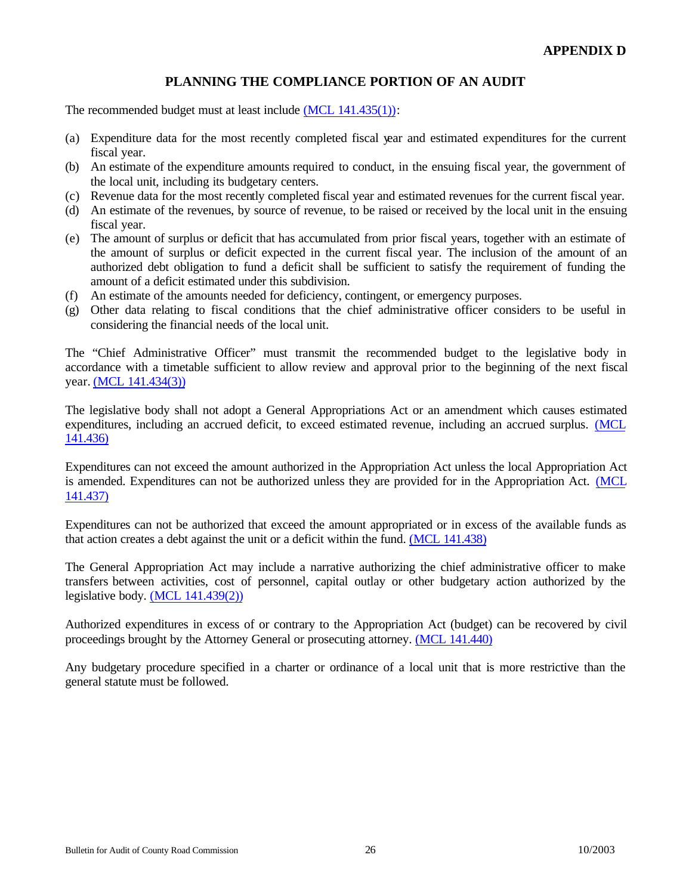**APPENDIX D**

## PLANNING THE COMPLIANCE PORTION OF AN AUDIT

The recommended budget must at least include (MCL 141.435(1)):

(a) Expenditure data for the most recently completed fiscal year and estimated expenditures for the current fiscal year.
(b) An estimate of the expenditure amounts required to conduct, in the ensuing fiscal year, the government of the local unit, including its budgetary centers.
(c) Revenue data for the most recently completed fiscal year and estimated revenues for the current fiscal year.
(d) An estimate of the revenues, by source of revenue, to be raised or received by the local unit in the ensuing fiscal year.
(e) The amount of surplus or deficit that has accumulated from prior fiscal years, together with an estimate of the amount of surplus or deficit expected in the current fiscal year. The inclusion of the amount of an authorized debt obligation to fund a deficit shall be sufficient to satisfy the requirement of funding the amount of a deficit estimated under this subdivision.
(f) An estimate of the amounts needed for deficiency, contingent, or emergency purposes.
(g) Other data relating to fiscal conditions that the chief administrative officer considers to be useful in considering the financial needs of the local unit.

The "Chief Administrative Officer" must transmit the recommended budget to the legislative body in accordance with a timetable sufficient to allow review and approval prior to the beginning of the next fiscal year. (MCL 141.434(3))

The legislative body shall not adopt a General Appropriations Act or an amendment which causes estimated expenditures, including an accrued deficit, to exceed estimated revenue, including an accrued surplus. (MCL 141.436)

Expenditures can not exceed the amount authorized in the Appropriation Act unless the local Appropriation Act is amended. Expenditures can not be authorized unless they are provided for in the Appropriation Act. (MCL 141.437)

Expenditures can not be authorized that exceed the amount appropriated or in excess of the available funds as that action creates a debt against the unit or a deficit within the fund. (MCL 141.438)

The General Appropriation Act may include a narrative authorizing the chief administrative officer to make transfers between activities, cost of personnel, capital outlay or other budgetary action authorized by the legislative body. (MCL 141.439(2))

Authorized expenditures in excess of or contrary to the Appropriation Act (budget) can be recovered by civil proceedings brought by the Attorney General or prosecuting attorney. (MCL 141.440)

Any budgetary procedure specified in a charter or ordinance of a local unit that is more restrictive than the general statute must be followed.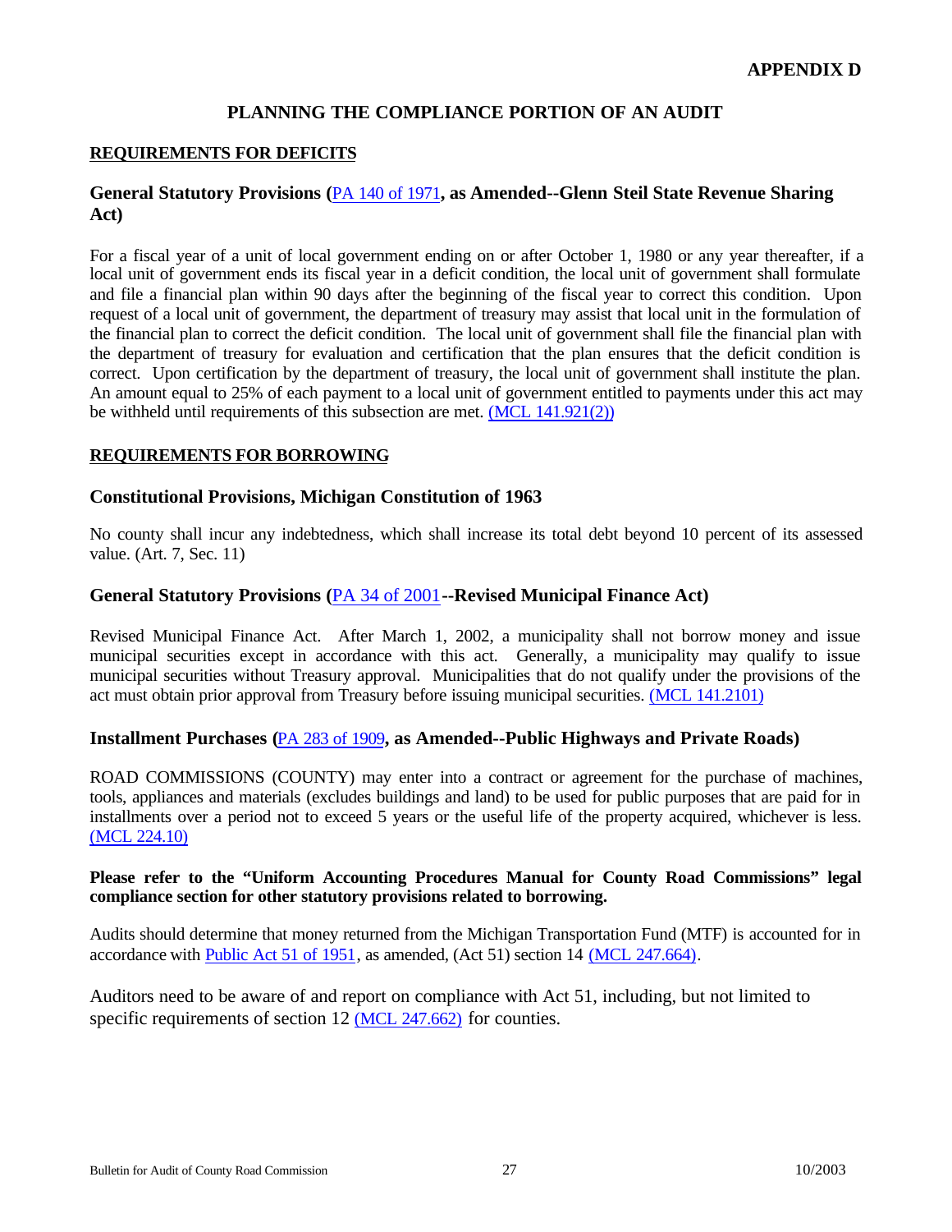**APPENDIX D**

## PLANNING THE COMPLIANCE PORTION OF AN AUDIT

**REQUIREMENTS FOR DEFICITS**

### General Statutory Provisions (PA 140 of 1971, as Amended--Glenn Steil State Revenue Sharing Act)

For a fiscal year of a unit of local government ending on or after October 1, 1980 or any year thereafter, if a local unit of government ends its fiscal year in a deficit condition, the local unit of government shall formulate and file a financial plan within 90 days after the beginning of the fiscal year to correct this condition. Upon request of a local unit of government, the department of treasury may assist that local unit in the formulation of the financial plan to correct the deficit condition. The local unit of government shall file the financial plan with the department of treasury for evaluation and certification that the plan ensures that the deficit condition is correct. Upon certification by the department of treasury, the local unit of government shall institute the plan. An amount equal to 25% of each payment to a local unit of government entitled to payments under this act may be withheld until requirements of this subsection are met. (MCL 141.921(2))

**REQUIREMENTS FOR BORROWING**

### Constitutional Provisions, Michigan Constitution of 1963

No county shall incur any indebtedness, which shall increase its total debt beyond 10 percent of its assessed value. (Art. 7, Sec. 11)

### General Statutory Provisions (PA 34 of 2001--Revised Municipal Finance Act)

Revised Municipal Finance Act. After March 1, 2002, a municipality shall not borrow money and issue municipal securities except in accordance with this act. Generally, a municipality may qualify to issue municipal securities without Treasury approval. Municipalities that do not qualify under the provisions of the act must obtain prior approval from Treasury before issuing municipal securities. (MCL 141.2101)

### Installment Purchases (PA 283 of 1909, as Amended--Public Highways and Private Roads)

ROAD COMMISSIONS (COUNTY) may enter into a contract or agreement for the purchase of machines, tools, appliances and materials (excludes buildings and land) to be used for public purposes that are paid for in installments over a period not to exceed 5 years or the useful life of the property acquired, whichever is less. (MCL 224.10)

**Please refer to the "Uniform Accounting Procedures Manual for County Road Commissions" legal compliance section for other statutory provisions related to borrowing.**

Audits should determine that money returned from the Michigan Transportation Fund (MTF) is accounted for in accordance with Public Act 51 of 1951, as amended, (Act 51) section 14 (MCL 247.664).

Auditors need to be aware of and report on compliance with Act 51, including, but not limited to specific requirements of section 12 (MCL 247.662) for counties.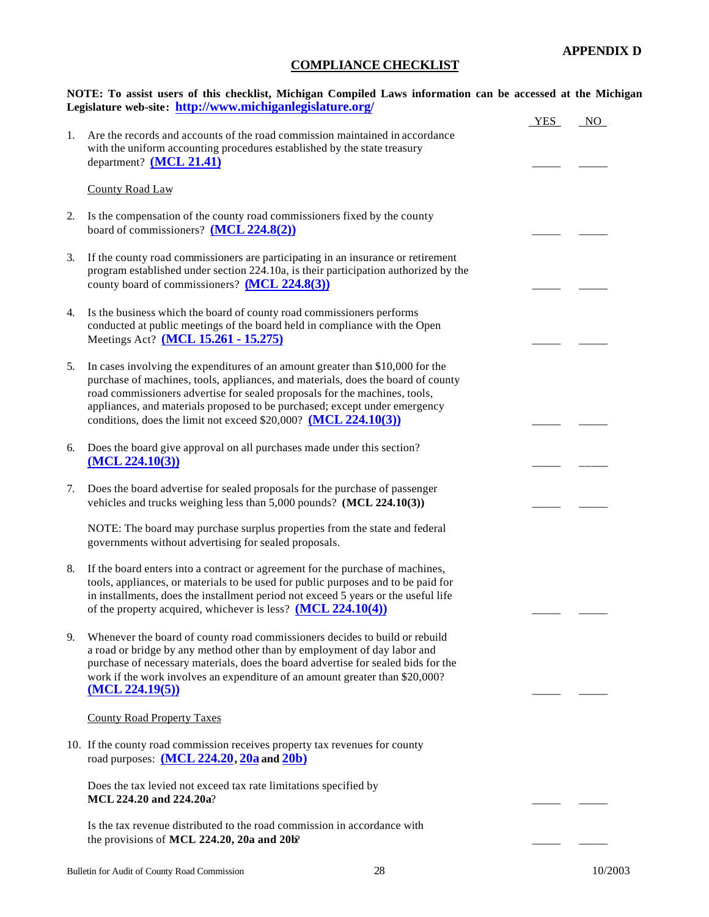**APPENDIX D**

## COMPLIANCE CHECKLIST

**NOTE: To assist users of this checklist, Michigan Compiled Laws information can be accessed at the Michigan Legislature web-site: http://www.michiganlegislature.org/**

| | | YES | NO |
|---|---|---|---|
| 1. | Are the records and accounts of the road commission maintained in accordance with the uniform accounting procedures established by the state treasury department? **(MCL 21.41)** | _____ | _____ |
| | County Road Law | | |
| 2. | Is the compensation of the county road commissioners fixed by the county board of commissioners? **(MCL 224.8(2))** | _____ | _____ |
| 3. | If the county road commissioners are participating in an insurance or retirement program established under section 224.10a, is their participation authorized by the county board of commissioners? **(MCL 224.8(3))** | _____ | _____ |
| 4. | Is the business which the board of county road commissioners performs conducted at public meetings of the board held in compliance with the Open Meetings Act? **(MCL 15.261 - 15.275)** | _____ | _____ |
| 5. | In cases involving the expenditures of an amount greater than $10,000 for the purchase of machines, tools, appliances, and materials, does the board of county road commissioners advertise for sealed proposals for the machines, tools, appliances, and materials proposed to be purchased; except under emergency conditions, does the limit not exceed $20,000? **(MCL 224.10(3))** | _____ | _____ |
| 6. | Does the board give approval on all purchases made under this section? **(MCL 224.10(3))** | _____ | _____ |
| 7. | Does the board advertise for sealed proposals for the purchase of passenger vehicles and trucks weighing less than 5,000 pounds? **(MCL 224.10(3))** | _____ | _____ |
| | NOTE: The board may purchase surplus properties from the state and federal governments without advertising for sealed proposals. | | |
| 8. | If the board enters into a contract or agreement for the purchase of machines, tools, appliances, or materials to be used for public purposes and to be paid for in installments, does the installment period not exceed 5 years or the useful life of the property acquired, whichever is less? **(MCL 224.10(4))** | _____ | _____ |
| 9. | Whenever the board of county road commissioners decides to build or rebuild a road or bridge by any method other than by employment of day labor and purchase of necessary materials, does the board advertise for sealed bids for the work if the work involves an expenditure of an amount greater than $20,000? **(MCL 224.19(5))** | _____ | _____ |
| | County Road Property Taxes | | |
| 10. | If the county road commission receives property tax revenues for county road purposes: **(MCL 224.20, 20a and 20b)** | | |
| | Does the tax levied not exceed tax rate limitations specified by **MCL 224.20 and 224.20a**? | _____ | _____ |
| | Is the tax revenue distributed to the road commission in accordance with the provisions of **MCL 224.20, 20a and 20b**? | _____ | _____ |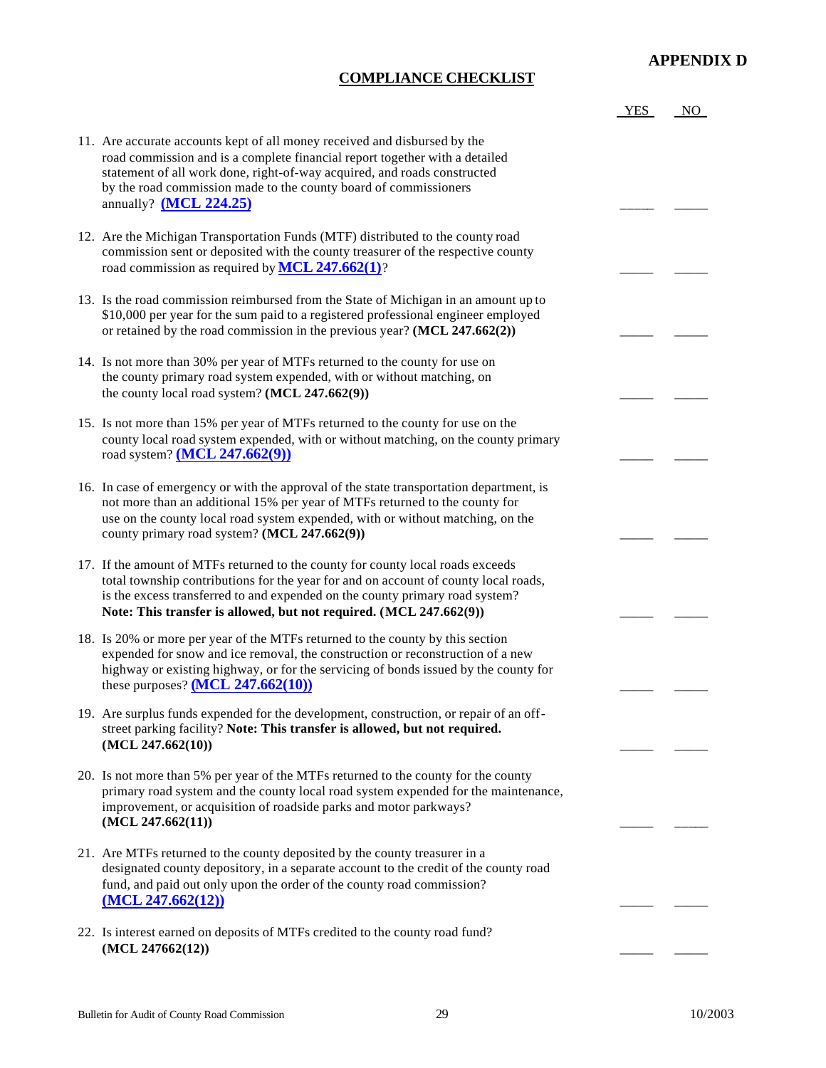**APPENDIX D**

## COMPLIANCE CHECKLIST

| | YES | NO |
|---|---|---|
| 11. Are accurate accounts kept of all money received and disbursed by the road commission and is a complete financial report together with a detailed statement of all work done, right-of-way acquired, and roads constructed by the road commission made to the county board of commissioners annually? **(MCL 224.25)** | _____ | _____ |
| 12. Are the Michigan Transportation Funds (MTF) distributed to the county road commission sent or deposited with the county treasurer of the respective county road commission as required by **MCL 247.662(1)**? | _____ | _____ |
| 13. Is the road commission reimbursed from the State of Michigan in an amount up to $10,000 per year for the sum paid to a registered professional engineer employed or retained by the road commission in the previous year? **(MCL 247.662(2))** | _____ | _____ |
| 14. Is not more than 30% per year of MTFs returned to the county for use on the county primary road system expended, with or without matching, on the county local road system? **(MCL 247.662(9))** | _____ | _____ |
| 15. Is not more than 15% per year of MTFs returned to the county for use on the county local road system expended, with or without matching, on the county primary road system? **(MCL 247.662(9))** | _____ | _____ |
| 16. In case of emergency or with the approval of the state transportation department, is not more than an additional 15% per year of MTFs returned to the county for use on the county local road system expended, with or without matching, on the county primary road system? **(MCL 247.662(9))** | _____ | _____ |
| 17. If the amount of MTFs returned to the county for county local roads exceeds total township contributions for the year for and on account of county local roads, is the excess transferred to and expended on the county primary road system? **Note: This transfer is allowed, but not required. (MCL 247.662(9))** | _____ | _____ |
| 18. Is 20% or more per year of the MTFs returned to the county by this section expended for snow and ice removal, the construction or reconstruction of a new highway or existing highway, or for the servicing of bonds issued by the county for these purposes? **(MCL 247.662(10))** | _____ | _____ |
| 19. Are surplus funds expended for the development, construction, or repair of an off-street parking facility? **Note: This transfer is allowed, but not required. (MCL 247.662(10))** | _____ | _____ |
| 20. Is not more than 5% per year of the MTFs returned to the county for the county primary road system and the county local road system expended for the maintenance, improvement, or acquisition of roadside parks and motor parkways? **(MCL 247.662(11))** | _____ | _____ |
| 21. Are MTFs returned to the county deposited by the county treasurer in a designated county depository, in a separate account to the credit of the county road fund, and paid out only upon the order of the county road commission? **(MCL 247.662(12))** | _____ | _____ |
| 22. Is interest earned on deposits of MTFs credited to the county road fund? **(MCL 247662(12))** | _____ | _____ |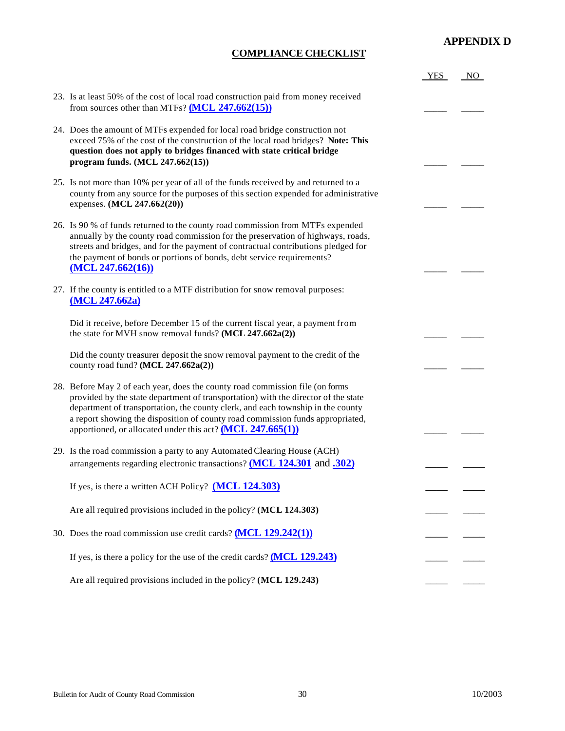**APPENDIX D**

## COMPLIANCE CHECKLIST

| | YES | NO |
|---|---|---|
| 23. Is at least 50% of the cost of local road construction paid from money received from sources other than MTFs? **(MCL 247.662(15))** | _____ | _____ |
| 24. Does the amount of MTFs expended for local road bridge construction not exceed 75% of the cost of the construction of the local road bridges? **Note: This question does not apply to bridges financed with state critical bridge program funds. (MCL 247.662(15))** | _____ | _____ |
| 25. Is not more than 10% per year of all of the funds received by and returned to a county from any source for the purposes of this section expended for administrative expenses. **(MCL 247.662(20))** | _____ | _____ |
| 26. Is 90 % of funds returned to the county road commission from MTFs expended annually by the county road commission for the preservation of highways, roads, streets and bridges, and for the payment of contractual contributions pledged for the payment of bonds or portions of bonds, debt service requirements? **(MCL 247.662(16))** | _____ | _____ |
| 27. If the county is entitled to a MTF distribution for snow removal purposes: **(MCL 247.662a)** | | |
| Did it receive, before December 15 of the current fiscal year, a payment from the state for MVH snow removal funds? **(MCL 247.662a(2))** | _____ | _____ |
| Did the county treasurer deposit the snow removal payment to the credit of the county road fund? **(MCL 247.662a(2))** | _____ | _____ |
| 28. Before May 2 of each year, does the county road commission file (on forms provided by the state department of transportation) with the director of the state department of transportation, the county clerk, and each township in the county a report showing the disposition of county road commission funds appropriated, apportioned, or allocated under this act? **(MCL 247.665(1))** | _____ | _____ |
| 29. Is the road commission a party to any Automated Clearing House (ACH) arrangements regarding electronic transactions? **(MCL 124.301** and **.302)** | _____ | _____ |
| If yes, is there a written ACH Policy? **(MCL 124.303)** | _____ | _____ |
| Are all required provisions included in the policy? **(MCL 124.303)** | _____ | _____ |
| 30. Does the road commission use credit cards? **(MCL 129.242(1))** | _____ | _____ |
| If yes, is there a policy for the use of the credit cards? **(MCL 129.243)** | _____ | _____ |
| Are all required provisions included in the policy? **(MCL 129.243)** | _____ | _____ |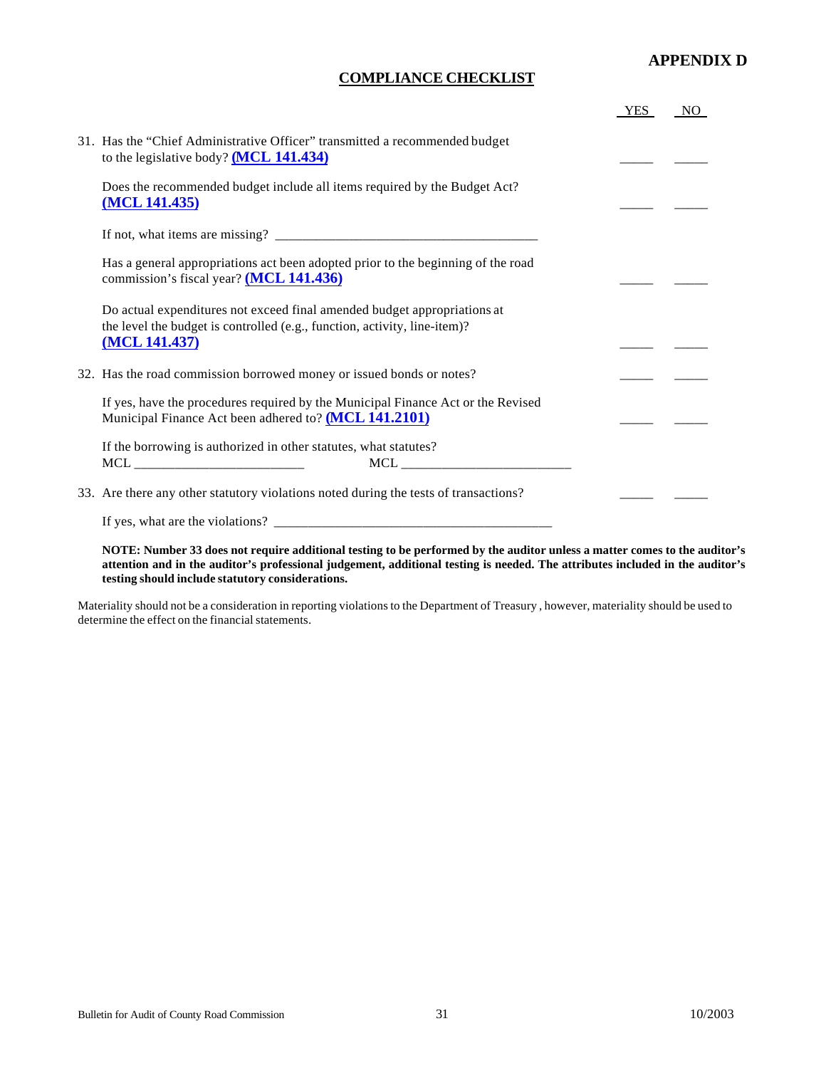**APPENDIX D**

## COMPLIANCE CHECKLIST

| | YES | NO |
|---|---|---|
| 31. Has the "Chief Administrative Officer" transmitted a recommended budget to the legislative body? **(MCL 141.434)** | _____ | _____ |
| Does the recommended budget include all items required by the Budget Act? **(MCL 141.435)** | _____ | _____ |
| If not, what items are missing? ______________________________________ | | |
| Has a general appropriations act been adopted prior to the beginning of the road commission's fiscal year? **(MCL 141.436)** | _____ | _____ |
| Do actual expenditures not exceed final amended budget appropriations at the level the budget is controlled (e.g., function, activity, line-item)? **(MCL 141.437)** | _____ | _____ |
| 32. Has the road commission borrowed money or issued bonds or notes? | _____ | _____ |
| If yes, have the procedures required by the Municipal Finance Act or the Revised Municipal Finance Act been adhered to? **(MCL 141.2101)** | _____ | _____ |
| If the borrowing is authorized in other statutes, what statutes? MCL _________________________ MCL _________________________ | | |
| 33. Are there any other statutory violations noted during the tests of transactions? | _____ | _____ |
| If yes, what are the violations? __________________________________________ | | |

**NOTE: Number 33 does not require additional testing to be performed by the auditor unless a matter comes to the auditor's attention and in the auditor's professional judgement, additional testing is needed. The attributes included in the auditor's testing should include statutory considerations.**

Materiality should not be a consideration in reporting violations to the Department of Treasury , however, materiality should be used to determine the effect on the financial statements.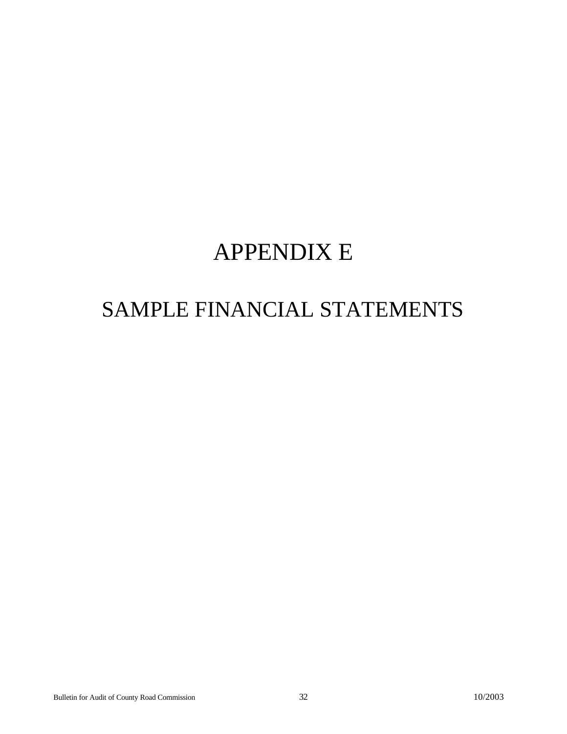# APPENDIX E

## SAMPLE FINANCIAL STATEMENTS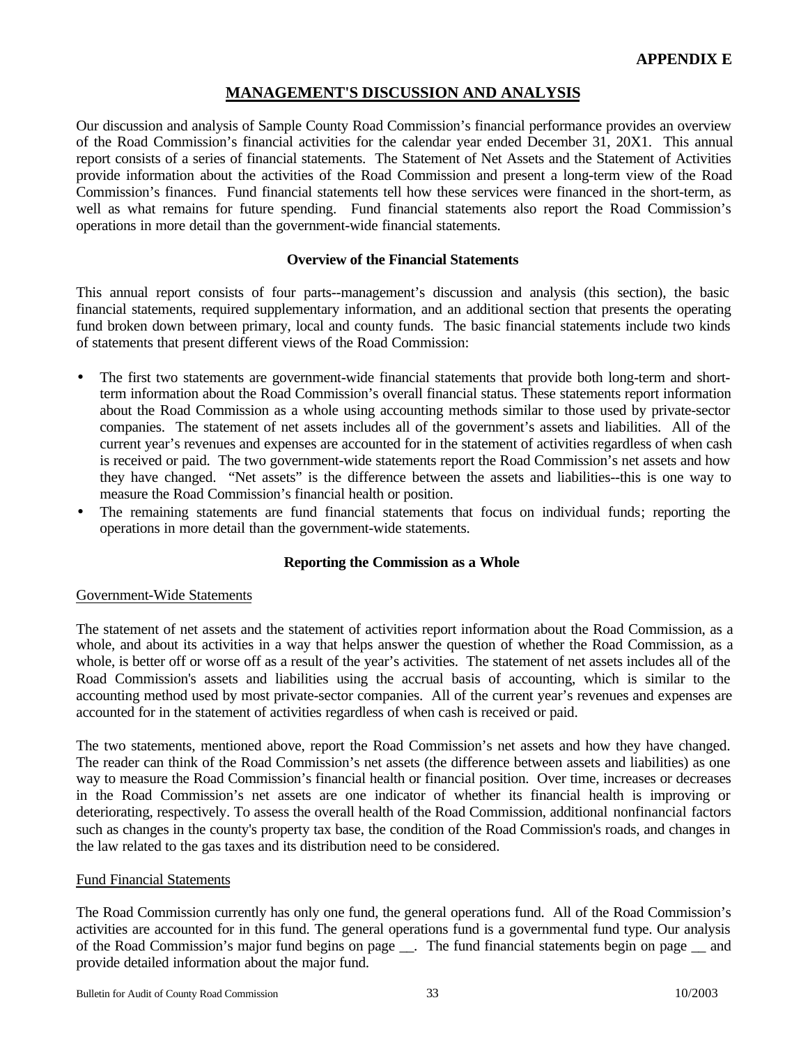**APPENDIX E**

## MANAGEMENT'S DISCUSSION AND ANALYSIS

Our discussion and analysis of Sample County Road Commission's financial performance provides an overview of the Road Commission's financial activities for the calendar year ended December 31, 20X1. This annual report consists of a series of financial statements. The Statement of Net Assets and the Statement of Activities provide information about the activities of the Road Commission and present a long-term view of the Road Commission's finances. Fund financial statements tell how these services were financed in the short-term, as well as what remains for future spending. Fund financial statements also report the Road Commission's operations in more detail than the government-wide financial statements.

### Overview of the Financial Statements

This annual report consists of four parts--management's discussion and analysis (this section), the basic financial statements, required supplementary information, and an additional section that presents the operating fund broken down between primary, local and county funds. The basic financial statements include two kinds of statements that present different views of the Road Commission:

- The first two statements are government-wide financial statements that provide both long-term and short-term information about the Road Commission's overall financial status. These statements report information about the Road Commission as a whole using accounting methods similar to those used by private-sector companies. The statement of net assets includes all of the government's assets and liabilities. All of the current year's revenues and expenses are accounted for in the statement of activities regardless of when cash is received or paid. The two government-wide statements report the Road Commission's net assets and how they have changed. "Net assets" is the difference between the assets and liabilities--this is one way to measure the Road Commission's financial health or position.
- The remaining statements are fund financial statements that focus on individual funds; reporting the operations in more detail than the government-wide statements.

### Reporting the Commission as a Whole

Government-Wide Statements

The statement of net assets and the statement of activities report information about the Road Commission, as a whole, and about its activities in a way that helps answer the question of whether the Road Commission, as a whole, is better off or worse off as a result of the year's activities. The statement of net assets includes all of the Road Commission's assets and liabilities using the accrual basis of accounting, which is similar to the accounting method used by most private-sector companies. All of the current year's revenues and expenses are accounted for in the statement of activities regardless of when cash is received or paid.

The two statements, mentioned above, report the Road Commission's net assets and how they have changed. The reader can think of the Road Commission's net assets (the difference between assets and liabilities) as one way to measure the Road Commission's financial health or financial position. Over time, increases or decreases in the Road Commission's net assets are one indicator of whether its financial health is improving or deteriorating, respectively. To assess the overall health of the Road Commission, additional nonfinancial factors such as changes in the county's property tax base, the condition of the Road Commission's roads, and changes in the law related to the gas taxes and its distribution need to be considered.

Fund Financial Statements

The Road Commission currently has only one fund, the general operations fund. All of the Road Commission's activities are accounted for in this fund. The general operations fund is a governmental fund type. Our analysis of the Road Commission's major fund begins on page __. The fund financial statements begin on page __ and provide detailed information about the major fund.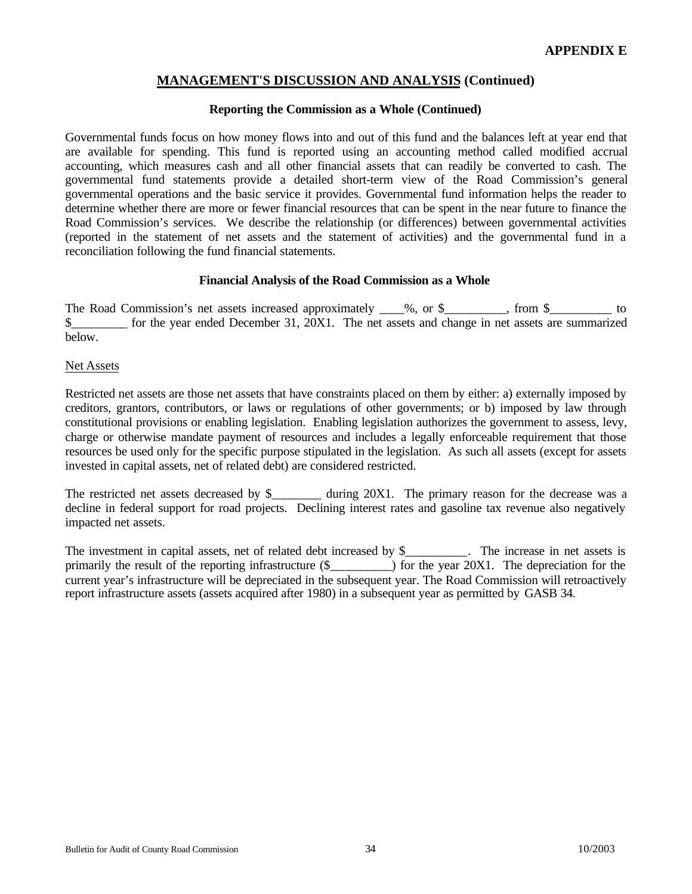**APPENDIX E**

## MANAGEMENT'S DISCUSSION AND ANALYSIS (Continued)

### Reporting the Commission as a Whole (Continued)

Governmental funds focus on how money flows into and out of this fund and the balances left at year end that are available for spending. This fund is reported using an accounting method called modified accrual accounting, which measures cash and all other financial assets that can readily be converted to cash. The governmental fund statements provide a detailed short-term view of the Road Commission's general governmental operations and the basic service it provides. Governmental fund information helps the reader to determine whether there are more or fewer financial resources that can be spent in the near future to finance the Road Commission's services. We describe the relationship (or differences) between governmental activities (reported in the statement of net assets and the statement of activities) and the governmental fund in a reconciliation following the fund financial statements.

### Financial Analysis of the Road Commission as a Whole

The Road Commission's net assets increased approximately ____%, or $__________, from $__________ to $_________ for the year ended December 31, 20X1. The net assets and change in net assets are summarized below.

Net Assets

Restricted net assets are those net assets that have constraints placed on them by either: a) externally imposed by creditors, grantors, contributors, or laws or regulations of other governments; or b) imposed by law through constitutional provisions or enabling legislation. Enabling legislation authorizes the government to assess, levy, charge or otherwise mandate payment of resources and includes a legally enforceable requirement that those resources be used only for the specific purpose stipulated in the legislation. As such all assets (except for assets invested in capital assets, net of related debt) are considered restricted.

The restricted net assets decreased by $________ during 20X1. The primary reason for the decrease was a decline in federal support for road projects. Declining interest rates and gasoline tax revenue also negatively impacted net assets.

The investment in capital assets, net of related debt increased by $__________. The increase in net assets is primarily the result of the reporting infrastructure ($__________) for the year 20X1. The depreciation for the current year's infrastructure will be depreciated in the subsequent year. The Road Commission will retroactively report infrastructure assets (assets acquired after 1980) in a subsequent year as permitted by GASB 34.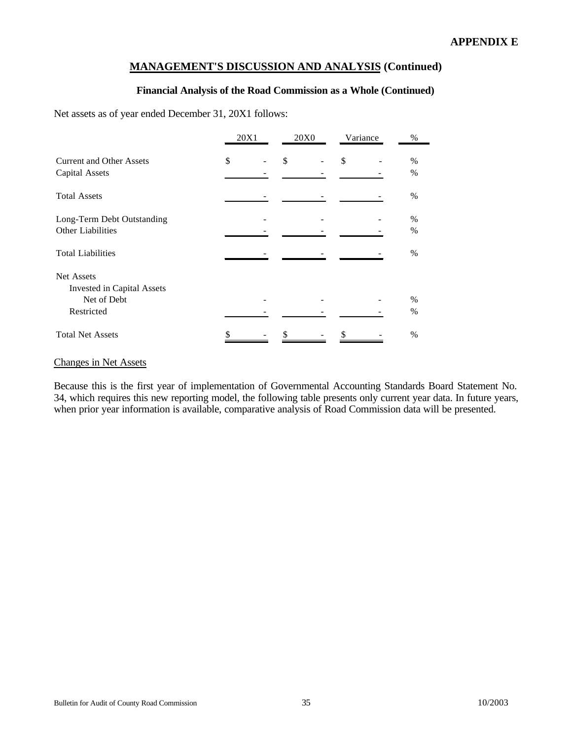**APPENDIX E**

## MANAGEMENT'S DISCUSSION AND ANALYSIS (Continued)

### Financial Analysis of the Road Commission as a Whole (Continued)

Net assets as of year ended December 31, 20X1 follows:

| | 20X1 | 20X0 | Variance | % |
|---|---|---|---|---|
| Current and Other Assets | $ - | $ - | $ - | % |
| Capital Assets | - | - | - | % |
| Total Assets | - | - | - | % |
| Long-Term Debt Outstanding | - | - | - | % |
| Other Liabilities | - | - | - | % |
| Total Liabilities | - | - | - | % |
| Net Assets | | | | |
| Invested in Capital Assets Net of Debt | - | - | - | % |
| Restricted | - | - | - | % |
| Total Net Assets | $ - | $ - | $ - | % |

Changes in Net Assets

Because this is the first year of implementation of Governmental Accounting Standards Board Statement No. 34, which requires this new reporting model, the following table presents only current year data. In future years, when prior year information is available, comparative analysis of Road Commission data will be presented.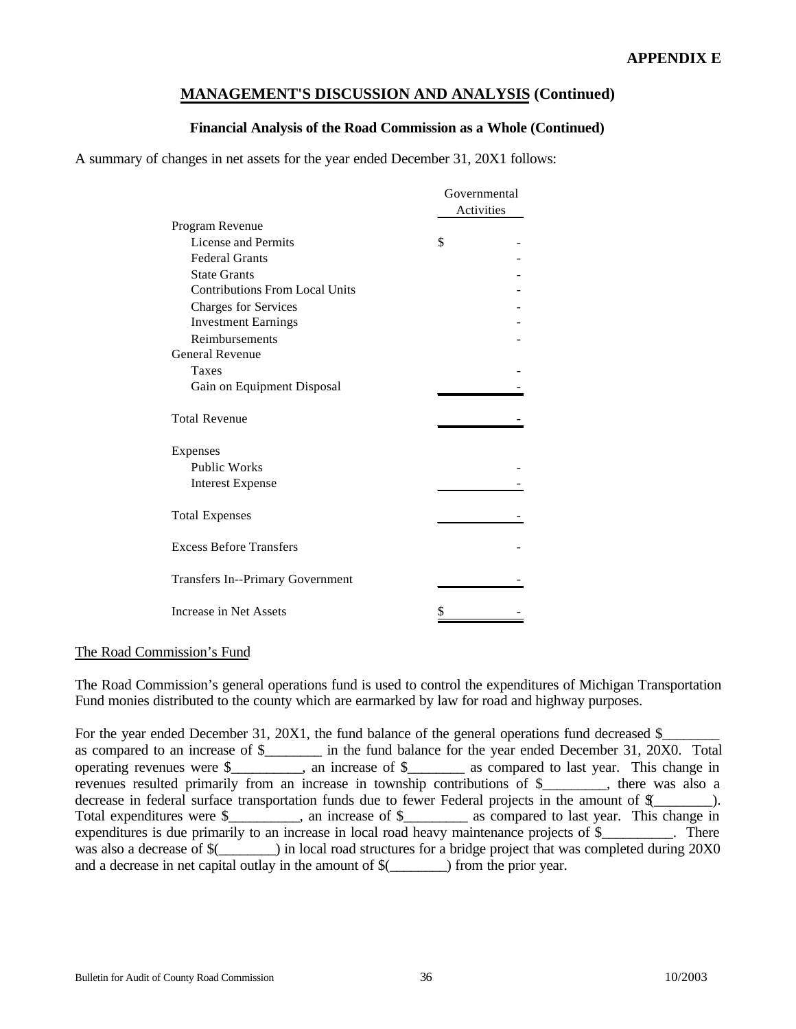**APPENDIX E**

## MANAGEMENT'S DISCUSSION AND ANALYSIS (Continued)

### Financial Analysis of the Road Commission as a Whole (Continued)

A summary of changes in net assets for the year ended December 31, 20X1 follows:

| | Governmental Activities |
|---|---|
| Program Revenue | |
| License and Permits | $ - |
| Federal Grants | - |
| State Grants | - |
| Contributions From Local Units | - |
| Charges for Services | - |
| Investment Earnings | - |
| Reimbursements | - |
| General Revenue | |
| Taxes | - |
| Gain on Equipment Disposal | - |
| Total Revenue | - |
| Expenses | |
| Public Works | - |
| Interest Expense | - |
| Total Expenses | - |
| Excess Before Transfers | - |
| Transfers In--Primary Government | - |
| Increase in Net Assets | $ - |

The Road Commission's Fund

The Road Commission's general operations fund is used to control the expenditures of Michigan Transportation Fund monies distributed to the county which are earmarked by law for road and highway purposes.

For the year ended December 31, 20X1, the fund balance of the general operations fund decreased $________ as compared to an increase of $________ in the fund balance for the year ended December 31, 20X0. Total operating revenues were $__________, an increase of $________ as compared to last year. This change in revenues resulted primarily from an increase in township contributions of $_________, there was also a decrease in federal surface transportation funds due to fewer Federal projects in the amount of $(________). Total expenditures were $__________, an increase of $_________ as compared to last year. This change in expenditures is due primarily to an increase in local road heavy maintenance projects of $__________. There was also a decrease of $(________) in local road structures for a bridge project that was completed during 20X0 and a decrease in net capital outlay in the amount of $(________) from the prior year.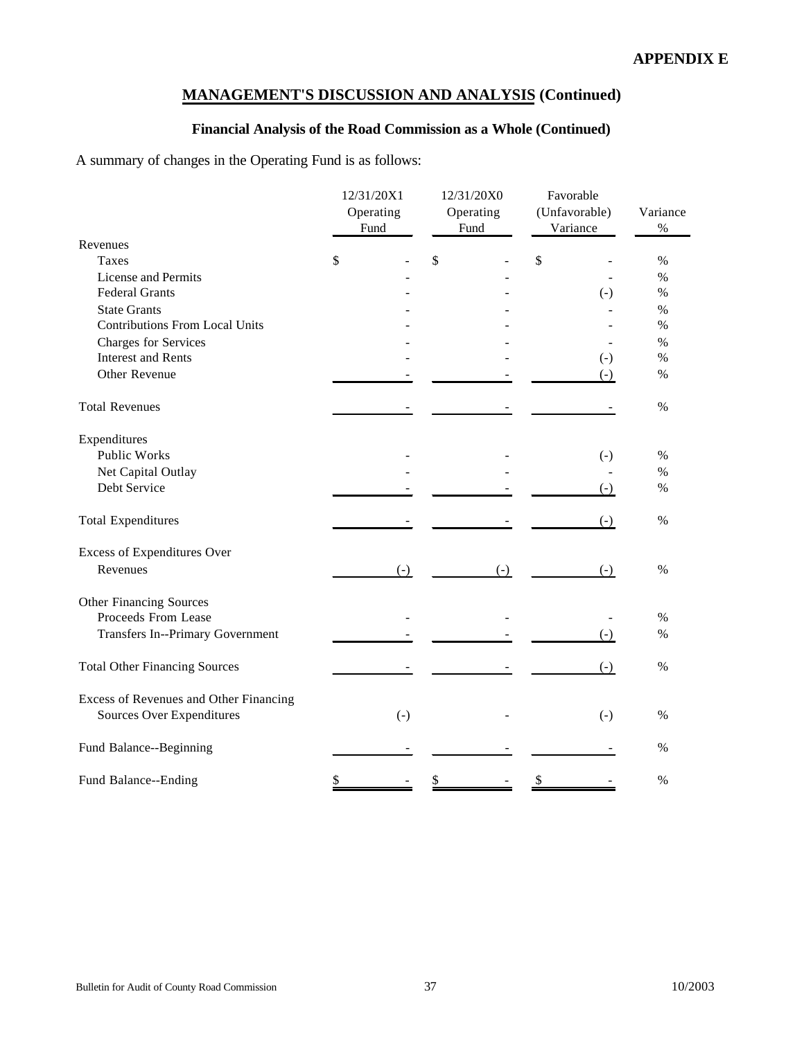**APPENDIX E**

## MANAGEMENT'S DISCUSSION AND ANALYSIS (Continued)

### Financial Analysis of the Road Commission as a Whole (Continued)

A summary of changes in the Operating Fund is as follows:

| | 12/31/20X1 Operating Fund | 12/31/20X0 Operating Fund | Favorable (Unfavorable) Variance | Variance % |
|---|---|---|---|---|
| Revenues | | | | |
| Taxes | $ - | $ - | $ - | % |
| License and Permits | - | - | - | % |
| Federal Grants | - | - | (-) | % |
| State Grants | - | - | - | % |
| Contributions From Local Units | - | - | - | % |
| Charges for Services | - | - | - | % |
| Interest and Rents | - | - | (-) | % |
| Other Revenue | - | - | (-) | % |
| Total Revenues | - | - | - | % |
| Expenditures | | | | |
| Public Works | - | - | (-) | % |
| Net Capital Outlay | - | - | - | % |
| Debt Service | - | - | (-) | % |
| Total Expenditures | - | - | (-) | % |
| Excess of Expenditures Over Revenues | (-) | (-) | (-) | % |
| Other Financing Sources | | | | |
| Proceeds From Lease | - | - | - | % |
| Transfers In--Primary Government | - | - | (-) | % |
| Total Other Financing Sources | - | - | (-) | % |
| Excess of Revenues and Other Financing Sources Over Expenditures | (-) | - | (-) | % |
| Fund Balance--Beginning | - | - | - | % |
| Fund Balance--Ending | $ - | $ - | $ - | % |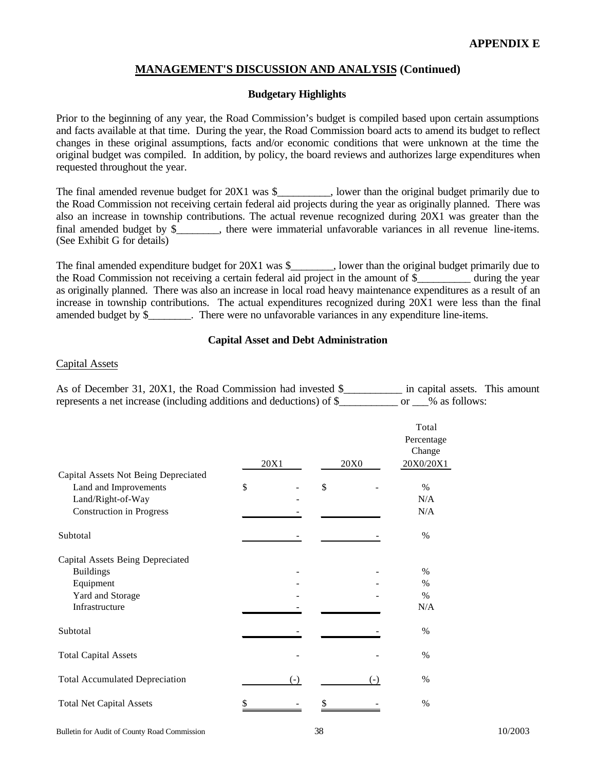**APPENDIX E**

## MANAGEMENT'S DISCUSSION AND ANALYSIS (Continued)

### Budgetary Highlights

Prior to the beginning of any year, the Road Commission's budget is compiled based upon certain assumptions and facts available at that time. During the year, the Road Commission board acts to amend its budget to reflect changes in these original assumptions, facts and/or economic conditions that were unknown at the time the original budget was compiled. In addition, by policy, the board reviews and authorizes large expenditures when requested throughout the year.

The final amended revenue budget for 20X1 was $__________, lower than the original budget primarily due to the Road Commission not receiving certain federal aid projects during the year as originally planned. There was also an increase in township contributions. The actual revenue recognized during 20X1 was greater than the final amended budget by $________, there were immaterial unfavorable variances in all revenue line-items. (See Exhibit G for details)

The final amended expenditure budget for 20X1 was $________, lower than the original budget primarily due to the Road Commission not receiving a certain federal aid project in the amount of $__________ during the year as originally planned. There was also an increase in local road heavy maintenance expenditures as a result of an increase in township contributions. The actual expenditures recognized during 20X1 were less than the final amended budget by $________. There were no unfavorable variances in any expenditure line-items.

### Capital Asset and Debt Administration

Capital Assets

As of December 31, 20X1, the Road Commission had invested $___________ in capital assets. This amount represents a net increase (including additions and deductions) of $___________ or ___% as follows:

| | 20X1 | 20X0 | Total Percentage Change 20X0/20X1 |
|---|---|---|---|
| Capital Assets Not Being Depreciated | | | |
| Land and Improvements | $ - | $ - | % |
| Land/Right-of-Way | - | | N/A |
| Construction in Progress | - | | N/A |
| Subtotal | - | - | % |
| Capital Assets Being Depreciated | | | |
| Buildings | - | - | % |
| Equipment | - | - | % |
| Yard and Storage | - | - | % |
| Infrastructure | - | | N/A |
| Subtotal | - | - | % |
| Total Capital Assets | - | - | % |
| Total Accumulated Depreciation | (-) | (-) | % |
| Total Net Capital Assets | $ - | $ - | % |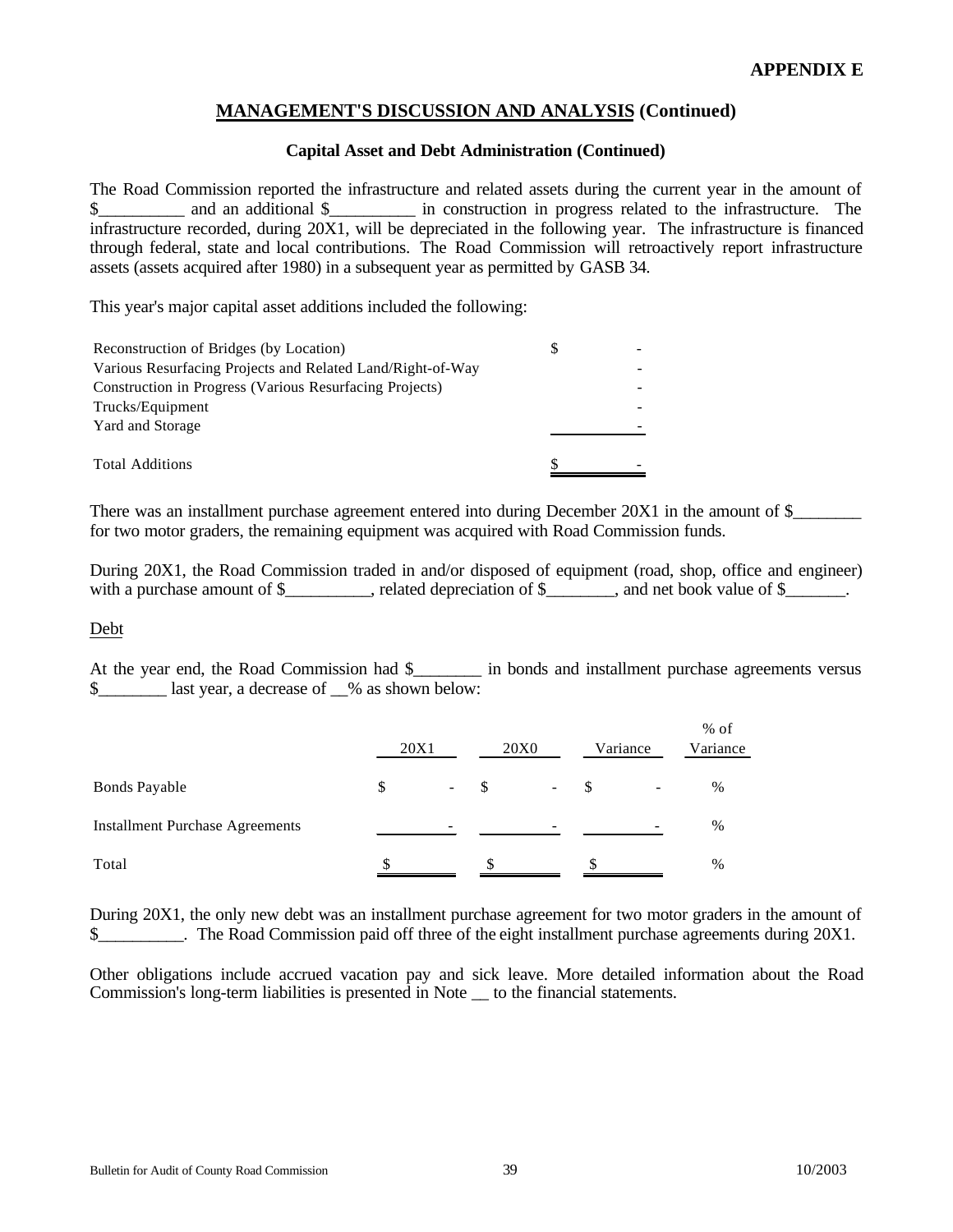**APPENDIX E**

## MANAGEMENT'S DISCUSSION AND ANALYSIS (Continued)

### Capital Asset and Debt Administration (Continued)

The Road Commission reported the infrastructure and related assets during the current year in the amount of $__________ and an additional $__________ in construction in progress related to the infrastructure. The infrastructure recorded, during 20X1, will be depreciated in the following year. The infrastructure is financed through federal, state and local contributions. The Road Commission will retroactively report infrastructure assets (assets acquired after 1980) in a subsequent year as permitted by GASB 34.

This year's major capital asset additions included the following:

| | |
|---|---|
| Reconstruction of Bridges (by Location) | $ - |
| Various Resurfacing Projects and Related Land/Right-of-Way | - |
| Construction in Progress (Various Resurfacing Projects) | - |
| Trucks/Equipment | - |
| Yard and Storage | - |
| Total Additions | $ - |

There was an installment purchase agreement entered into during December 20X1 in the amount of $________ for two motor graders, the remaining equipment was acquired with Road Commission funds.

During 20X1, the Road Commission traded in and/or disposed of equipment (road, shop, office and engineer) with a purchase amount of $__________, related depreciation of $________, and net book value of $_______.

Debt

At the year end, the Road Commission had $________ in bonds and installment purchase agreements versus $________ last year, a decrease of __% as shown below:

| | 20X1 | 20X0 | Variance | % of Variance |
|---|---|---|---|---|
| Bonds Payable | $ - | $ - | $ - | % |
| Installment Purchase Agreements | - | - | - | % |
| Total | $ | $ | $ | % |

During 20X1, the only new debt was an installment purchase agreement for two motor graders in the amount of $__________. The Road Commission paid off three of the eight installment purchase agreements during 20X1.

Other obligations include accrued vacation pay and sick leave. More detailed information about the Road Commission's long-term liabilities is presented in Note __ to the financial statements.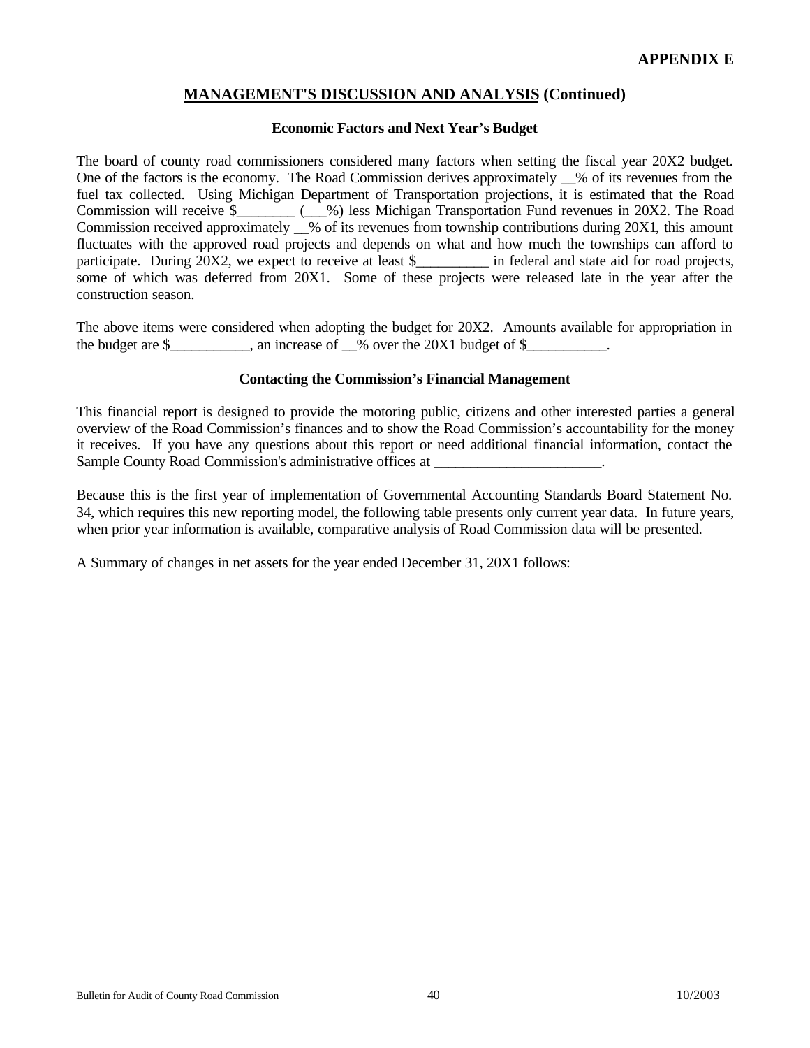**APPENDIX E**

## MANAGEMENT'S DISCUSSION AND ANALYSIS (Continued)

### Economic Factors and Next Year's Budget

The board of county road commissioners considered many factors when setting the fiscal year 20X2 budget. One of the factors is the economy. The Road Commission derives approximately __% of its revenues from the fuel tax collected. Using Michigan Department of Transportation projections, it is estimated that the Road Commission will receive $________ (___%) less Michigan Transportation Fund revenues in 20X2. The Road Commission received approximately __% of its revenues from township contributions during 20X1, this amount fluctuates with the approved road projects and depends on what and how much the townships can afford to participate. During 20X2, we expect to receive at least $__________ in federal and state aid for road projects, some of which was deferred from 20X1. Some of these projects were released late in the year after the construction season.

The above items were considered when adopting the budget for 20X2. Amounts available for appropriation in the budget are $___________, an increase of __% over the 20X1 budget of $___________.

### Contacting the Commission's Financial Management

This financial report is designed to provide the motoring public, citizens and other interested parties a general overview of the Road Commission's finances and to show the Road Commission's accountability for the money it receives. If you have any questions about this report or need additional financial information, contact the Sample County Road Commission's administrative offices at _______________________.

Because this is the first year of implementation of Governmental Accounting Standards Board Statement No. 34, which requires this new reporting model, the following table presents only current year data. In future years, when prior year information is available, comparative analysis of Road Commission data will be presented.

A Summary of changes in net assets for the year ended December 31, 20X1 follows: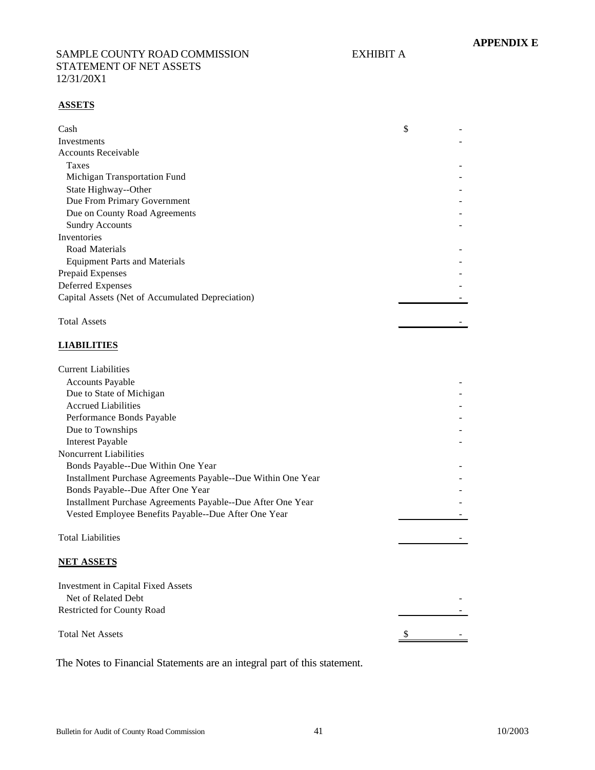**APPENDIX E**

SAMPLE COUNTY ROAD COMMISSION
STATEMENT OF NET ASSETS
12/31/20X1

EXHIBIT A

**ASSETS**

| | |
|---|---|
| Cash | $ - |
| Investments | - |
| Accounts Receivable | |
| Taxes | - |
| Michigan Transportation Fund | - |
| State Highway--Other | - |
| Due From Primary Government | - |
| Due on County Road Agreements | - |
| Sundry Accounts | - |
| Inventories | |
| Road Materials | - |
| Equipment Parts and Materials | - |
| Prepaid Expenses | - |
| Deferred Expenses | - |
| Capital Assets (Net of Accumulated Depreciation) | - |
| Total Assets | - |

**LIABILITIES**

| | |
|---|---|
| Current Liabilities | |
| Accounts Payable | - |
| Due to State of Michigan | - |
| Accrued Liabilities | - |
| Performance Bonds Payable | - |
| Due to Townships | - |
| Interest Payable | - |
| Noncurrent Liabilities | |
| Bonds Payable--Due Within One Year | - |
| Installment Purchase Agreements Payable--Due Within One Year | - |
| Bonds Payable--Due After One Year | - |
| Installment Purchase Agreements Payable--Due After One Year | - |
| Vested Employee Benefits Payable--Due After One Year | - |
| Total Liabilities | - |

**NET ASSETS**

| | |
|---|---|
| Investment in Capital Fixed Assets | |
| Net of Related Debt | - |
| Restricted for County Road | - |
| Total Net Assets | $ - |

The Notes to Financial Statements are an integral part of this statement.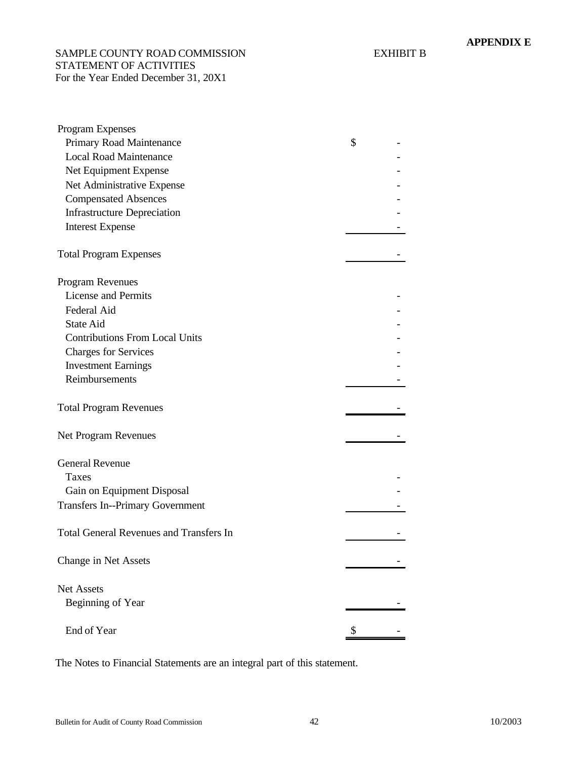**APPENDIX E**

SAMPLE COUNTY ROAD COMMISSION
STATEMENT OF ACTIVITIES
For the Year Ended December 31, 20X1

EXHIBIT B

| | |
|---|---|
| Program Expenses | |
| Primary Road Maintenance | $ - |
| Local Road Maintenance | - |
| Net Equipment Expense | - |
| Net Administrative Expense | - |
| Compensated Absences | - |
| Infrastructure Depreciation | - |
| Interest Expense | - |
| Total Program Expenses | - |
| Program Revenues | |
| License and Permits | - |
| Federal Aid | - |
| State Aid | - |
| Contributions From Local Units | - |
| Charges for Services | - |
| Investment Earnings | - |
| Reimbursements | - |
| Total Program Revenues | - |
| Net Program Revenues | - |
| General Revenue | |
| Taxes | - |
| Gain on Equipment Disposal | - |
| Transfers In--Primary Government | - |
| Total General Revenues and Transfers In | - |
| Change in Net Assets | - |
| Net Assets | |
| Beginning of Year | - |
| End of Year | $ - |

The Notes to Financial Statements are an integral part of this statement.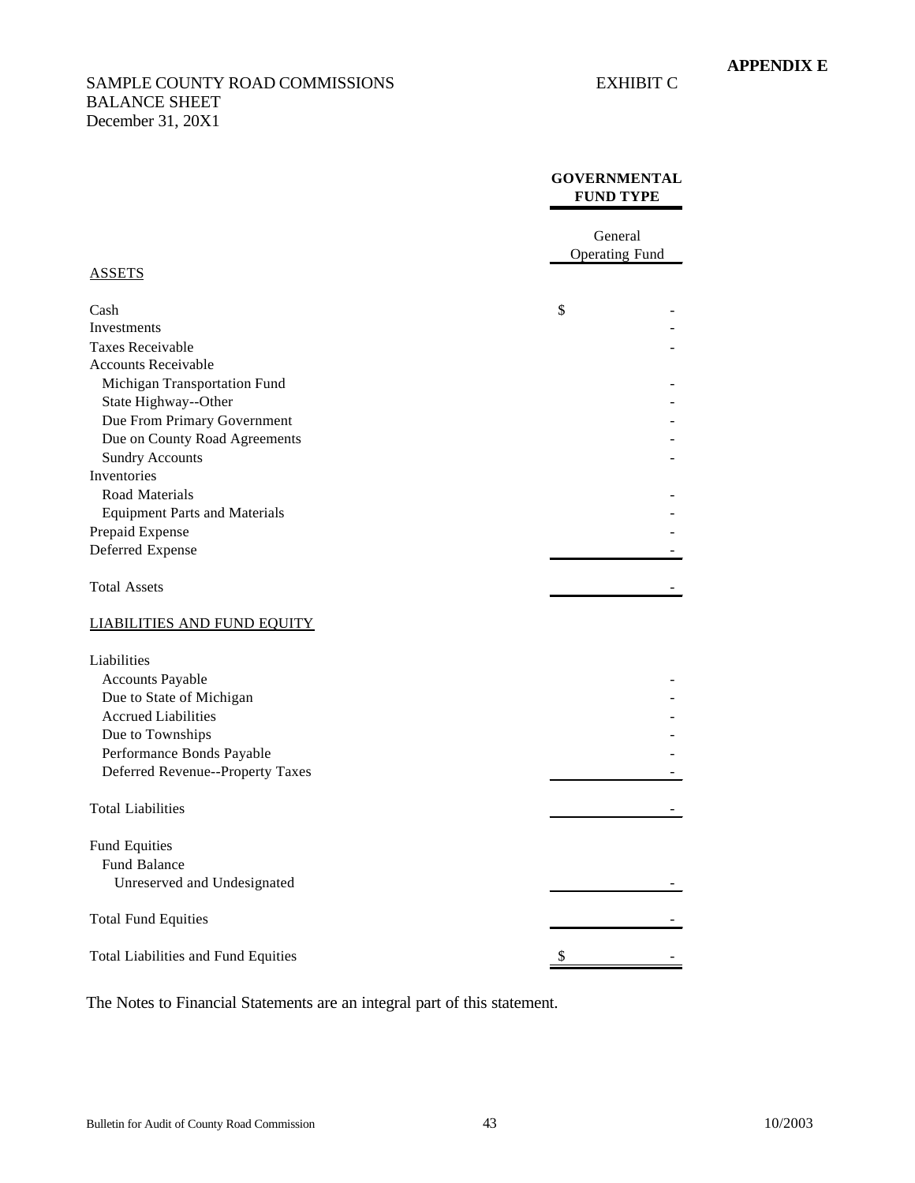**APPENDIX E**

SAMPLE COUNTY ROAD COMMISSIONS EXHIBIT C
BALANCE SHEET
December 31, 20X1

| | GOVERNMENTAL FUND TYPE |
|---|---|
| | General Operating Fund |
| ASSETS | |
| Cash | $ - |
| Investments | - |
| Taxes Receivable | - |
| Accounts Receivable | |
| Michigan Transportation Fund | - |
| State Highway--Other | - |
| Due From Primary Government | - |
| Due on County Road Agreements | - |
| Sundry Accounts | - |
| Inventories | |
| Road Materials | - |
| Equipment Parts and Materials | - |
| Prepaid Expense | - |
| Deferred Expense | - |
| Total Assets | - |
| LIABILITIES AND FUND EQUITY | |
| Liabilities | |
| Accounts Payable | - |
| Due to State of Michigan | - |
| Accrued Liabilities | - |
| Due to Townships | - |
| Performance Bonds Payable | - |
| Deferred Revenue--Property Taxes | - |
| Total Liabilities | - |
| Fund Equities | |
| Fund Balance | |
| Unreserved and Undesignated | - |
| Total Fund Equities | - |
| Total Liabilities and Fund Equities | $ - |

The Notes to Financial Statements are an integral part of this statement.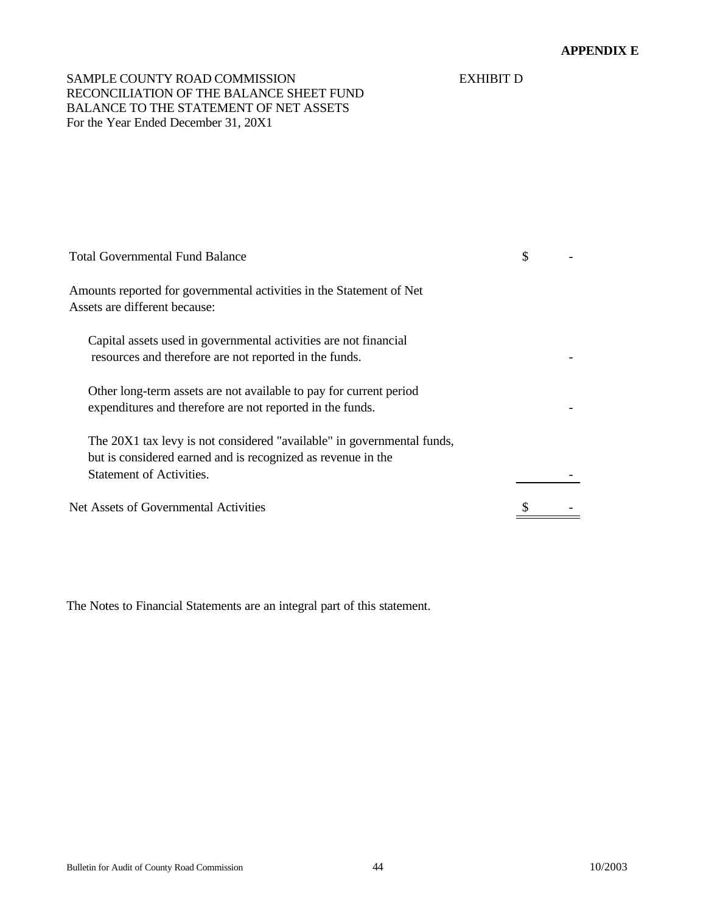**APPENDIX E**

SAMPLE COUNTY ROAD COMMISSION — EXHIBIT D
RECONCILIATION OF THE BALANCE SHEET FUND BALANCE TO THE STATEMENT OF NET ASSETS
For the Year Ended December 31, 20X1

| | | |
|---|---|---|
| Total Governmental Fund Balance | $ | - |
| Amounts reported for governmental activities in the Statement of Net Assets are different because: | | |
| Capital assets used in governmental activities are not financial resources and therefore are not reported in the funds. | | - |
| Other long-term assets are not available to pay for current period expenditures and therefore are not reported in the funds. | | - |
| The 20X1 tax levy is not considered "available" in governmental funds, but is considered earned and is recognized as revenue in the Statement of Activities. | | - |
| Net Assets of Governmental Activities | $ | - |

The Notes to Financial Statements are an integral part of this statement.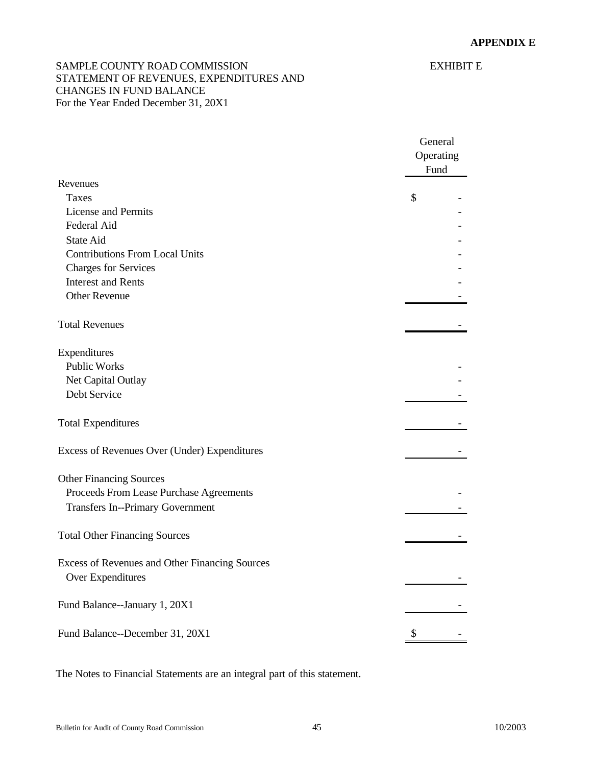**APPENDIX E**

SAMPLE COUNTY ROAD COMMISSION
STATEMENT OF REVENUES, EXPENDITURES AND
CHANGES IN FUND BALANCE
For the Year Ended December 31, 20X1

EXHIBIT E

| | General Operating Fund |
|---|---|
| **Revenues** | |
| Taxes | $ - |
| License and Permits | - |
| Federal Aid | - |
| State Aid | - |
| Contributions From Local Units | - |
| Charges for Services | - |
| Interest and Rents | - |
| Other Revenue | - |
| Total Revenues | - |
| **Expenditures** | |
| Public Works | - |
| Net Capital Outlay | - |
| Debt Service | - |
| Total Expenditures | - |
| Excess of Revenues Over (Under) Expenditures | - |
| **Other Financing Sources** | |
| Proceeds From Lease Purchase Agreements | - |
| Transfers In--Primary Government | - |
| Total Other Financing Sources | - |
| Excess of Revenues and Other Financing Sources Over Expenditures | - |
| Fund Balance--January 1, 20X1 | - |
| Fund Balance--December 31, 20X1 | $ - |

The Notes to Financial Statements are an integral part of this statement.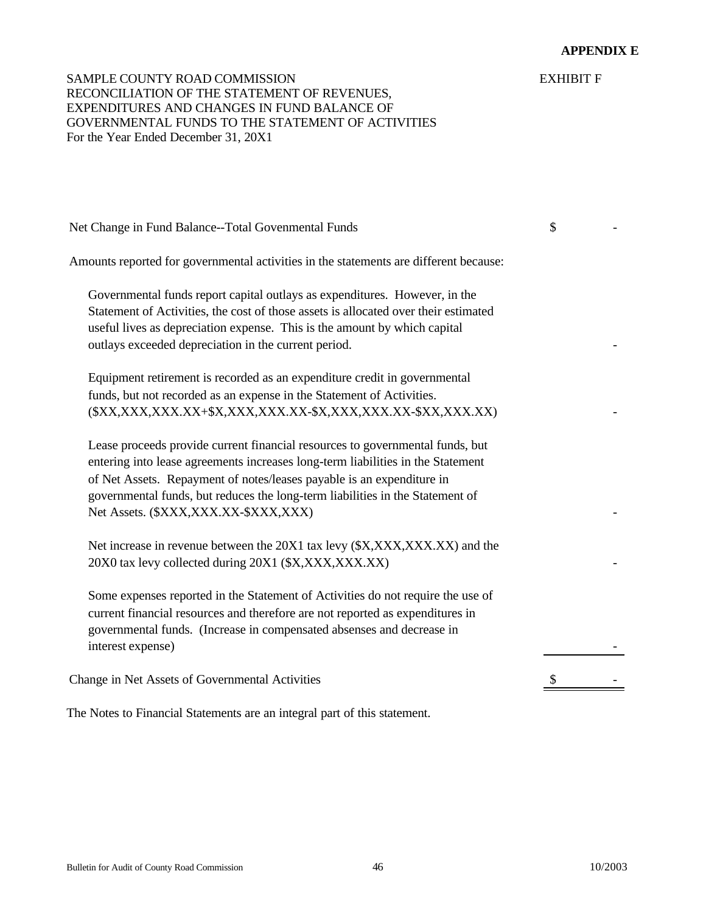**APPENDIX E**

SAMPLE COUNTY ROAD COMMISSION  
RECONCILIATION OF THE STATEMENT OF REVENUES,  
EXPENDITURES AND CHANGES IN FUND BALANCE OF  
GOVERNMENTAL FUNDS TO THE STATEMENT OF ACTIVITIES  
For the Year Ended December 31, 20X1

EXHIBIT F

| | |
|---|---|
| Net Change in Fund Balance--Total Govenmental Funds | $ - |
| Amounts reported for governmental activities in the statements are different because: | |
| Governmental funds report capital outlays as expenditures. However, in the Statement of Activities, the cost of those assets is allocated over their estimated useful lives as depreciation expense. This is the amount by which capital outlays exceeded depreciation in the current period. | - |
| Equipment retirement is recorded as an expenditure credit in governmental funds, but not recorded as an expense in the Statement of Activities. ($XX,XXX,XXX.XX+$X,XXX,XXX.XX-$X,XXX,XXX.XX-$XX,XXX.XX) | - |
| Lease proceeds provide current financial resources to governmental funds, but entering into lease agreements increases long-term liabilities in the Statement of Net Assets. Repayment of notes/leases payable is an expenditure in governmental funds, but reduces the long-term liabilities in the Statement of Net Assets. ($XXX,XXX.XX-$XXX,XXX) | - |
| Net increase in revenue between the 20X1 tax levy ($X,XXX,XXX.XX) and the 20X0 tax levy collected during 20X1 ($X,XXX,XXX.XX) | - |
| Some expenses reported in the Statement of Activities do not require the use of current financial resources and therefore are not reported as expenditures in governmental funds. (Increase in compensated absenses and decrease in interest expense) | - |
| Change in Net Assets of Governmental Activities | $ - |

The Notes to Financial Statements are an integral part of this statement.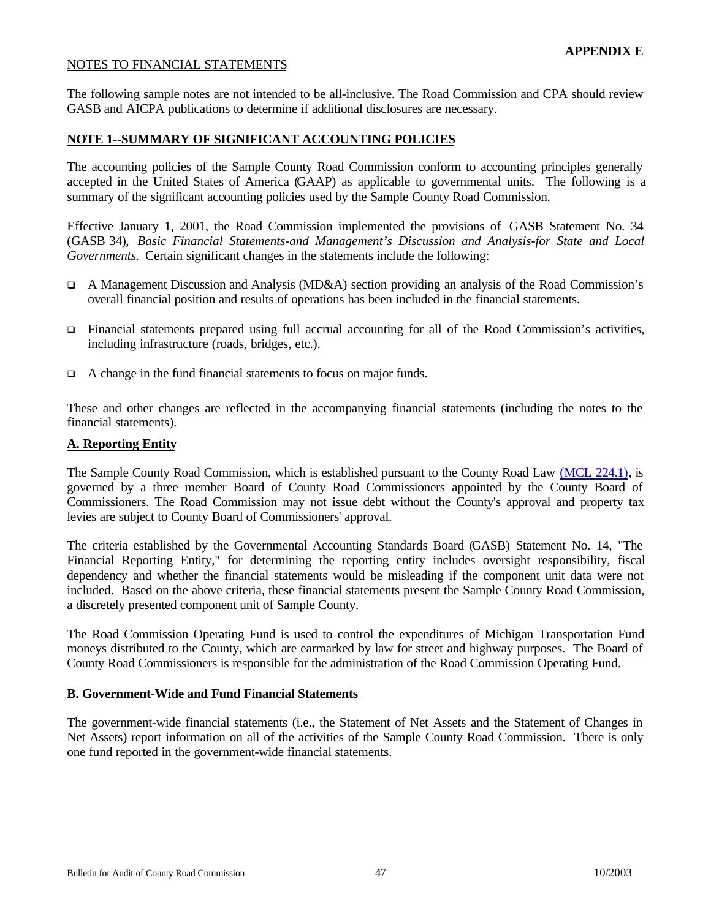**APPENDIX E**

NOTES TO FINANCIAL STATEMENTS

The following sample notes are not intended to be all-inclusive. The Road Commission and CPA should review GASB and AICPA publications to determine if additional disclosures are necessary.

## NOTE 1--SUMMARY OF SIGNIFICANT ACCOUNTING POLICIES

The accounting policies of the Sample County Road Commission conform to accounting principles generally accepted in the United States of America (GAAP) as applicable to governmental units. The following is a summary of the significant accounting policies used by the Sample County Road Commission.

Effective January 1, 2001, the Road Commission implemented the provisions of GASB Statement No. 34 (GASB 34), *Basic Financial Statements-and Management's Discussion and Analysis-for State and Local Governments.* Certain significant changes in the statements include the following:

- A Management Discussion and Analysis (MD&A) section providing an analysis of the Road Commission's overall financial position and results of operations has been included in the financial statements.
- Financial statements prepared using full accrual accounting for all of the Road Commission's activities, including infrastructure (roads, bridges, etc.).
- A change in the fund financial statements to focus on major funds.

These and other changes are reflected in the accompanying financial statements (including the notes to the financial statements).

### A. Reporting Entity

The Sample County Road Commission, which is established pursuant to the County Road Law (MCL 224.1), is governed by a three member Board of County Road Commissioners appointed by the County Board of Commissioners. The Road Commission may not issue debt without the County's approval and property tax levies are subject to County Board of Commissioners' approval.

The criteria established by the Governmental Accounting Standards Board (GASB) Statement No. 14, "The Financial Reporting Entity," for determining the reporting entity includes oversight responsibility, fiscal dependency and whether the financial statements would be misleading if the component unit data were not included. Based on the above criteria, these financial statements present the Sample County Road Commission, a discretely presented component unit of Sample County.

The Road Commission Operating Fund is used to control the expenditures of Michigan Transportation Fund moneys distributed to the County, which are earmarked by law for street and highway purposes. The Board of County Road Commissioners is responsible for the administration of the Road Commission Operating Fund.

### B. Government-Wide and Fund Financial Statements

The government-wide financial statements (i.e., the Statement of Net Assets and the Statement of Changes in Net Assets) report information on all of the activities of the Sample County Road Commission. There is only one fund reported in the government-wide financial statements.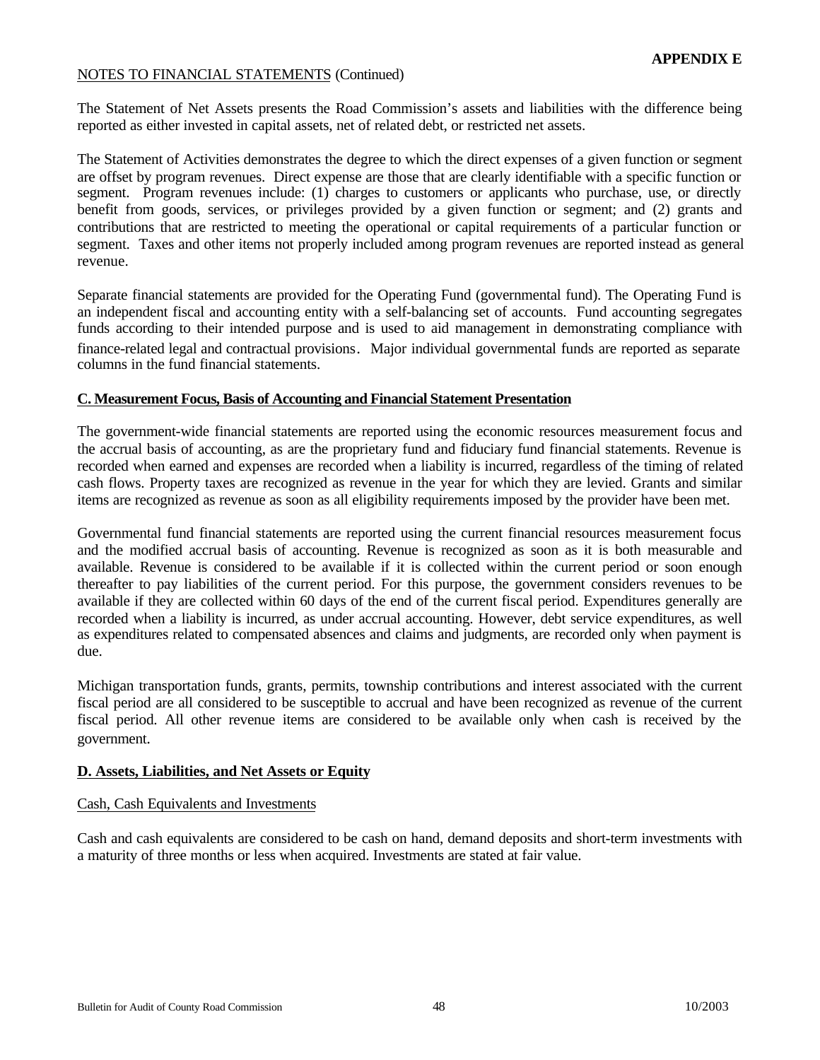**APPENDIX E**

NOTES TO FINANCIAL STATEMENTS (Continued)

The Statement of Net Assets presents the Road Commission's assets and liabilities with the difference being reported as either invested in capital assets, net of related debt, or restricted net assets.

The Statement of Activities demonstrates the degree to which the direct expenses of a given function or segment are offset by program revenues. Direct expense are those that are clearly identifiable with a specific function or segment. Program revenues include: (1) charges to customers or applicants who purchase, use, or directly benefit from goods, services, or privileges provided by a given function or segment; and (2) grants and contributions that are restricted to meeting the operational or capital requirements of a particular function or segment. Taxes and other items not properly included among program revenues are reported instead as general revenue.

Separate financial statements are provided for the Operating Fund (governmental fund). The Operating Fund is an independent fiscal and accounting entity with a self-balancing set of accounts. Fund accounting segregates funds according to their intended purpose and is used to aid management in demonstrating compliance with finance-related legal and contractual provisions. Major individual governmental funds are reported as separate columns in the fund financial statements.

**C. Measurement Focus, Basis of Accounting and Financial Statement Presentation**

The government-wide financial statements are reported using the economic resources measurement focus and the accrual basis of accounting, as are the proprietary fund and fiduciary fund financial statements. Revenue is recorded when earned and expenses are recorded when a liability is incurred, regardless of the timing of related cash flows. Property taxes are recognized as revenue in the year for which they are levied. Grants and similar items are recognized as revenue as soon as all eligibility requirements imposed by the provider have been met.

Governmental fund financial statements are reported using the current financial resources measurement focus and the modified accrual basis of accounting. Revenue is recognized as soon as it is both measurable and available. Revenue is considered to be available if it is collected within the current period or soon enough thereafter to pay liabilities of the current period. For this purpose, the government considers revenues to be available if they are collected within 60 days of the end of the current fiscal period. Expenditures generally are recorded when a liability is incurred, as under accrual accounting. However, debt service expenditures, as well as expenditures related to compensated absences and claims and judgments, are recorded only when payment is due.

Michigan transportation funds, grants, permits, township contributions and interest associated with the current fiscal period are all considered to be susceptible to accrual and have been recognized as revenue of the current fiscal period. All other revenue items are considered to be available only when cash is received by the government.

**D. Assets, Liabilities, and Net Assets or Equity**

Cash, Cash Equivalents and Investments

Cash and cash equivalents are considered to be cash on hand, demand deposits and short-term investments with a maturity of three months or less when acquired. Investments are stated at fair value.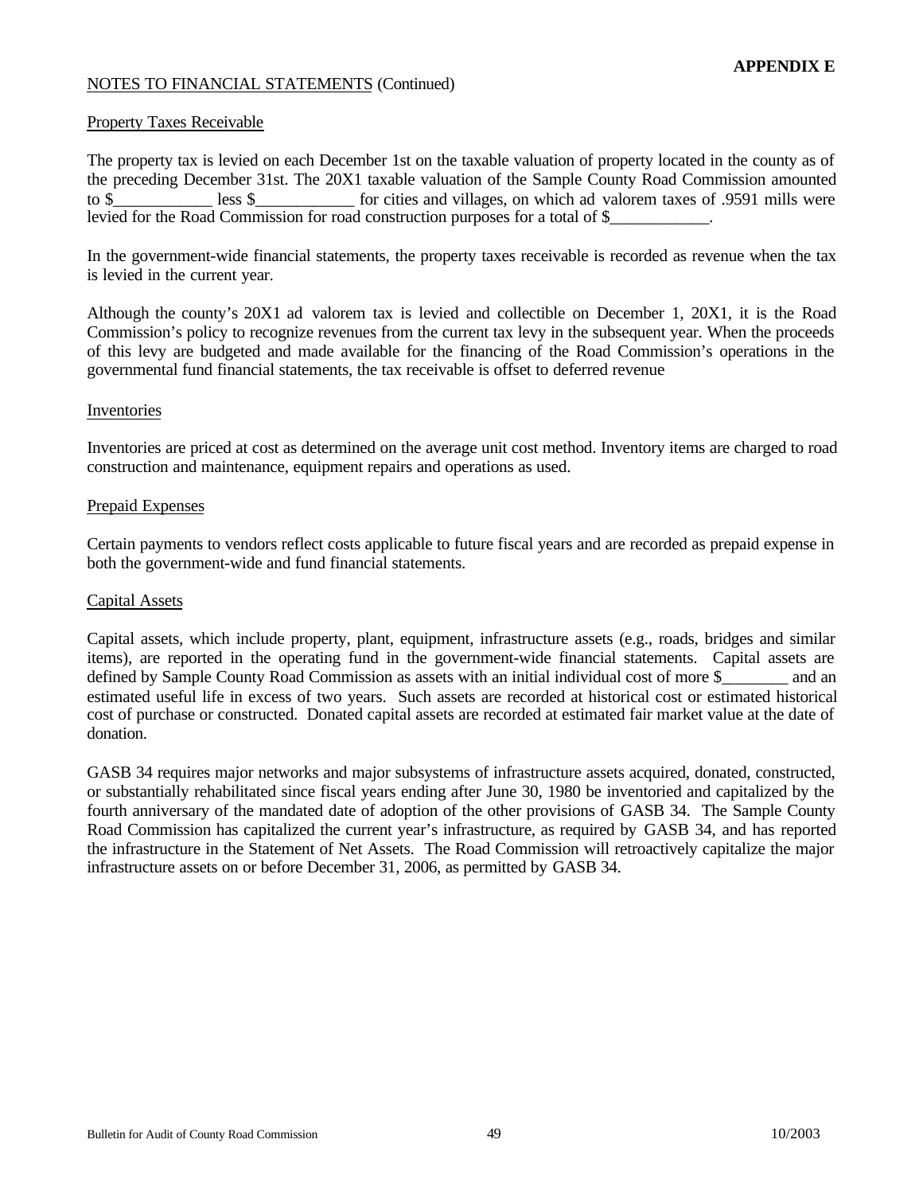**APPENDIX E**

NOTES TO FINANCIAL STATEMENTS (Continued)

Property Taxes Receivable

The property tax is levied on each December 1st on the taxable valuation of property located in the county as of the preceding December 31st. The 20X1 taxable valuation of the Sample County Road Commission amounted to $____________ less $____________ for cities and villages, on which ad valorem taxes of .9591 mills were levied for the Road Commission for road construction purposes for a total of $____________.

In the government-wide financial statements, the property taxes receivable is recorded as revenue when the tax is levied in the current year.

Although the county's 20X1 ad valorem tax is levied and collectible on December 1, 20X1, it is the Road Commission's policy to recognize revenues from the current tax levy in the subsequent year. When the proceeds of this levy are budgeted and made available for the financing of the Road Commission's operations in the governmental fund financial statements, the tax receivable is offset to deferred revenue

Inventories

Inventories are priced at cost as determined on the average unit cost method. Inventory items are charged to road construction and maintenance, equipment repairs and operations as used.

Prepaid Expenses

Certain payments to vendors reflect costs applicable to future fiscal years and are recorded as prepaid expense in both the government-wide and fund financial statements.

Capital Assets

Capital assets, which include property, plant, equipment, infrastructure assets (e.g., roads, bridges and similar items), are reported in the operating fund in the government-wide financial statements. Capital assets are defined by Sample County Road Commission as assets with an initial individual cost of more $________ and an estimated useful life in excess of two years. Such assets are recorded at historical cost or estimated historical cost of purchase or constructed. Donated capital assets are recorded at estimated fair market value at the date of donation.

GASB 34 requires major networks and major subsystems of infrastructure assets acquired, donated, constructed, or substantially rehabilitated since fiscal years ending after June 30, 1980 be inventoried and capitalized by the fourth anniversary of the mandated date of adoption of the other provisions of GASB 34. The Sample County Road Commission has capitalized the current year's infrastructure, as required by GASB 34, and has reported the infrastructure in the Statement of Net Assets. The Road Commission will retroactively capitalize the major infrastructure assets on or before December 31, 2006, as permitted by GASB 34.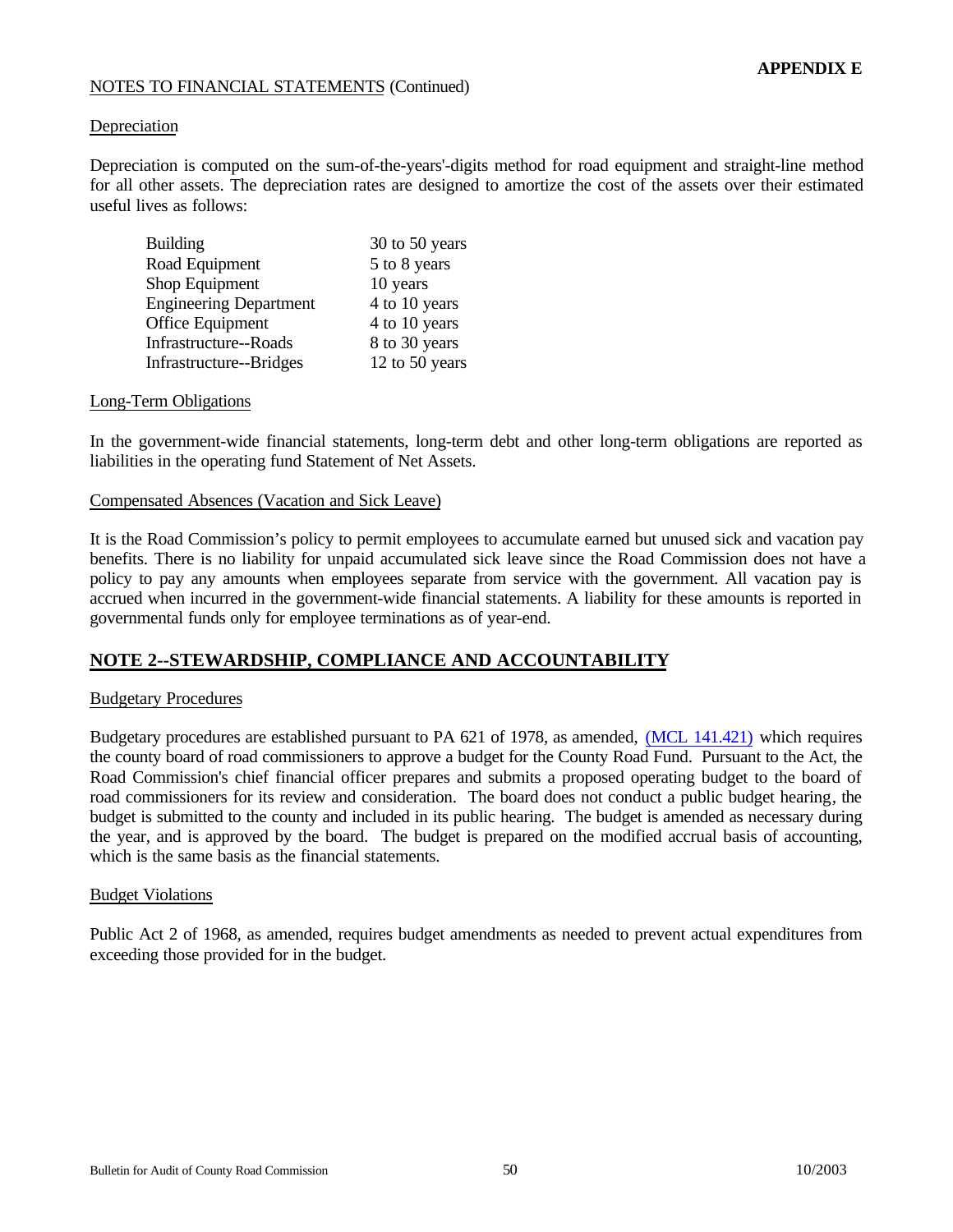**APPENDIX E**

NOTES TO FINANCIAL STATEMENTS (Continued)

Depreciation

Depreciation is computed on the sum-of-the-years'-digits method for road equipment and straight-line method for all other assets. The depreciation rates are designed to amortize the cost of the assets over their estimated useful lives as follows:

| | |
|---|---|
| Building | 30 to 50 years |
| Road Equipment | 5 to 8 years |
| Shop Equipment | 10 years |
| Engineering Department | 4 to 10 years |
| Office Equipment | 4 to 10 years |
| Infrastructure--Roads | 8 to 30 years |
| Infrastructure--Bridges | 12 to 50 years |

Long-Term Obligations

In the government-wide financial statements, long-term debt and other long-term obligations are reported as liabilities in the operating fund Statement of Net Assets.

Compensated Absences (Vacation and Sick Leave)

It is the Road Commission's policy to permit employees to accumulate earned but unused sick and vacation pay benefits. There is no liability for unpaid accumulated sick leave since the Road Commission does not have a policy to pay any amounts when employees separate from service with the government. All vacation pay is accrued when incurred in the government-wide financial statements. A liability for these amounts is reported in governmental funds only for employee terminations as of year-end.

## NOTE 2--STEWARDSHIP, COMPLIANCE AND ACCOUNTABILITY

Budgetary Procedures

Budgetary procedures are established pursuant to PA 621 of 1978, as amended, (MCL 141.421) which requires the county board of road commissioners to approve a budget for the County Road Fund. Pursuant to the Act, the Road Commission's chief financial officer prepares and submits a proposed operating budget to the board of road commissioners for its review and consideration. The board does not conduct a public budget hearing, the budget is submitted to the county and included in its public hearing. The budget is amended as necessary during the year, and is approved by the board. The budget is prepared on the modified accrual basis of accounting, which is the same basis as the financial statements.

Budget Violations

Public Act 2 of 1968, as amended, requires budget amendments as needed to prevent actual expenditures from exceeding those provided for in the budget.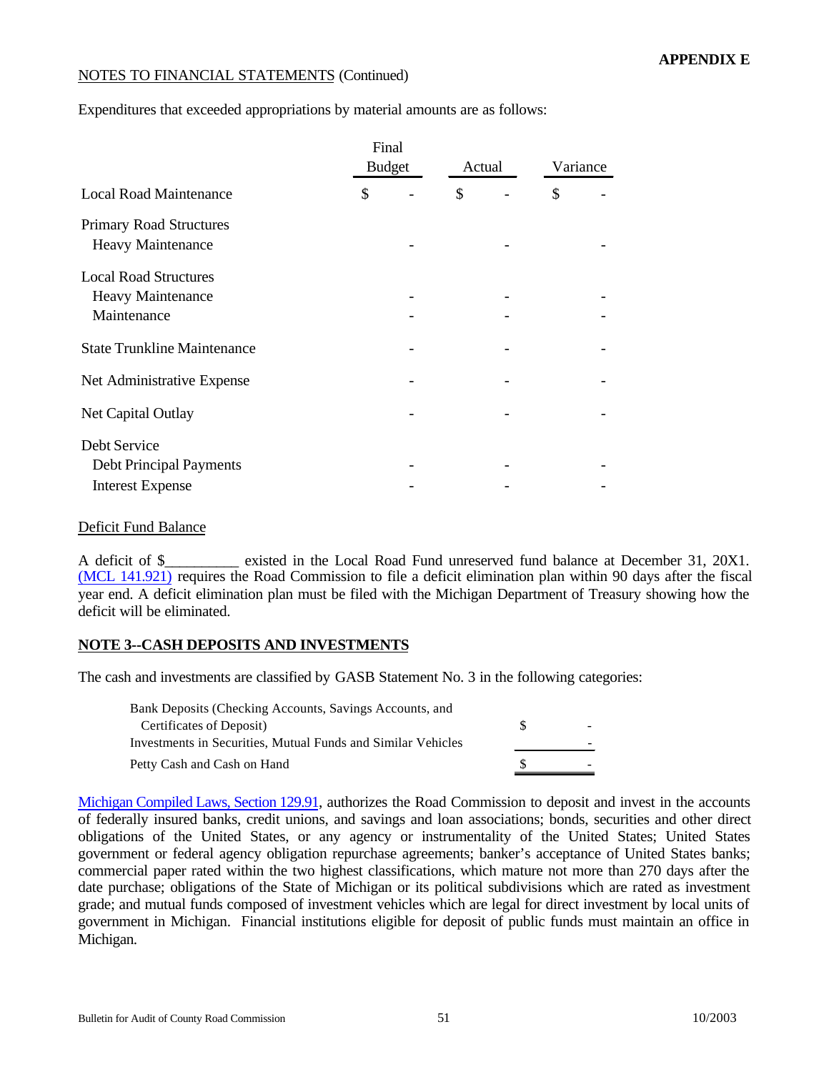**APPENDIX E**

NOTES TO FINANCIAL STATEMENTS (Continued)

Expenditures that exceeded appropriations by material amounts are as follows:

| | Final Budget | Actual | Variance |
|---|---|---|---|
| Local Road Maintenance | $ - | $ - | $ - |
| Primary Road Structures | | | |
| Heavy Maintenance | - | - | - |
| Local Road Structures | | | |
| Heavy Maintenance | - | - | - |
| Maintenance | - | - | - |
| State Trunkline Maintenance | - | - | - |
| Net Administrative Expense | - | - | - |
| Net Capital Outlay | - | - | - |
| Debt Service | | | |
| Debt Principal Payments | - | - | - |
| Interest Expense | - | - | - |

Deficit Fund Balance

A deficit of $__________ existed in the Local Road Fund unreserved fund balance at December 31, 20X1. (MCL 141.921) requires the Road Commission to file a deficit elimination plan within 90 days after the fiscal year end. A deficit elimination plan must be filed with the Michigan Department of Treasury showing how the deficit will be eliminated.

**NOTE 3--CASH DEPOSITS AND INVESTMENTS**

The cash and investments are classified by GASB Statement No. 3 in the following categories:

| | |
|---|---|
| Bank Deposits (Checking Accounts, Savings Accounts, and Certificates of Deposit) | $ - |
| Investments in Securities, Mutual Funds and Similar Vehicles | - |
| Petty Cash and Cash on Hand | $ - |

Michigan Compiled Laws, Section 129.91, authorizes the Road Commission to deposit and invest in the accounts of federally insured banks, credit unions, and savings and loan associations; bonds, securities and other direct obligations of the United States, or any agency or instrumentality of the United States; United States government or federal agency obligation repurchase agreements; banker's acceptance of United States banks; commercial paper rated within the two highest classifications, which mature not more than 270 days after the date purchase; obligations of the State of Michigan or its political subdivisions which are rated as investment grade; and mutual funds composed of investment vehicles which are legal for direct investment by local units of government in Michigan. Financial institutions eligible for deposit of public funds must maintain an office in Michigan.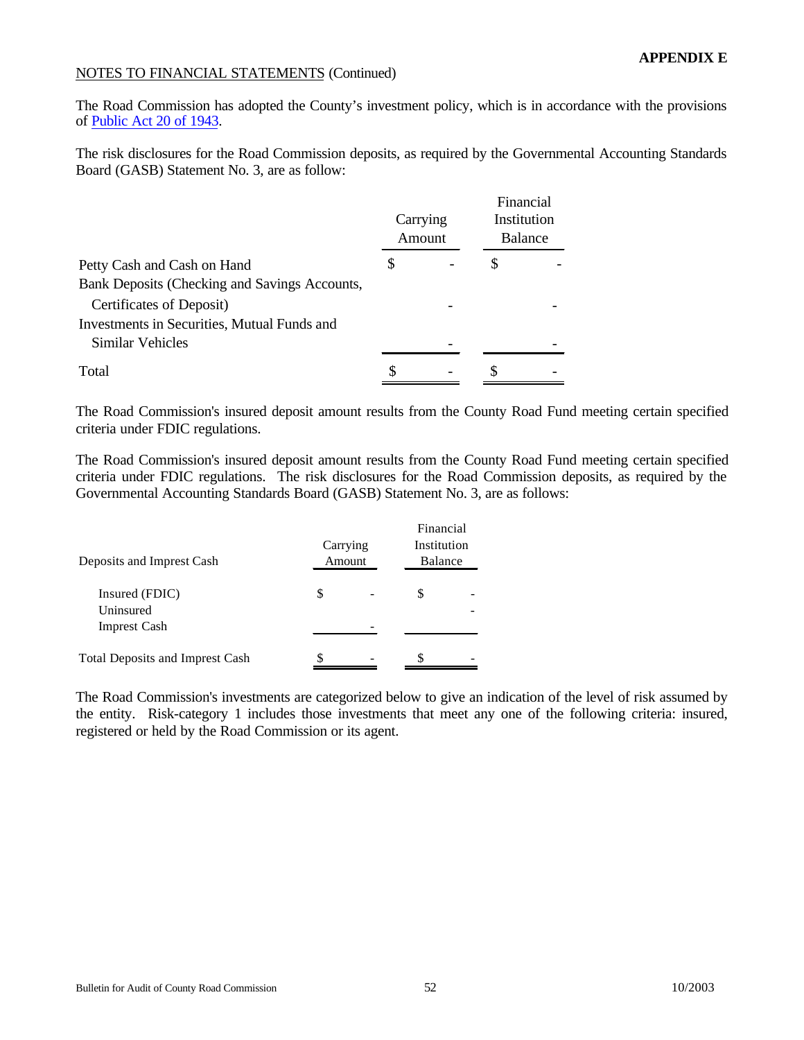**APPENDIX E**

NOTES TO FINANCIAL STATEMENTS (Continued)

The Road Commission has adopted the County's investment policy, which is in accordance with the provisions of Public Act 20 of 1943.

The risk disclosures for the Road Commission deposits, as required by the Governmental Accounting Standards Board (GASB) Statement No. 3, are as follow:

| | Carrying Amount | Financial Institution Balance |
|---|---|---|
| Petty Cash and Cash on Hand | $ - | $ - |
| Bank Deposits (Checking and Savings Accounts, Certificates of Deposit) | - | - |
| Investments in Securities, Mutual Funds and Similar Vehicles | - | - |
| Total | $ - | $ - |

The Road Commission's insured deposit amount results from the County Road Fund meeting certain specified criteria under FDIC regulations.

The Road Commission's insured deposit amount results from the County Road Fund meeting certain specified criteria under FDIC regulations. The risk disclosures for the Road Commission deposits, as required by the Governmental Accounting Standards Board (GASB) Statement No. 3, are as follows:

| Deposits and Imprest Cash | Carrying Amount | Financial Institution Balance |
|---|---|---|
| Insured (FDIC) | $ - | $ - |
| Uninsured | | - |
| Imprest Cash | - | |
| Total Deposits and Imprest Cash | $ - | $ - |

The Road Commission's investments are categorized below to give an indication of the level of risk assumed by the entity. Risk-category 1 includes those investments that meet any one of the following criteria: insured, registered or held by the Road Commission or its agent.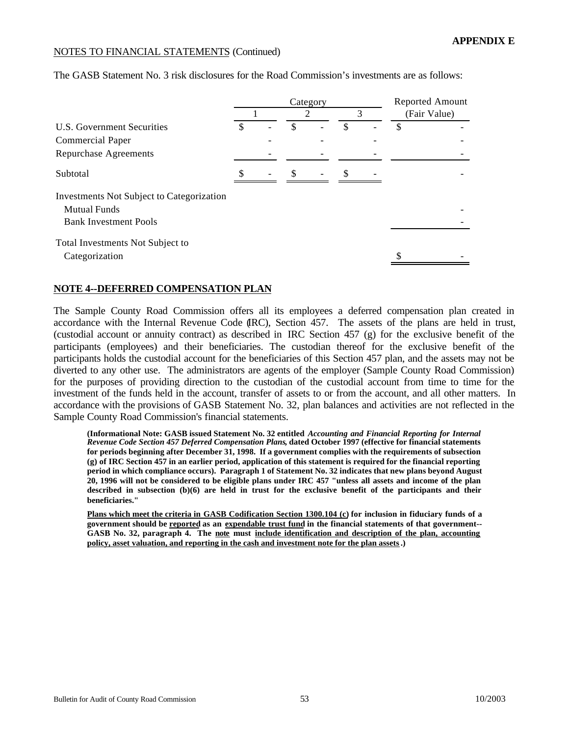**APPENDIX E**

NOTES TO FINANCIAL STATEMENTS (Continued)

The GASB Statement No. 3 risk disclosures for the Road Commission's investments are as follows:

| | Category 1 | Category 2 | Category 3 | Reported Amount (Fair Value) |
|---|---|---|---|---|
| U.S. Government Securities | $ - | $ - | $ - | $ - |
| Commercial Paper | - | - | - | - |
| Repurchase Agreements | - | - | - | - |
| Subtotal | $ - | $ - | $ - | - |
| Investments Not Subject to Categorization | | | | |
| Mutual Funds | | | | - |
| Bank Investment Pools | | | | - |
| Total Investments Not Subject to Categorization | | | | $ - |

## NOTE 4--DEFERRED COMPENSATION PLAN

The Sample County Road Commission offers all its employees a deferred compensation plan created in accordance with the Internal Revenue Code (IRC), Section 457. The assets of the plans are held in trust, (custodial account or annuity contract) as described in IRC Section 457 (g) for the exclusive benefit of the participants (employees) and their beneficiaries. The custodian thereof for the exclusive benefit of the participants holds the custodial account for the beneficiaries of this Section 457 plan, and the assets may not be diverted to any other use. The administrators are agents of the employer (Sample County Road Commission) for the purposes of providing direction to the custodian of the custodial account from time to time for the investment of the funds held in the account, transfer of assets to or from the account, and all other matters. In accordance with the provisions of GASB Statement No. 32, plan balances and activities are not reflected in the Sample County Road Commission's financial statements.

**(Informational Note: GASB issued Statement No. 32 entitled *Accounting and Financial Reporting for Internal Revenue Code Section 457 Deferred Compensation Plans*, dated October 1997 (effective for financial statements for periods beginning after December 31, 1998. If a government complies with the requirements of subsection (g) of IRC Section 457 in an earlier period, application of this statement is required for the financial reporting period in which compliance occurs). Paragraph 1 of Statement No. 32 indicates that new plans beyond August 20, 1996 will not be considered to be eligible plans under IRC 457 "unless all assets and income of the plan described in subsection (b)(6) are held in trust for the exclusive benefit of the participants and their beneficiaries."**

**Plans which meet the criteria in GASB Codification Section 1300.104 (c) for inclusion in fiduciary funds of a government should be reported as an expendable trust fund in the financial statements of that government--GASB No. 32, paragraph 4. The note must include identification and description of the plan, accounting policy, asset valuation, and reporting in the cash and investment note for the plan assets.)**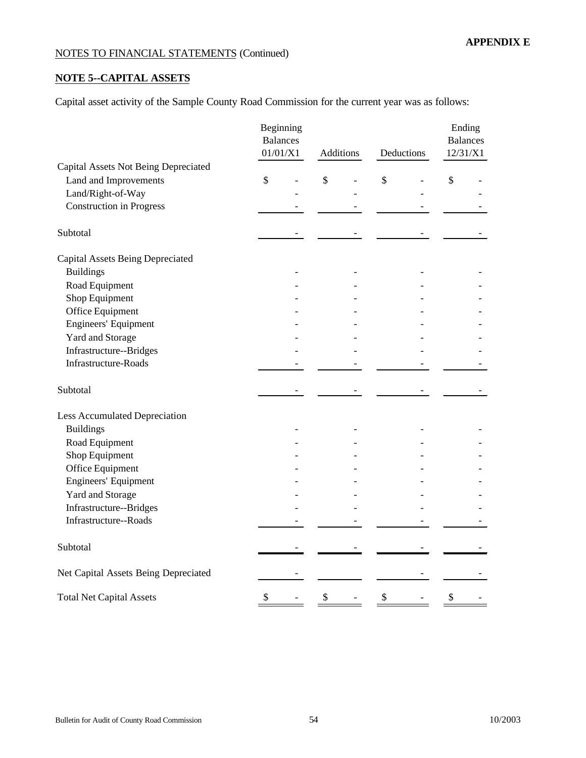**APPENDIX E**

NOTES TO FINANCIAL STATEMENTS (Continued)

## NOTE 5--CAPITAL ASSETS

Capital asset activity of the Sample County Road Commission for the current year was as follows:

| | Beginning Balances 01/01/X1 | Additions | Deductions | Ending Balances 12/31/X1 |
|---|---|---|---|---|
| **Capital Assets Not Being Depreciated** | | | | |
| Land and Improvements | $ - | $ - | $ - | $ - |
| Land/Right-of-Way | - | - | - | - |
| Construction in Progress | - | - | - | - |
| Subtotal | - | - | - | - |
| **Capital Assets Being Depreciated** | | | | |
| Buildings | - | - | - | - |
| Road Equipment | - | - | - | - |
| Shop Equipment | - | - | - | - |
| Office Equipment | - | - | - | - |
| Engineers' Equipment | - | - | - | - |
| Yard and Storage | - | - | - | - |
| Infrastructure--Bridges | - | - | - | - |
| Infrastructure-Roads | - | - | - | - |
| Subtotal | - | - | - | - |
| **Less Accumulated Depreciation** | | | | |
| Buildings | - | - | - | - |
| Road Equipment | - | - | - | - |
| Shop Equipment | - | - | - | - |
| Office Equipment | - | - | - | - |
| Engineers' Equipment | - | - | - | - |
| Yard and Storage | - | - | - | - |
| Infrastructure--Bridges | - | - | - | - |
| Infrastructure--Roads | - | - | - | - |
| Subtotal | - | - | - | - |
| Net Capital Assets Being Depreciated | - | | - | - |
| Total Net Capital Assets | $ - | $ - | $ - | $ - |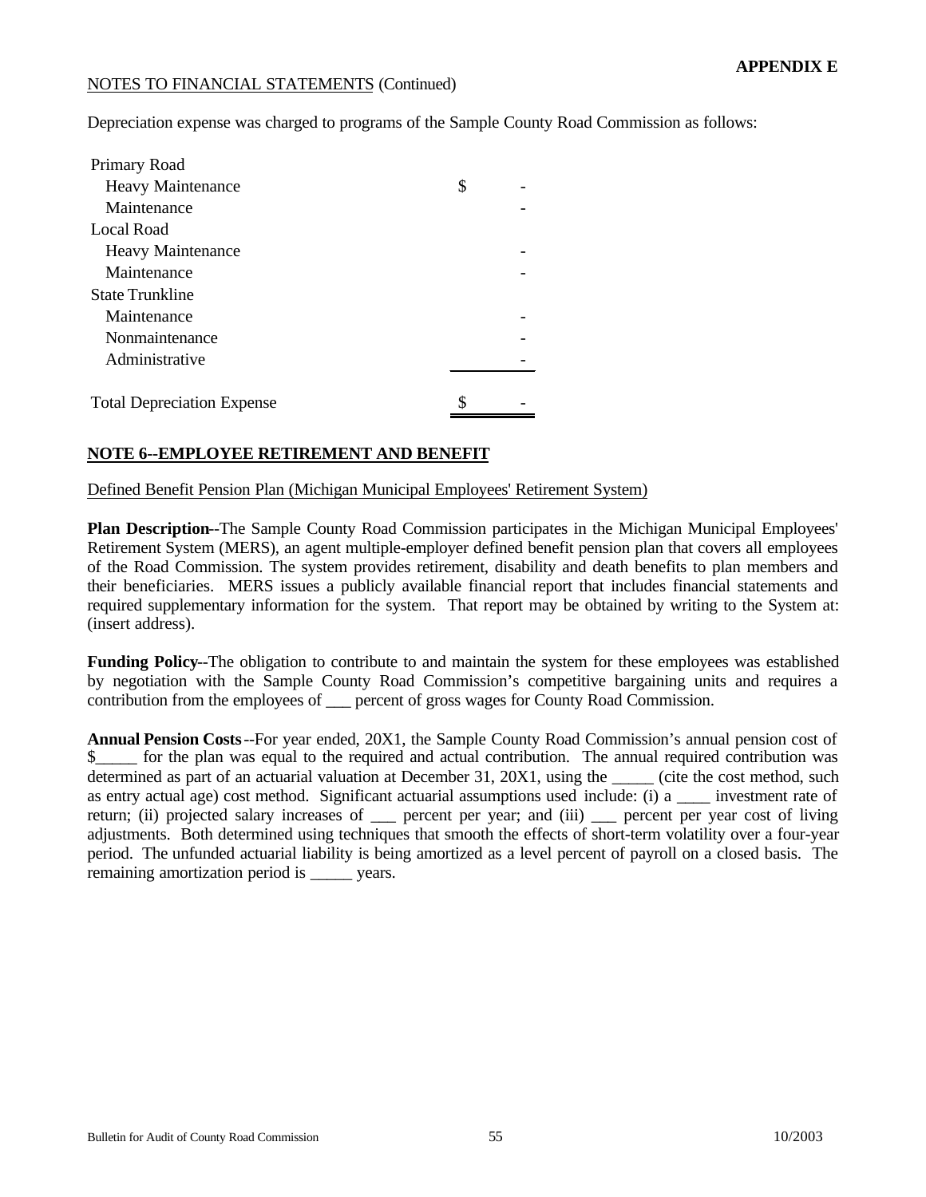**APPENDIX E**

NOTES TO FINANCIAL STATEMENTS (Continued)

Depreciation expense was charged to programs of the Sample County Road Commission as follows:

| | |
|---|---|
| Primary Road | |
| Heavy Maintenance | $ - |
| Maintenance | - |
| Local Road | |
| Heavy Maintenance | - |
| Maintenance | - |
| State Trunkline | |
| Maintenance | - |
| Nonmaintenance | - |
| Administrative | - |
| Total Depreciation Expense | $ - |

**NOTE 6--EMPLOYEE RETIREMENT AND BENEFIT**

Defined Benefit Pension Plan (Michigan Municipal Employees' Retirement System)

**Plan Description**--The Sample County Road Commission participates in the Michigan Municipal Employees' Retirement System (MERS), an agent multiple-employer defined benefit pension plan that covers all employees of the Road Commission. The system provides retirement, disability and death benefits to plan members and their beneficiaries. MERS issues a publicly available financial report that includes financial statements and required supplementary information for the system. That report may be obtained by writing to the System at: (insert address).

**Funding Policy**--The obligation to contribute to and maintain the system for these employees was established by negotiation with the Sample County Road Commission's competitive bargaining units and requires a contribution from the employees of ___ percent of gross wages for County Road Commission.

**Annual Pension Costs**--For year ended, 20X1, the Sample County Road Commission's annual pension cost of $_____ for the plan was equal to the required and actual contribution. The annual required contribution was determined as part of an actuarial valuation at December 31, 20X1, using the _____ (cite the cost method, such as entry actual age) cost method. Significant actuarial assumptions used include: (i) a ____ investment rate of return; (ii) projected salary increases of ___ percent per year; and (iii) ___ percent per year cost of living adjustments. Both determined using techniques that smooth the effects of short-term volatility over a four-year period. The unfunded actuarial liability is being amortized as a level percent of payroll on a closed basis. The remaining amortization period is _____ years.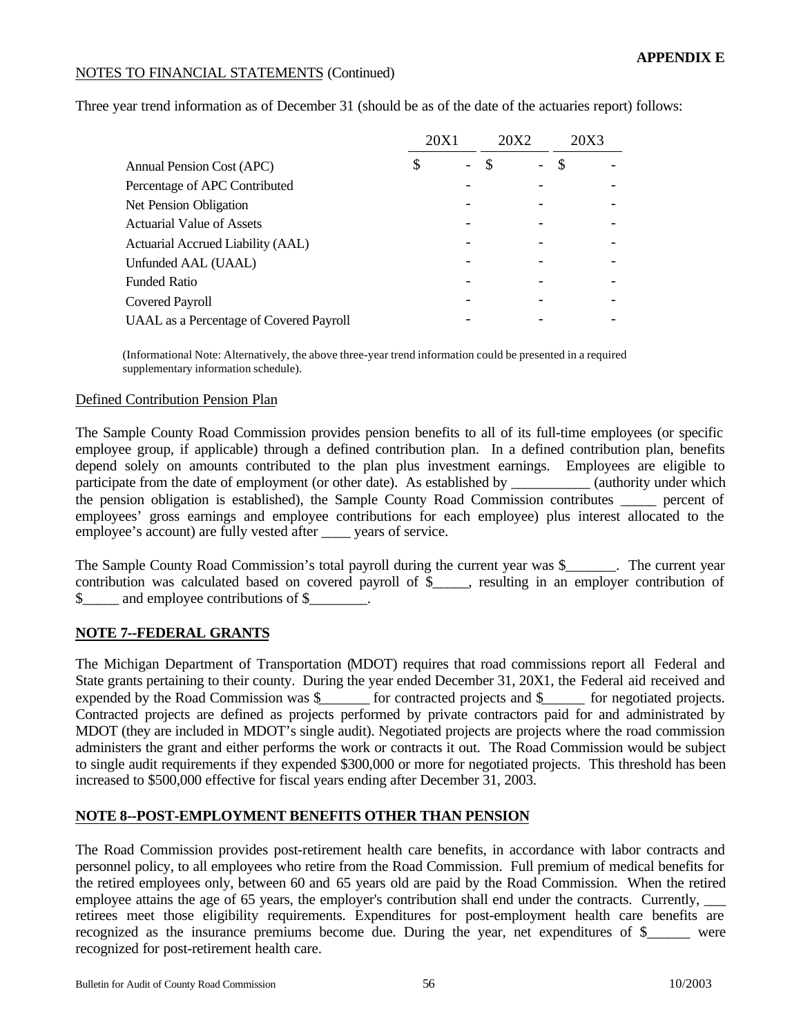**APPENDIX E**

NOTES TO FINANCIAL STATEMENTS (Continued)

Three year trend information as of December 31 (should be as of the date of the actuaries report) follows:

| | 20X1 | 20X2 | 20X3 |
|---|---|---|---|
| Annual Pension Cost (APC) | $ - | $ - | $ - |
| Percentage of APC Contributed | - | - | - |
| Net Pension Obligation | - | - | - |
| Actuarial Value of Assets | - | - | - |
| Actuarial Accrued Liability (AAL) | - | - | - |
| Unfunded AAL (UAAL) | - | - | - |
| Funded Ratio | - | - | - |
| Covered Payroll | - | - | - |
| UAAL as a Percentage of Covered Payroll | - | - | - |

(Informational Note: Alternatively, the above three-year trend information could be presented in a required supplementary information schedule).

Defined Contribution Pension Plan

The Sample County Road Commission provides pension benefits to all of its full-time employees (or specific employee group, if applicable) through a defined contribution plan. In a defined contribution plan, benefits depend solely on amounts contributed to the plan plus investment earnings. Employees are eligible to participate from the date of employment (or other date). As established by ___________ (authority under which the pension obligation is established), the Sample County Road Commission contributes _____ percent of employees' gross earnings and employee contributions for each employee) plus interest allocated to the employee's account) are fully vested after ____ years of service.

The Sample County Road Commission's total payroll during the current year was $_______. The current year contribution was calculated based on covered payroll of $_____, resulting in an employer contribution of $_____ and employee contributions of $________.

**NOTE 7--FEDERAL GRANTS**

The Michigan Department of Transportation (MDOT) requires that road commissions report all Federal and State grants pertaining to their county. During the year ended December 31, 20X1, the Federal aid received and expended by the Road Commission was $_______ for contracted projects and $______ for negotiated projects. Contracted projects are defined as projects performed by private contractors paid for and administrated by MDOT (they are included in MDOT's single audit). Negotiated projects are projects where the road commission administers the grant and either performs the work or contracts it out. The Road Commission would be subject to single audit requirements if they expended $300,000 or more for negotiated projects. This threshold has been increased to $500,000 effective for fiscal years ending after December 31, 2003.

**NOTE 8--POST-EMPLOYMENT BENEFITS OTHER THAN PENSION**

The Road Commission provides post-retirement health care benefits, in accordance with labor contracts and personnel policy, to all employees who retire from the Road Commission. Full premium of medical benefits for the retired employees only, between 60 and 65 years old are paid by the Road Commission. When the retired employee attains the age of 65 years, the employer's contribution shall end under the contracts. Currently, ___ retirees meet those eligibility requirements. Expenditures for post-employment health care benefits are recognized as the insurance premiums become due. During the year, net expenditures of $______ were recognized for post-retirement health care.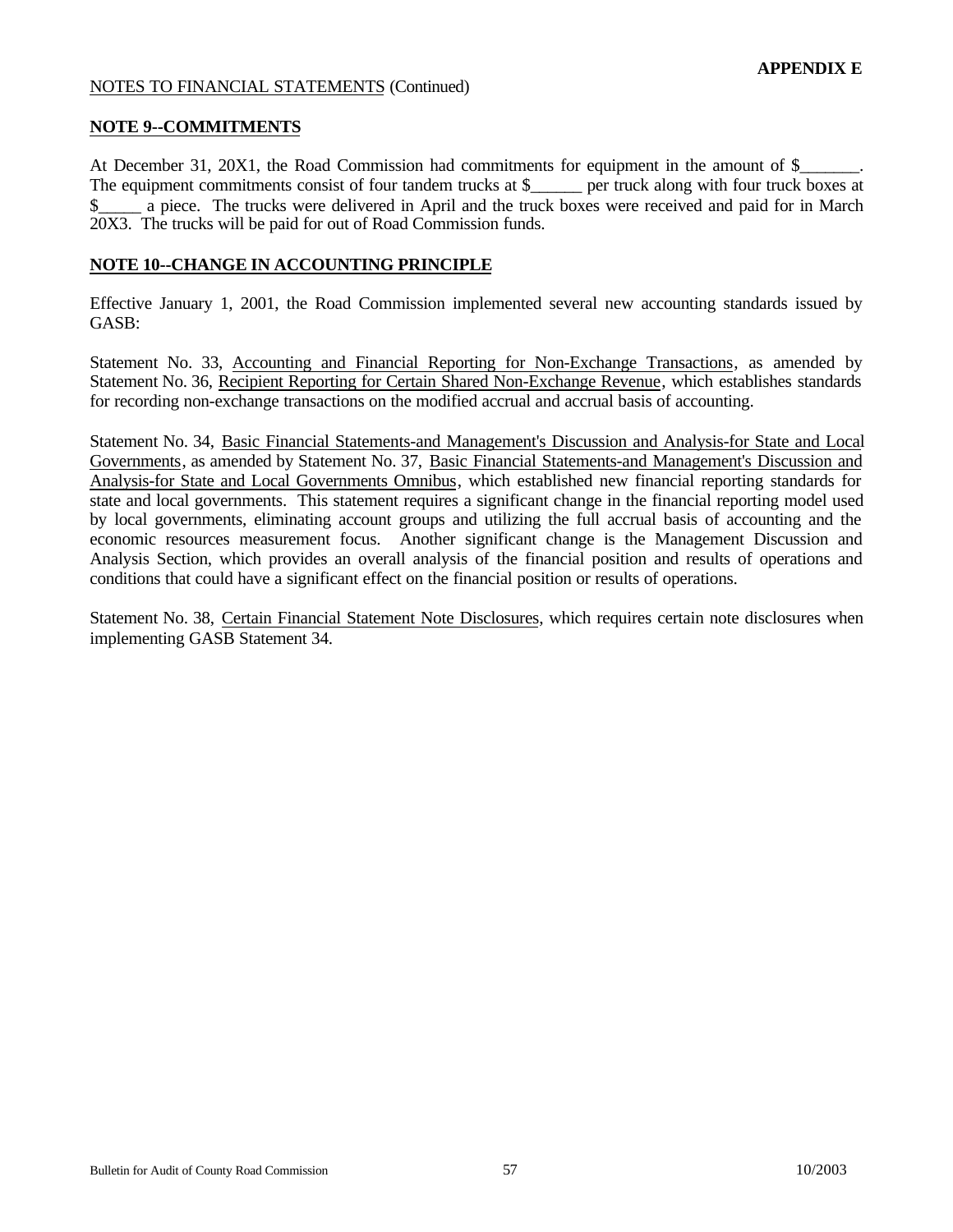**APPENDIX E**

NOTES TO FINANCIAL STATEMENTS (Continued)

## NOTE 9--COMMITMENTS

At December 31, 20X1, the Road Commission had commitments for equipment in the amount of $_______. The equipment commitments consist of four tandem trucks at $______ per truck along with four truck boxes at $_____ a piece. The trucks were delivered in April and the truck boxes were received and paid for in March 20X3. The trucks will be paid for out of Road Commission funds.

## NOTE 10--CHANGE IN ACCOUNTING PRINCIPLE

Effective January 1, 2001, the Road Commission implemented several new accounting standards issued by GASB:

Statement No. 33, Accounting and Financial Reporting for Non-Exchange Transactions, as amended by Statement No. 36, Recipient Reporting for Certain Shared Non-Exchange Revenue, which establishes standards for recording non-exchange transactions on the modified accrual and accrual basis of accounting.

Statement No. 34, Basic Financial Statements-and Management's Discussion and Analysis-for State and Local Governments, as amended by Statement No. 37, Basic Financial Statements-and Management's Discussion and Analysis-for State and Local Governments Omnibus, which established new financial reporting standards for state and local governments. This statement requires a significant change in the financial reporting model used by local governments, eliminating account groups and utilizing the full accrual basis of accounting and the economic resources measurement focus. Another significant change is the Management Discussion and Analysis Section, which provides an overall analysis of the financial position and results of operations and conditions that could have a significant effect on the financial position or results of operations.

Statement No. 38, Certain Financial Statement Note Disclosures, which requires certain note disclosures when implementing GASB Statement 34.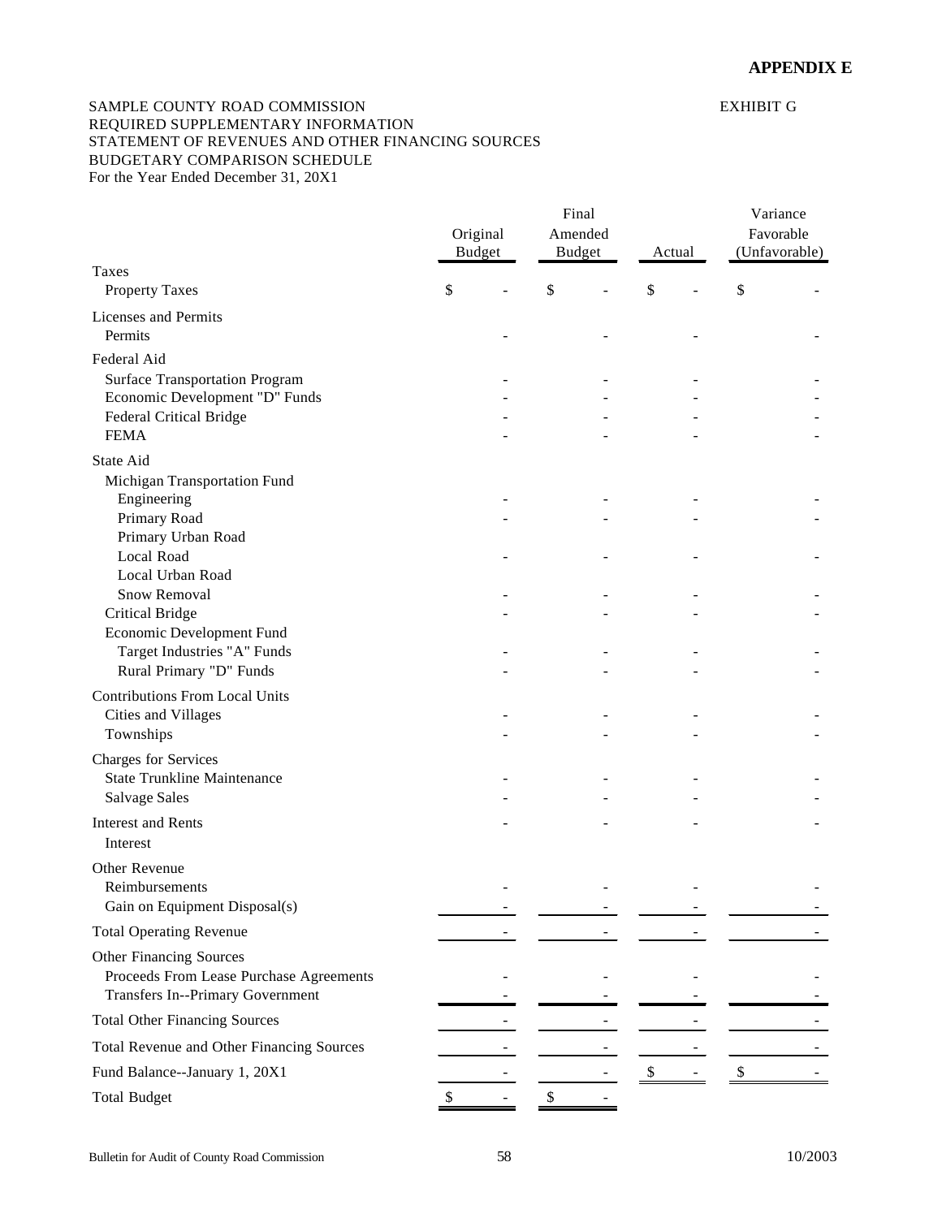**APPENDIX E**

SAMPLE COUNTY ROAD COMMISSION
REQUIRED SUPPLEMENTARY INFORMATION
STATEMENT OF REVENUES AND OTHER FINANCING SOURCES
BUDGETARY COMPARISON SCHEDULE
For the Year Ended December 31, 20X1

EXHIBIT G

| | Original Budget | Final Amended Budget | Actual | Variance Favorable (Unfavorable) |
|---|---|---|---|---|
| **Taxes** | | | | |
| Property Taxes | $ - | $ - | $ - | $ - |
| **Licenses and Permits** | | | | |
| Permits | - | - | - | - |
| **Federal Aid** | | | | |
| Surface Transportation Program | - | - | - | - |
| Economic Development "D" Funds | - | - | - | - |
| Federal Critical Bridge | - | - | - | - |
| FEMA | - | - | - | - |
| **State Aid** | | | | |
| Michigan Transportation Fund | | | | |
| Engineering | - | - | - | - |
| Primary Road | - | - | - | - |
| Primary Urban Road | | | | |
| Local Road | - | - | - | - |
| Local Urban Road | | | | |
| Snow Removal | - | - | - | - |
| Critical Bridge | - | - | - | - |
| Economic Development Fund | | | | |
| Target Industries "A" Funds | - | - | - | - |
| Rural Primary "D" Funds | - | - | - | - |
| **Contributions From Local Units** | | | | |
| Cities and Villages | - | - | - | - |
| Townships | - | - | - | - |
| **Charges for Services** | | | | |
| State Trunkline Maintenance | - | - | - | - |
| Salvage Sales | - | - | - | - |
| **Interest and Rents** | - | - | - | - |
| Interest | | | | |
| **Other Revenue** | | | | |
| Reimbursements | - | - | - | - |
| Gain on Equipment Disposal(s) | - | - | - | - |
| Total Operating Revenue | - | - | - | - |
| **Other Financing Sources** | | | | |
| Proceeds From Lease Purchase Agreements | - | - | - | - |
| Transfers In--Primary Government | - | - | - | - |
| Total Other Financing Sources | - | - | - | - |
| Total Revenue and Other Financing Sources | - | - | - | - |
| Fund Balance--January 1, 20X1 | - | - | $ - | $ - |
| Total Budget | $ - | $ - | | |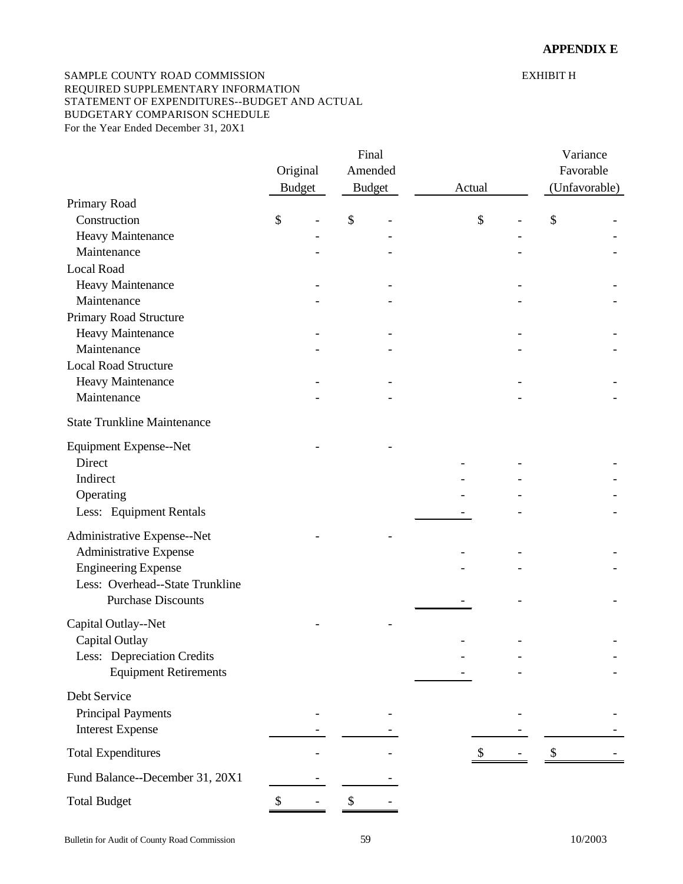**APPENDIX E**

SAMPLE COUNTY ROAD COMMISSION
REQUIRED SUPPLEMENTARY INFORMATION
STATEMENT OF EXPENDITURES--BUDGET AND ACTUAL
BUDGETARY COMPARISON SCHEDULE
For the Year Ended December 31, 20X1

EXHIBIT H

| | Original Budget | Final Amended Budget | Actual | | Variance Favorable (Unfavorable) |
|---|---|---|---|---|---|
| **Primary Road** | | | | | |
| Construction | $ - | $ - | | $ - | $ - |
| Heavy Maintenance | - | - | | - | - |
| Maintenance | - | - | | - | - |
| **Local Road** | | | | | |
| Heavy Maintenance | - | - | | - | - |
| Maintenance | - | - | | - | - |
| **Primary Road Structure** | | | | | |
| Heavy Maintenance | - | - | | - | - |
| Maintenance | - | - | | - | - |
| **Local Road Structure** | | | | | |
| Heavy Maintenance | - | - | | - | - |
| Maintenance | - | - | | - | - |
| **State Trunkline Maintenance** | | | | | |
| **Equipment Expense--Net** | - | - | | | |
| Direct | | | - | - | - |
| Indirect | | | - | - | - |
| Operating | | | - | - | - |
| Less: Equipment Rentals | | | - | - | - |
| **Administrative Expense--Net** | - | - | | | |
| Administrative Expense | | | - | - | - |
| Engineering Expense | | | - | - | - |
| Less: Overhead--State Trunkline | | | | | |
| Purchase Discounts | | | - | - | - |
| **Capital Outlay--Net** | - | - | | | |
| Capital Outlay | | | - | - | - |
| Less: Depreciation Credits | | | - | - | - |
| Equipment Retirements | | | - | - | - |
| **Debt Service** | | | | | |
| Principal Payments | - | - | | - | - |
| Interest Expense | - | - | | - | - |
| **Total Expenditures** | - | - | | $ - | $ - |
| **Fund Balance--December 31, 20X1** | - | - | | | |
| **Total Budget** | $ - | $ - | | | |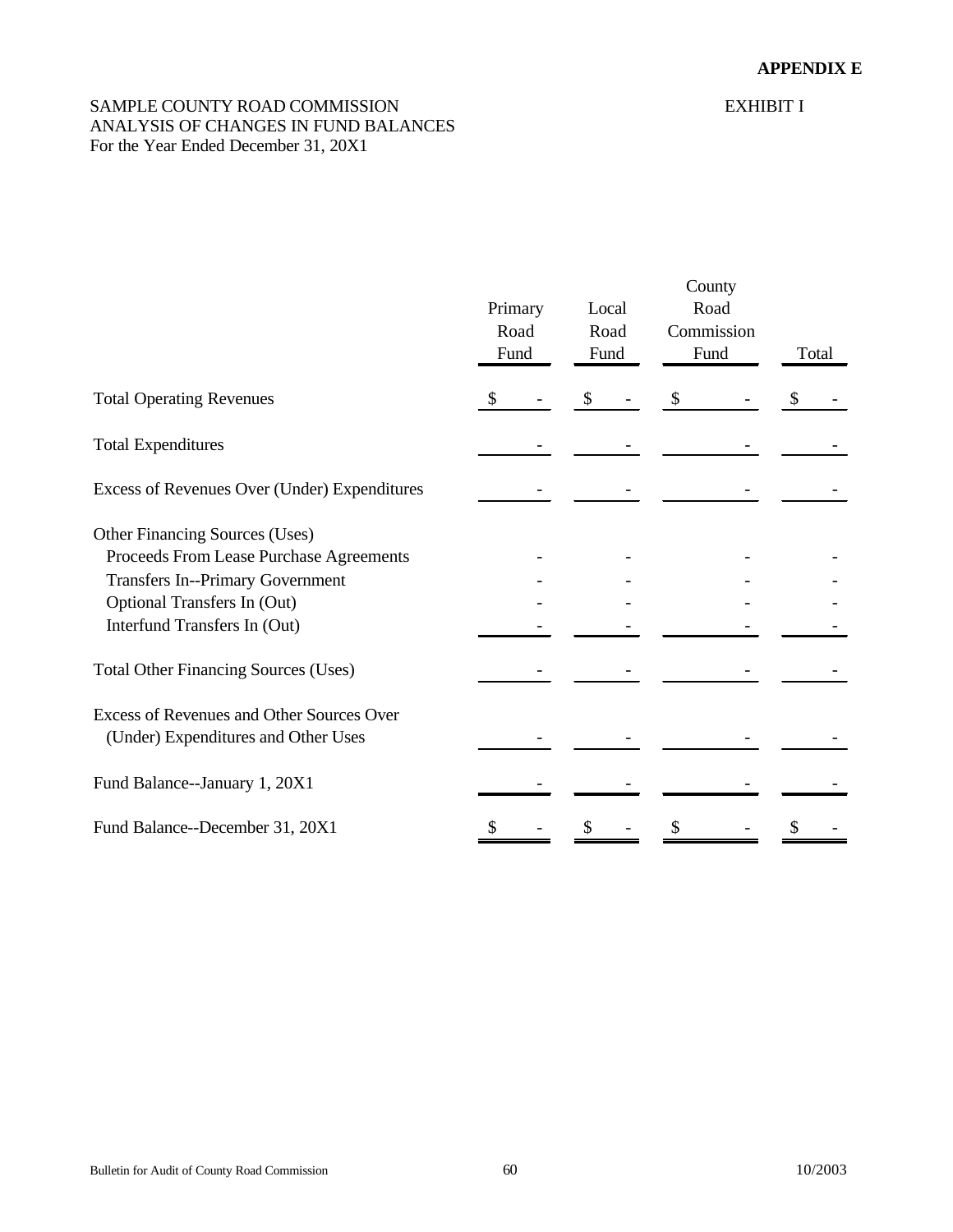**APPENDIX E**

SAMPLE COUNTY ROAD COMMISSION
ANALYSIS OF CHANGES IN FUND BALANCES
For the Year Ended December 31, 20X1

EXHIBIT I

| | Primary Road Fund | Local Road Fund | County Road Commission Fund | Total |
|---|---|---|---|---|
| Total Operating Revenues | $ - | $ - | $ - | $ - |
| Total Expenditures | - | - | - | - |
| Excess of Revenues Over (Under) Expenditures | - | - | - | - |
| Other Financing Sources (Uses) | | | | |
| Proceeds From Lease Purchase Agreements | - | - | - | - |
| Transfers In--Primary Government | - | - | - | - |
| Optional Transfers In (Out) | - | - | - | - |
| Interfund Transfers In (Out) | - | - | - | - |
| Total Other Financing Sources (Uses) | - | - | - | - |
| Excess of Revenues and Other Sources Over (Under) Expenditures and Other Uses | - | - | - | - |
| Fund Balance--January 1, 20X1 | - | - | - | - |
| Fund Balance--December 31, 20X1 | $ - | $ - | $ - | $ - |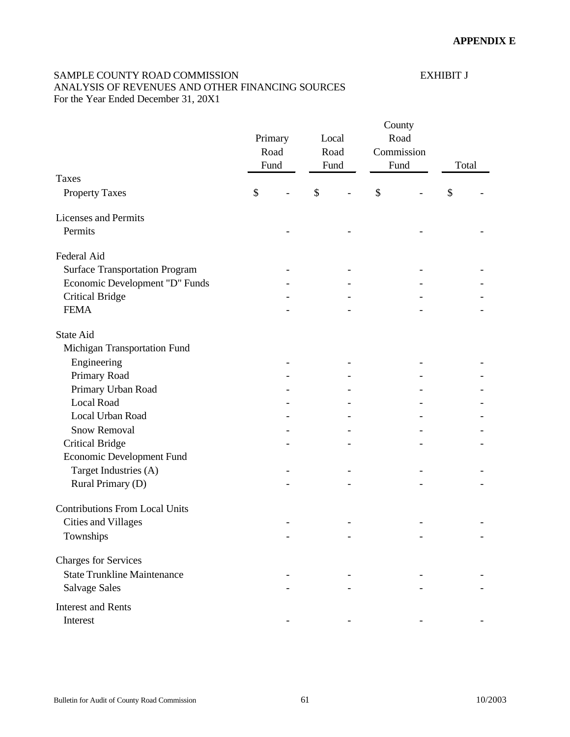**APPENDIX E**

SAMPLE COUNTY ROAD COMMISSION — EXHIBIT J

ANALYSIS OF REVENUES AND OTHER FINANCING SOURCES

For the Year Ended December 31, 20X1

| | Primary Road Fund | Local Road Fund | County Road Commission Fund | Total |
|---|---|---|---|---|
| Taxes | | | | |
| Property Taxes | $ - | $ - | $ - | $ - |
| Licenses and Permits | | | | |
| Permits | - | - | - | - |
| Federal Aid | | | | |
| Surface Transportation Program | - | - | - | - |
| Economic Development "D" Funds | - | - | - | - |
| Critical Bridge | - | - | - | - |
| FEMA | - | - | - | - |
| State Aid | | | | |
| Michigan Transportation Fund | | | | |
| Engineering | - | - | - | - |
| Primary Road | - | - | - | - |
| Primary Urban Road | - | - | - | - |
| Local Road | - | - | - | - |
| Local Urban Road | - | - | - | - |
| Snow Removal | - | - | - | - |
| Critical Bridge | - | - | - | - |
| Economic Development Fund | | | | |
| Target Industries (A) | - | - | - | - |
| Rural Primary (D) | - | - | - | - |
| Contributions From Local Units | | | | |
| Cities and Villages | - | - | - | - |
| Townships | - | - | - | - |
| Charges for Services | | | | |
| State Trunkline Maintenance | - | - | - | - |
| Salvage Sales | - | - | - | - |
| Interest and Rents | | | | |
| Interest | - | - | - | - |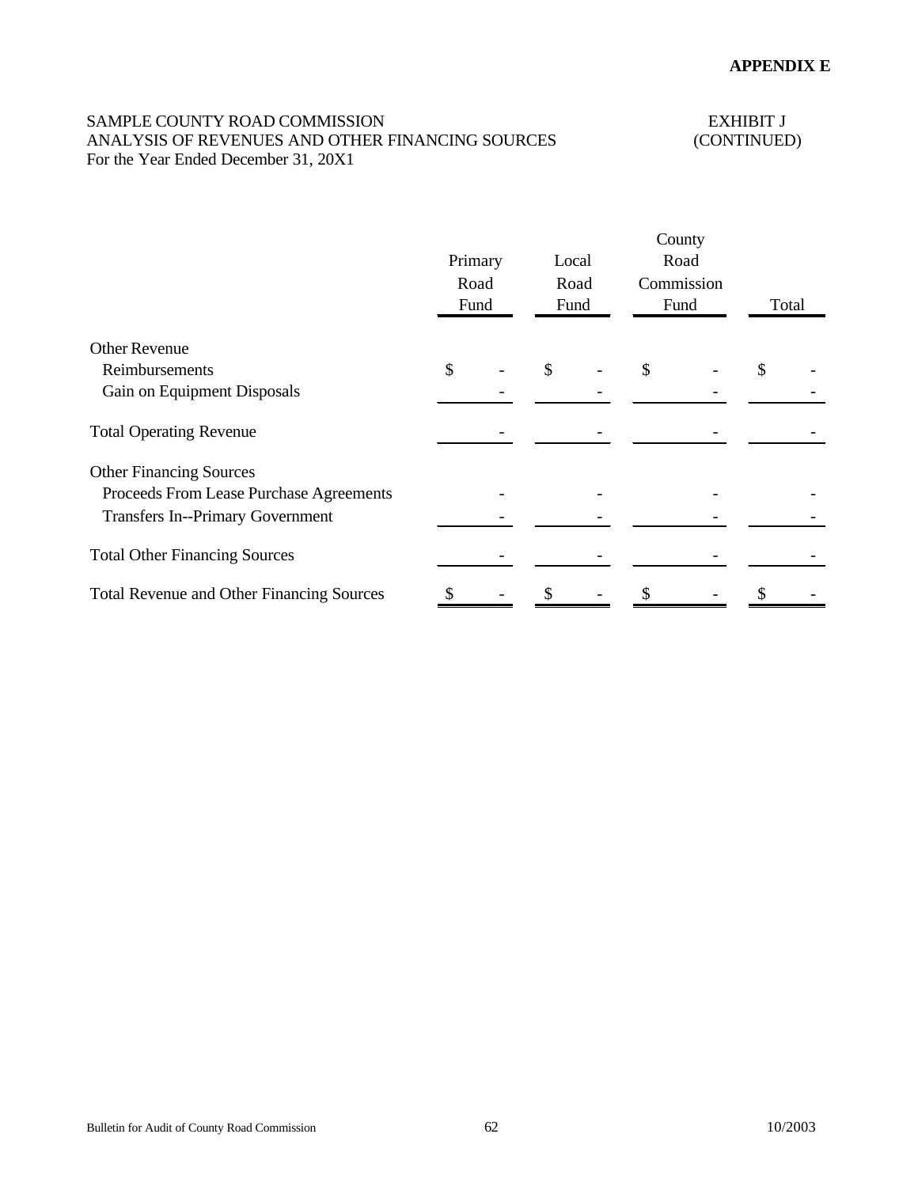**APPENDIX E**

SAMPLE COUNTY ROAD COMMISSION
ANALYSIS OF REVENUES AND OTHER FINANCING SOURCES
For the Year Ended December 31, 20X1

EXHIBIT J
(CONTINUED)

| | Primary Road Fund | Local Road Fund | County Road Commission Fund | Total |
|---|---|---|---|---|
| Other Revenue | | | | |
| Reimbursements | $ - | $ - | $ - | $ - |
| Gain on Equipment Disposals | - | - | - | - |
| Total Operating Revenue | - | - | - | - |
| Other Financing Sources | | | | |
| Proceeds From Lease Purchase Agreements | - | - | - | - |
| Transfers In--Primary Government | - | - | - | - |
| Total Other Financing Sources | - | - | - | - |
| Total Revenue and Other Financing Sources | $ - | $ - | $ - | $ - |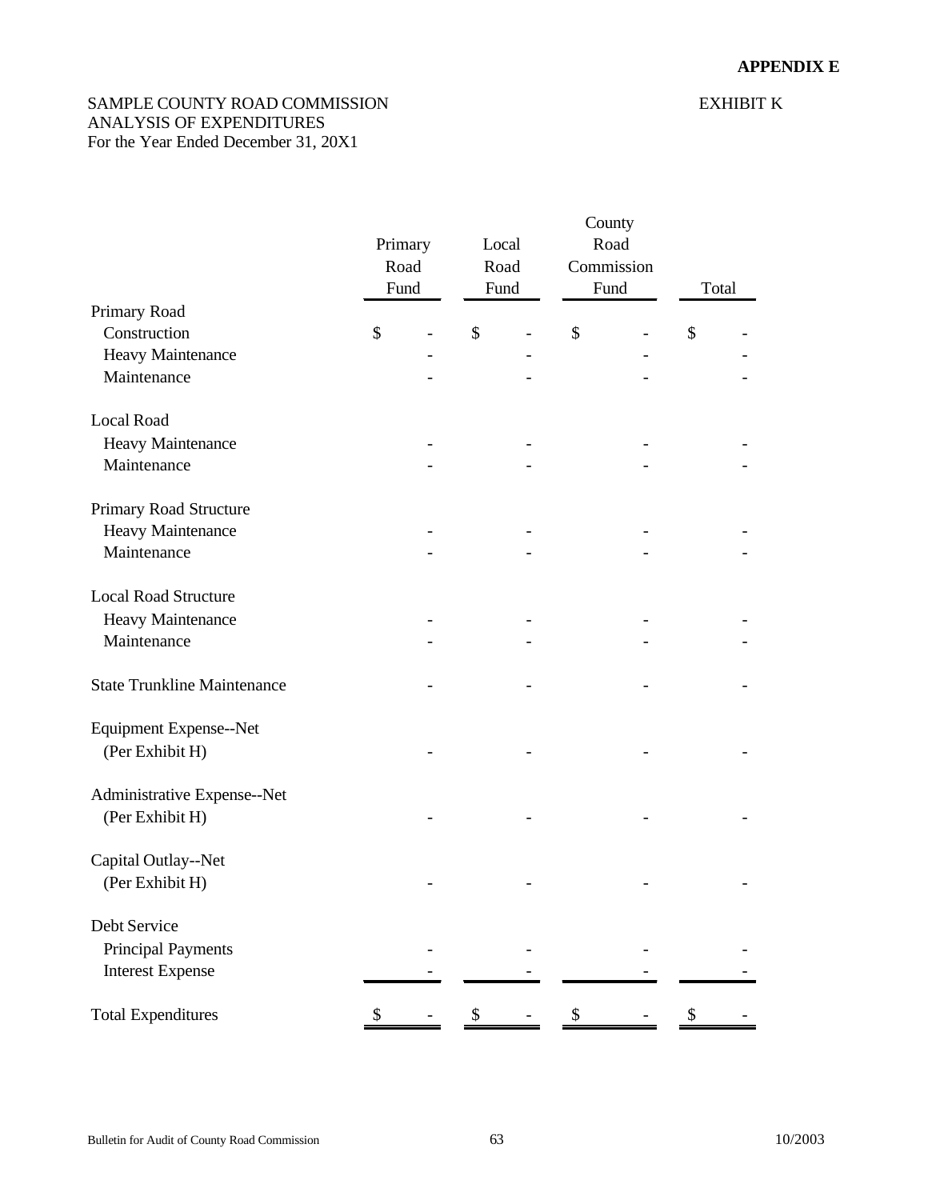**APPENDIX E**

SAMPLE COUNTY ROAD COMMISSION
ANALYSIS OF EXPENDITURES
For the Year Ended December 31, 20X1

EXHIBIT K

| | Primary Road Fund | Local Road Fund | County Road Commission Fund | Total |
|---|---|---|---|---|
| Primary Road | | | | |
| Construction | $ - | $ - | $ - | $ - |
| Heavy Maintenance | - | - | - | - |
| Maintenance | - | - | - | - |
| Local Road | | | | |
| Heavy Maintenance | - | - | - | - |
| Maintenance | - | - | - | - |
| Primary Road Structure | | | | |
| Heavy Maintenance | - | - | - | - |
| Maintenance | - | - | - | - |
| Local Road Structure | | | | |
| Heavy Maintenance | - | - | - | - |
| Maintenance | - | - | - | - |
| State Trunkline Maintenance | - | - | - | - |
| Equipment Expense--Net (Per Exhibit H) | - | - | - | - |
| Administrative Expense--Net (Per Exhibit H) | - | - | - | - |
| Capital Outlay--Net (Per Exhibit H) | - | - | - | - |
| Debt Service | | | | |
| Principal Payments | - | - | - | - |
| Interest Expense | - | - | - | - |
| Total Expenditures | $ - | $ - | $ - | $ - |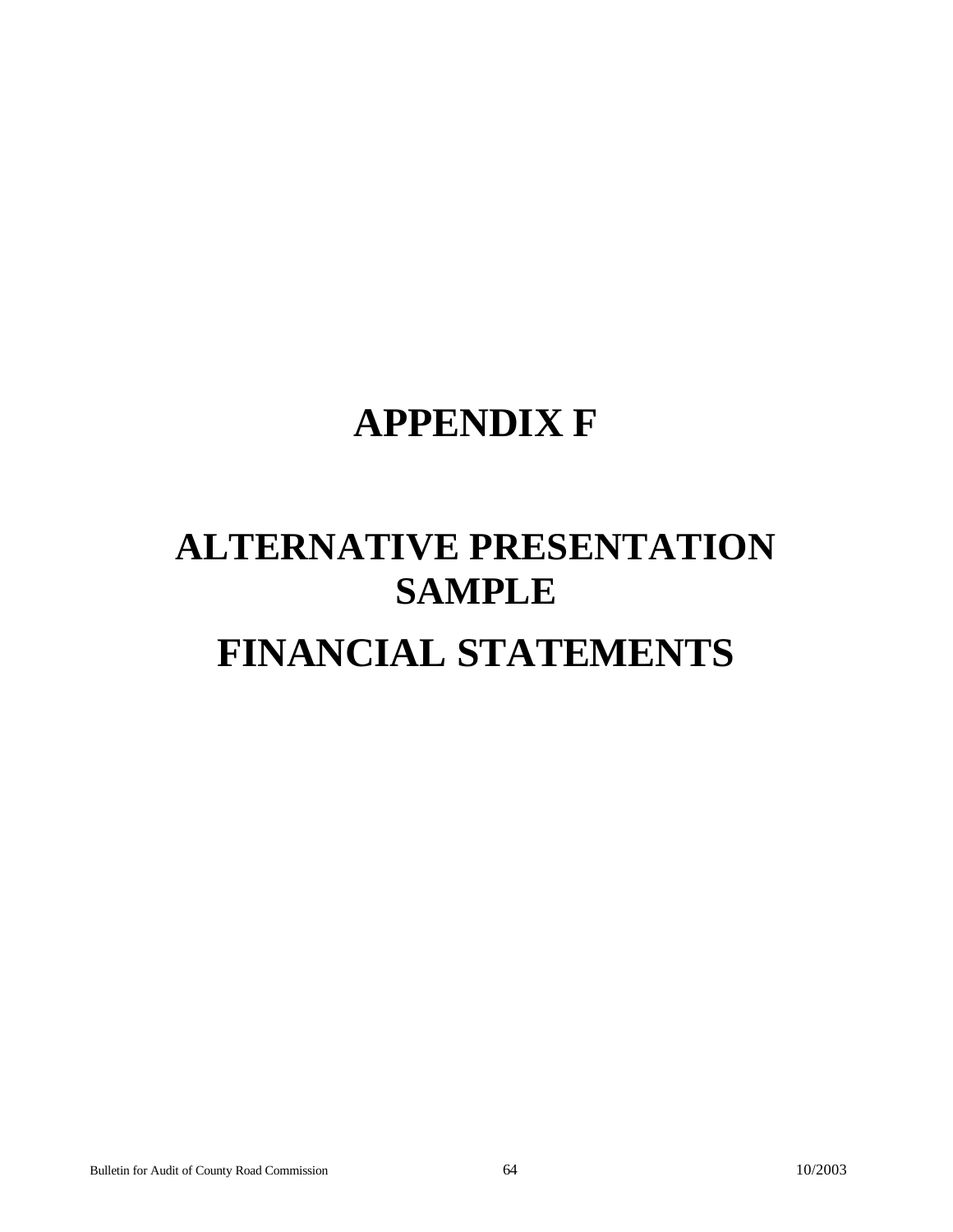# APPENDIX F

# ALTERNATIVE PRESENTATION SAMPLE

# FINANCIAL STATEMENTS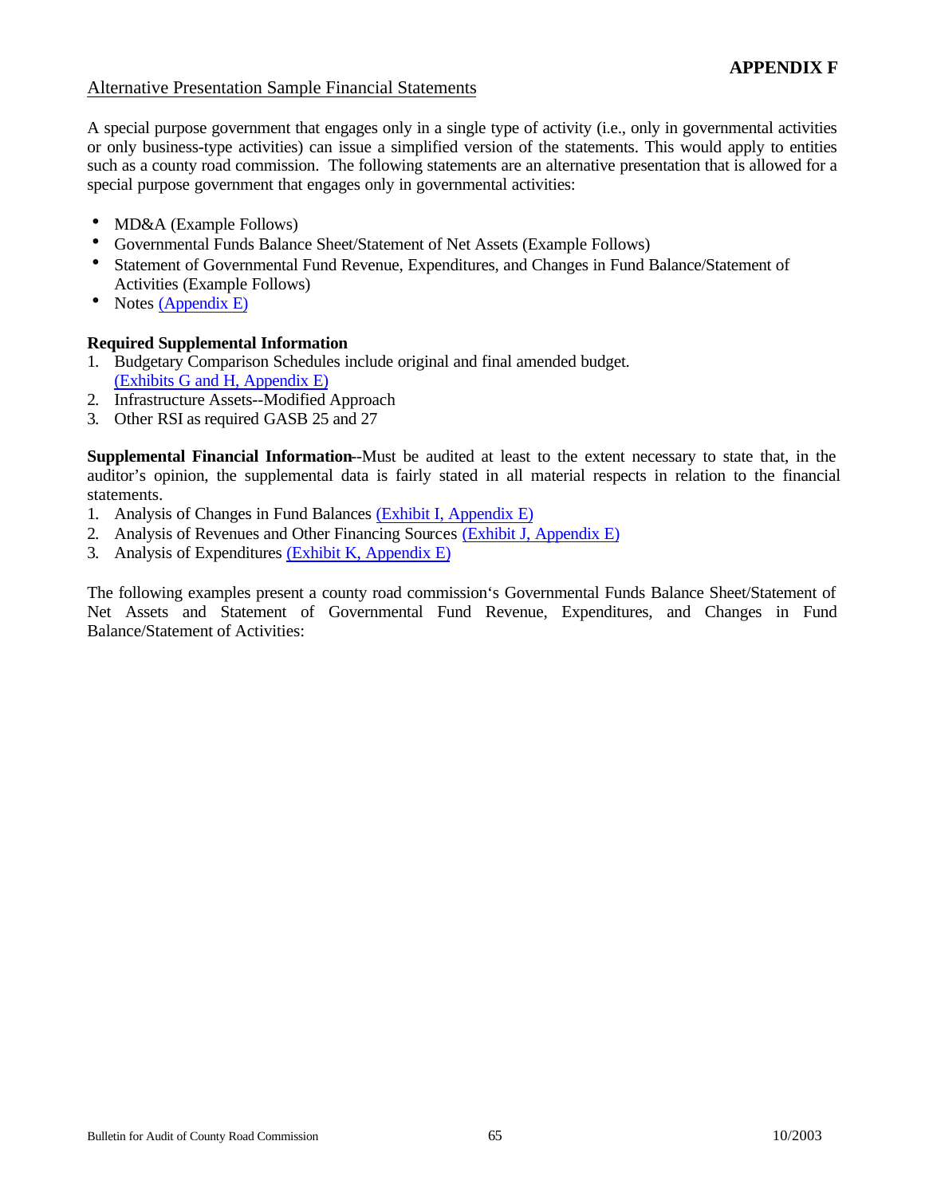**APPENDIX F**

Alternative Presentation Sample Financial Statements

A special purpose government that engages only in a single type of activity (i.e., only in governmental activities or only business-type activities) can issue a simplified version of the statements. This would apply to entities such as a county road commission. The following statements are an alternative presentation that is allowed for a special purpose government that engages only in governmental activities:

- MD&A (Example Follows)
- Governmental Funds Balance Sheet/Statement of Net Assets (Example Follows)
- Statement of Governmental Fund Revenue, Expenditures, and Changes in Fund Balance/Statement of Activities (Example Follows)
- Notes (Appendix E)

**Required Supplemental Information**

1. Budgetary Comparison Schedules include original and final amended budget. (Exhibits G and H, Appendix E)
2. Infrastructure Assets--Modified Approach
3. Other RSI as required GASB 25 and 27

**Supplemental Financial Information**--Must be audited at least to the extent necessary to state that, in the auditor's opinion, the supplemental data is fairly stated in all material respects in relation to the financial statements.

1. Analysis of Changes in Fund Balances (Exhibit I, Appendix E)
2. Analysis of Revenues and Other Financing Sources (Exhibit J, Appendix E)
3. Analysis of Expenditures (Exhibit K, Appendix E)

The following examples present a county road commission's Governmental Funds Balance Sheet/Statement of Net Assets and Statement of Governmental Fund Revenue, Expenditures, and Changes in Fund Balance/Statement of Activities: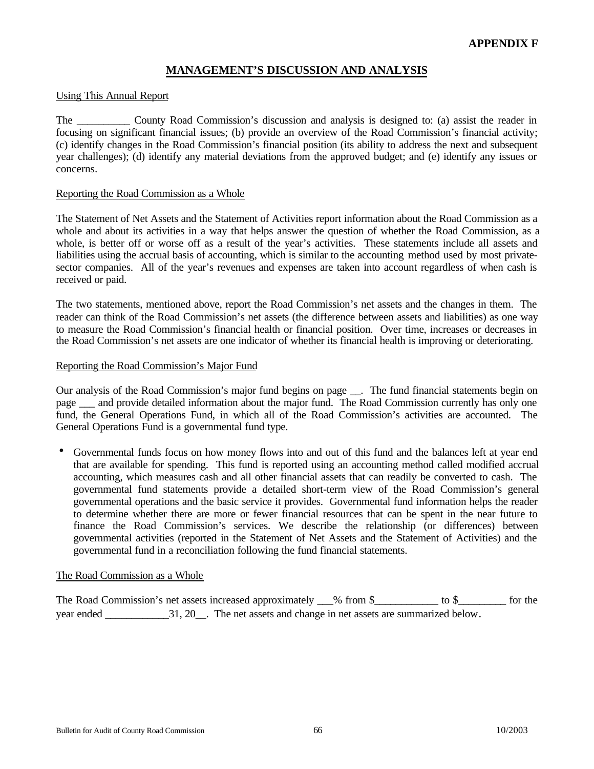**APPENDIX F**

# MANAGEMENT'S DISCUSSION AND ANALYSIS

Using This Annual Report

The __________ County Road Commission's discussion and analysis is designed to: (a) assist the reader in focusing on significant financial issues; (b) provide an overview of the Road Commission's financial activity; (c) identify changes in the Road Commission's financial position (its ability to address the next and subsequent year challenges); (d) identify any material deviations from the approved budget; and (e) identify any issues or concerns.

Reporting the Road Commission as a Whole

The Statement of Net Assets and the Statement of Activities report information about the Road Commission as a whole and about its activities in a way that helps answer the question of whether the Road Commission, as a whole, is better off or worse off as a result of the year's activities. These statements include all assets and liabilities using the accrual basis of accounting, which is similar to the accounting method used by most private-sector companies. All of the year's revenues and expenses are taken into account regardless of when cash is received or paid.

The two statements, mentioned above, report the Road Commission's net assets and the changes in them. The reader can think of the Road Commission's net assets (the difference between assets and liabilities) as one way to measure the Road Commission's financial health or financial position. Over time, increases or decreases in the Road Commission's net assets are one indicator of whether its financial health is improving or deteriorating.

Reporting the Road Commission's Major Fund

Our analysis of the Road Commission's major fund begins on page __. The fund financial statements begin on page ___ and provide detailed information about the major fund. The Road Commission currently has only one fund, the General Operations Fund, in which all of the Road Commission's activities are accounted. The General Operations Fund is a governmental fund type.

- Governmental funds focus on how money flows into and out of this fund and the balances left at year end that are available for spending. This fund is reported using an accounting method called modified accrual accounting, which measures cash and all other financial assets that can readily be converted to cash. The governmental fund statements provide a detailed short-term view of the Road Commission's general governmental operations and the basic service it provides. Governmental fund information helps the reader to determine whether there are more or fewer financial resources that can be spent in the near future to finance the Road Commission's services. We describe the relationship (or differences) between governmental activities (reported in the Statement of Net Assets and the Statement of Activities) and the governmental fund in a reconciliation following the fund financial statements.

The Road Commission as a Whole

The Road Commission's net assets increased approximately ___% from $____________ to $_________ for the year ended ____________31, 20__. The net assets and change in net assets are summarized below.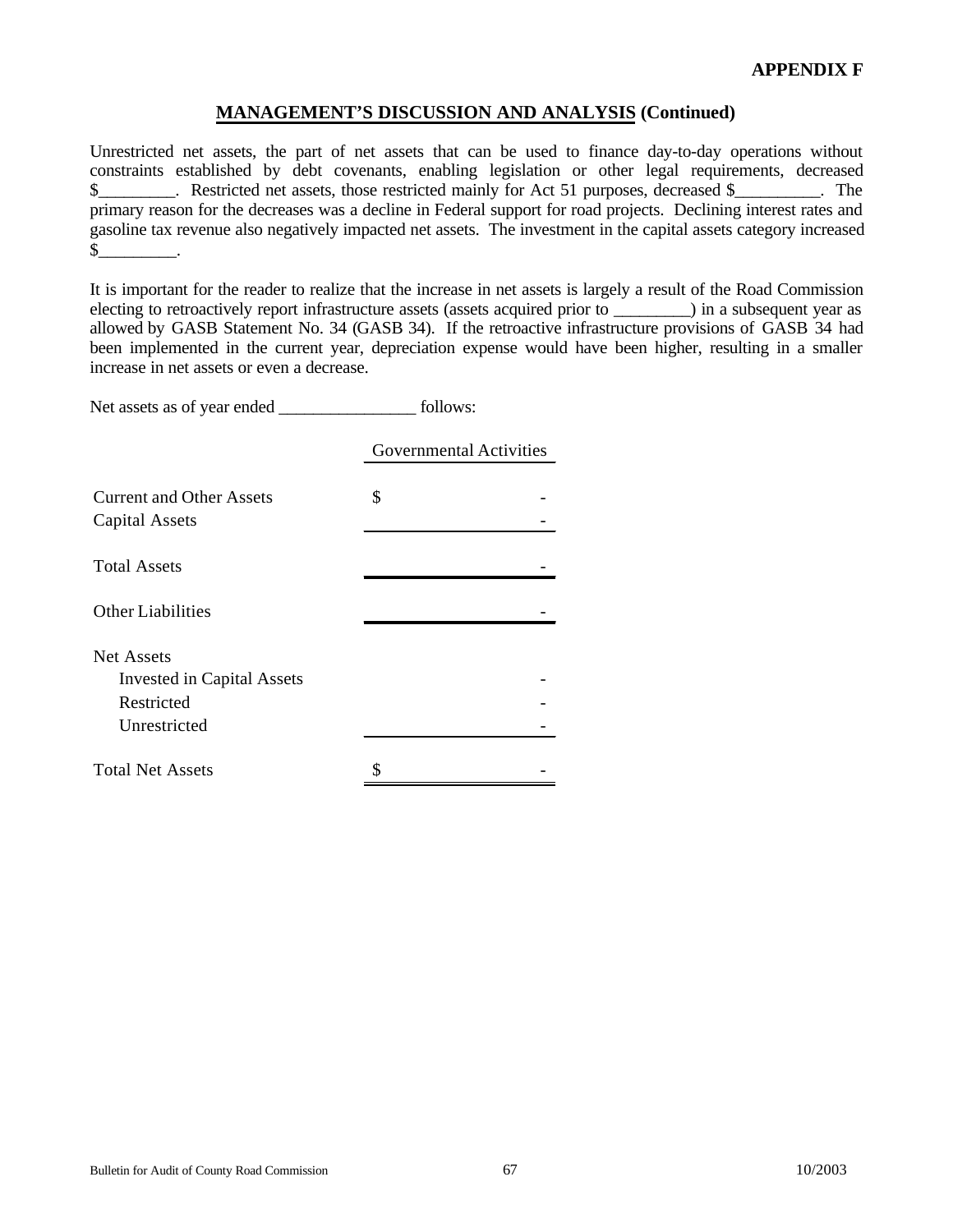**APPENDIX F**

## MANAGEMENT'S DISCUSSION AND ANALYSIS (Continued)

Unrestricted net assets, the part of net assets that can be used to finance day-to-day operations without constraints established by debt covenants, enabling legislation or other legal requirements, decreased $_________. Restricted net assets, those restricted mainly for Act 51 purposes, decreased $__________. The primary reason for the decreases was a decline in Federal support for road projects. Declining interest rates and gasoline tax revenue also negatively impacted net assets. The investment in the capital assets category increased $_________.

It is important for the reader to realize that the increase in net assets is largely a result of the Road Commission electing to retroactively report infrastructure assets (assets acquired prior to _________) in a subsequent year as allowed by GASB Statement No. 34 (GASB 34). If the retroactive infrastructure provisions of GASB 34 had been implemented in the current year, depreciation expense would have been higher, resulting in a smaller increase in net assets or even a decrease.

Net assets as of year ended ________________ follows:

| | Governmental Activities |
|---|---|
| Current and Other Assets | $ - |
| Capital Assets | - |
| Total Assets | - |
| Other Liabilities | - |
| Net Assets | |
| Invested in Capital Assets | - |
| Restricted | - |
| Unrestricted | - |
| Total Net Assets | $ - |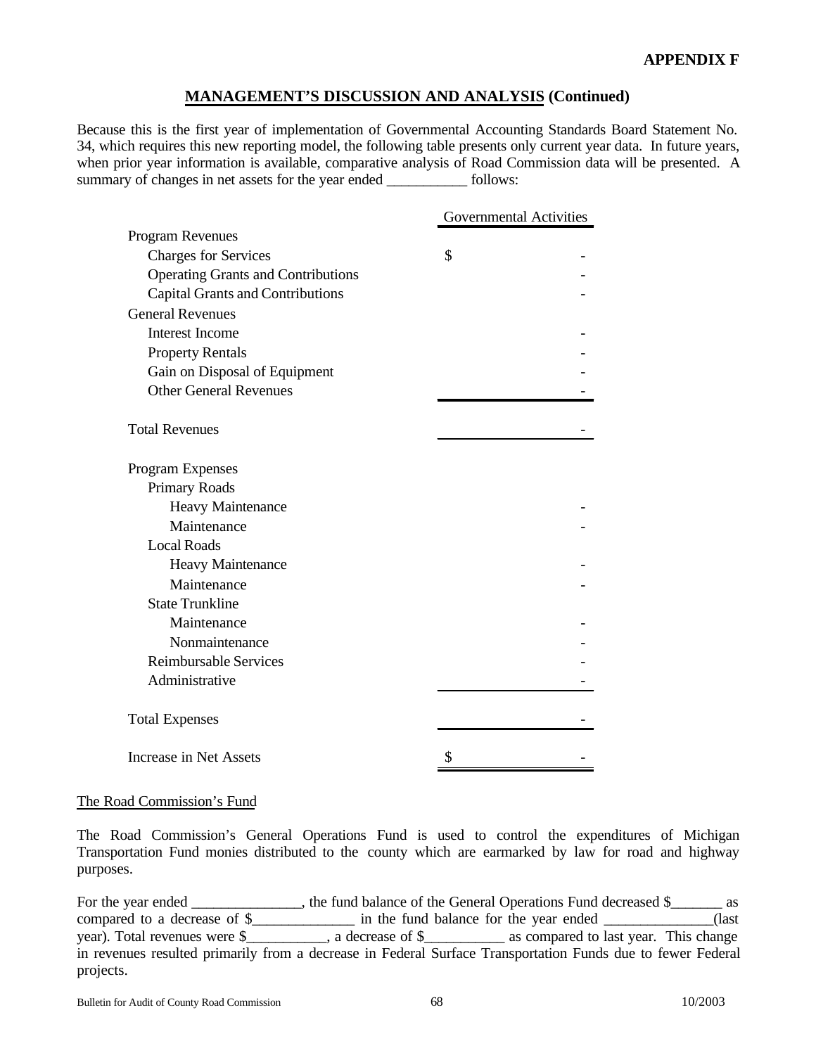**APPENDIX F**

## MANAGEMENT'S DISCUSSION AND ANALYSIS (Continued)

Because this is the first year of implementation of Governmental Accounting Standards Board Statement No. 34, which requires this new reporting model, the following table presents only current year data. In future years, when prior year information is available, comparative analysis of Road Commission data will be presented. A summary of changes in net assets for the year ended ___________ follows:

| | Governmental Activities |
|---|---|
| Program Revenues | |
| Charges for Services | $ - |
| Operating Grants and Contributions | - |
| Capital Grants and Contributions | - |
| General Revenues | |
| Interest Income | - |
| Property Rentals | - |
| Gain on Disposal of Equipment | - |
| Other General Revenues | - |
| Total Revenues | - |
| Program Expenses | |
| Primary Roads | |
| Heavy Maintenance | - |
| Maintenance | - |
| Local Roads | |
| Heavy Maintenance | - |
| Maintenance | - |
| State Trunkline | |
| Maintenance | - |
| Nonmaintenance | - |
| Reimbursable Services | - |
| Administrative | - |
| Total Expenses | - |
| Increase in Net Assets | $ - |

The Road Commission's Fund

The Road Commission's General Operations Fund is used to control the expenditures of Michigan Transportation Fund monies distributed to the county which are earmarked by law for road and highway purposes.

For the year ended _______________, the fund balance of the General Operations Fund decreased $_______ as compared to a decrease of $______________ in the fund balance for the year ended _______________(last year). Total revenues were $___________, a decrease of $___________ as compared to last year. This change in revenues resulted primarily from a decrease in Federal Surface Transportation Funds due to fewer Federal projects.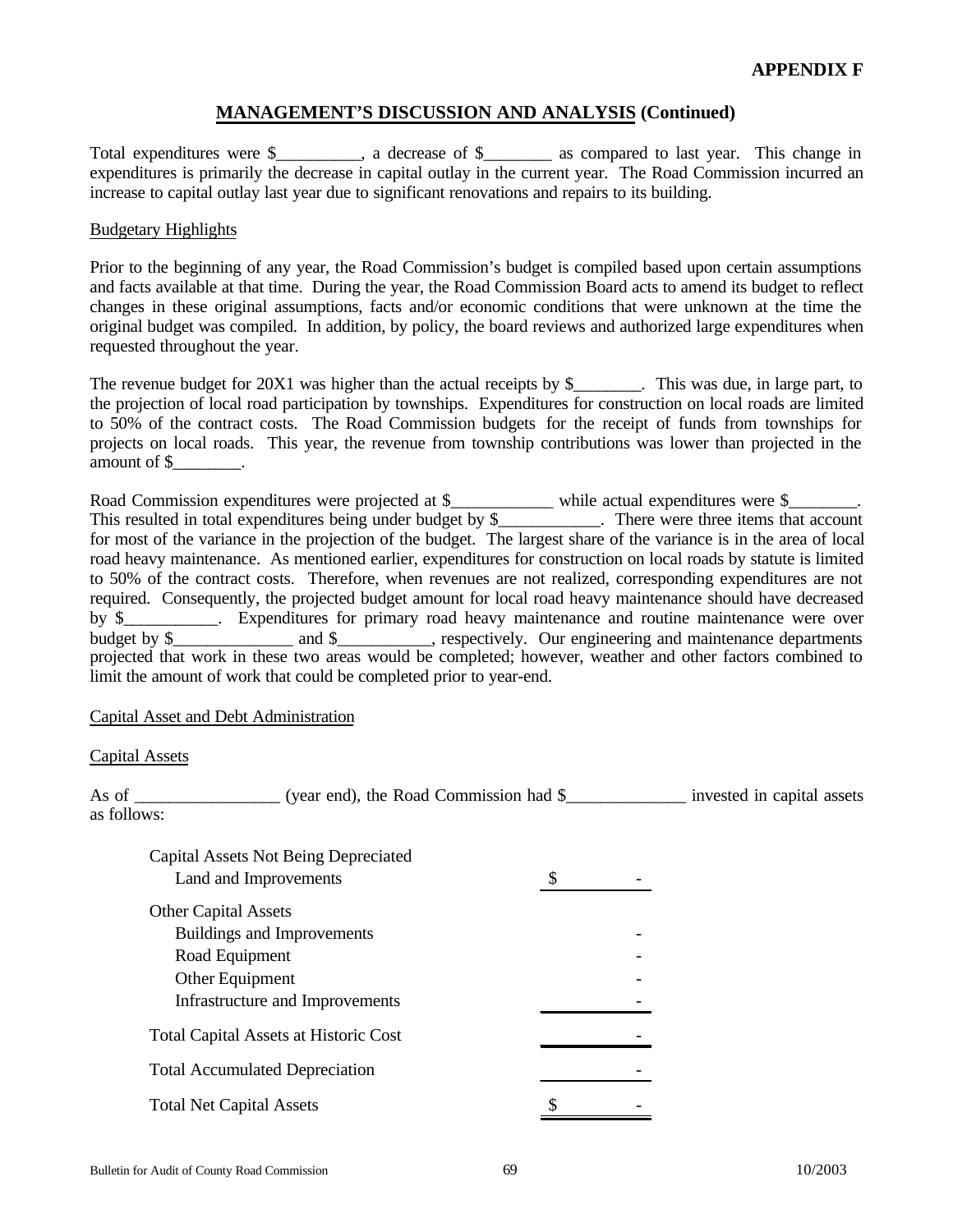**APPENDIX F**

## MANAGEMENT'S DISCUSSION AND ANALYSIS (Continued)

Total expenditures were $__________, a decrease of $________ as compared to last year. This change in expenditures is primarily the decrease in capital outlay in the current year. The Road Commission incurred an increase to capital outlay last year due to significant renovations and repairs to its building.

### Budgetary Highlights

Prior to the beginning of any year, the Road Commission's budget is compiled based upon certain assumptions and facts available at that time. During the year, the Road Commission Board acts to amend its budget to reflect changes in these original assumptions, facts and/or economic conditions that were unknown at the time the original budget was compiled. In addition, by policy, the board reviews and authorized large expenditures when requested throughout the year.

The revenue budget for 20X1 was higher than the actual receipts by $________. This was due, in large part, to the projection of local road participation by townships. Expenditures for construction on local roads are limited to 50% of the contract costs. The Road Commission budgets for the receipt of funds from townships for projects on local roads. This year, the revenue from township contributions was lower than projected in the amount of $________.

Road Commission expenditures were projected at $____________ while actual expenditures were $________. This resulted in total expenditures being under budget by $____________. There were three items that account for most of the variance in the projection of the budget. The largest share of the variance is in the area of local road heavy maintenance. As mentioned earlier, expenditures for construction on local roads by statute is limited to 50% of the contract costs. Therefore, when revenues are not realized, corresponding expenditures are not required. Consequently, the projected budget amount for local road heavy maintenance should have decreased by $___________. Expenditures for primary road heavy maintenance and routine maintenance were over budget by $______________ and $___________, respectively. Our engineering and maintenance departments projected that work in these two areas would be completed; however, weather and other factors combined to limit the amount of work that could be completed prior to year-end.

### Capital Asset and Debt Administration

#### Capital Assets

As of ________________ (year end), the Road Commission had $______________ invested in capital assets as follows:

| | |
|---|---|
| Capital Assets Not Being Depreciated | |
| Land and Improvements | $ - |
| Other Capital Assets | |
| Buildings and Improvements | - |
| Road Equipment | - |
| Other Equipment | - |
| Infrastructure and Improvements | - |
| Total Capital Assets at Historic Cost | - |
| Total Accumulated Depreciation | - |
| Total Net Capital Assets | $ - |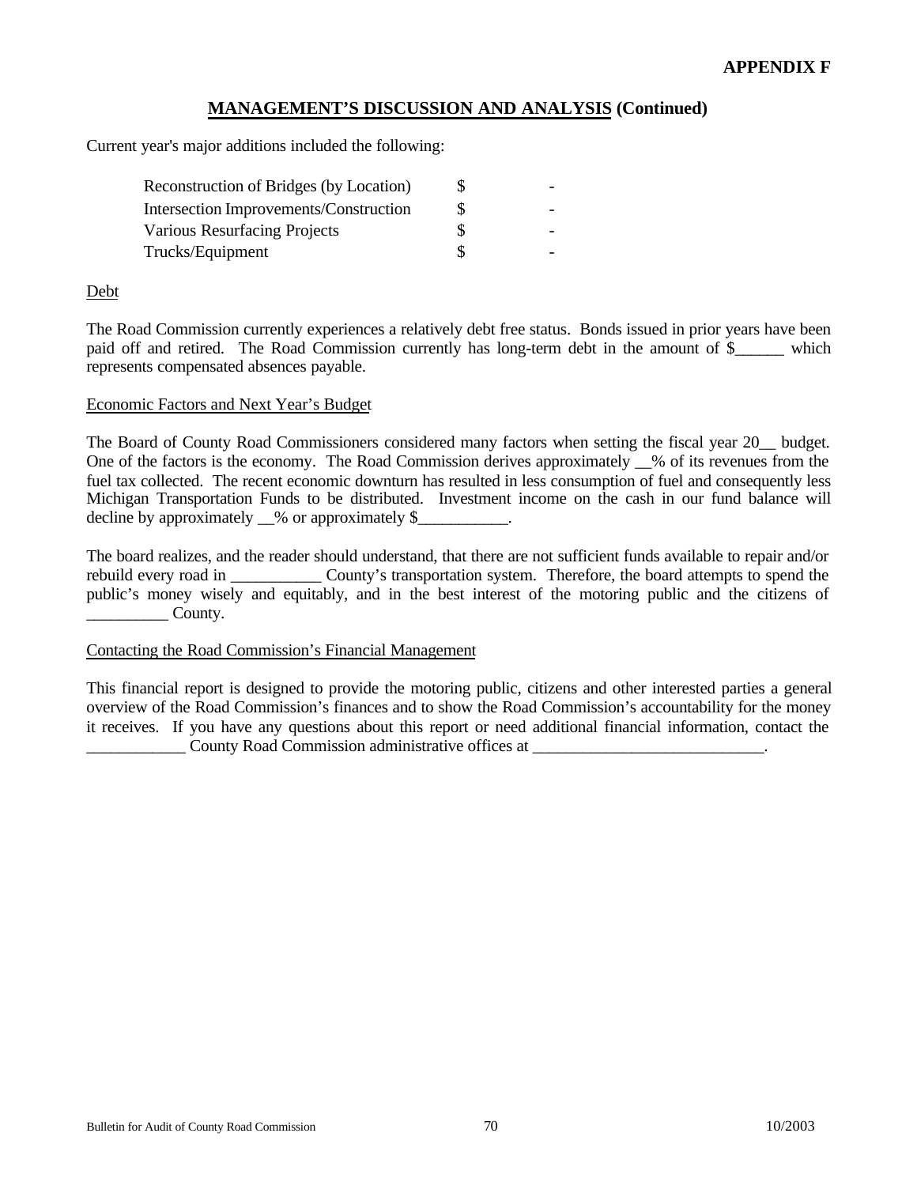**APPENDIX F**

## MANAGEMENT'S DISCUSSION AND ANALYSIS (Continued)

Current year's major additions included the following:

| | | |
|---|---|---|
| Reconstruction of Bridges (by Location) | $ | - |
| Intersection Improvements/Construction | $ | - |
| Various Resurfacing Projects | $ | - |
| Trucks/Equipment | $ | - |

Debt

The Road Commission currently experiences a relatively debt free status. Bonds issued in prior years have been paid off and retired. The Road Commission currently has long-term debt in the amount of $______ which represents compensated absences payable.

Economic Factors and Next Year's Budget

The Board of County Road Commissioners considered many factors when setting the fiscal year 20__ budget. One of the factors is the economy. The Road Commission derives approximately __% of its revenues from the fuel tax collected. The recent economic downturn has resulted in less consumption of fuel and consequently less Michigan Transportation Funds to be distributed. Investment income on the cash in our fund balance will decline by approximately __% or approximately $___________.

The board realizes, and the reader should understand, that there are not sufficient funds available to repair and/or rebuild every road in ___________ County's transportation system. Therefore, the board attempts to spend the public's money wisely and equitably, and in the best interest of the motoring public and the citizens of __________ County.

Contacting the Road Commission's Financial Management

This financial report is designed to provide the motoring public, citizens and other interested parties a general overview of the Road Commission's finances and to show the Road Commission's accountability for the money it receives. If you have any questions about this report or need additional financial information, contact the ____________ County Road Commission administrative offices at ____________________________.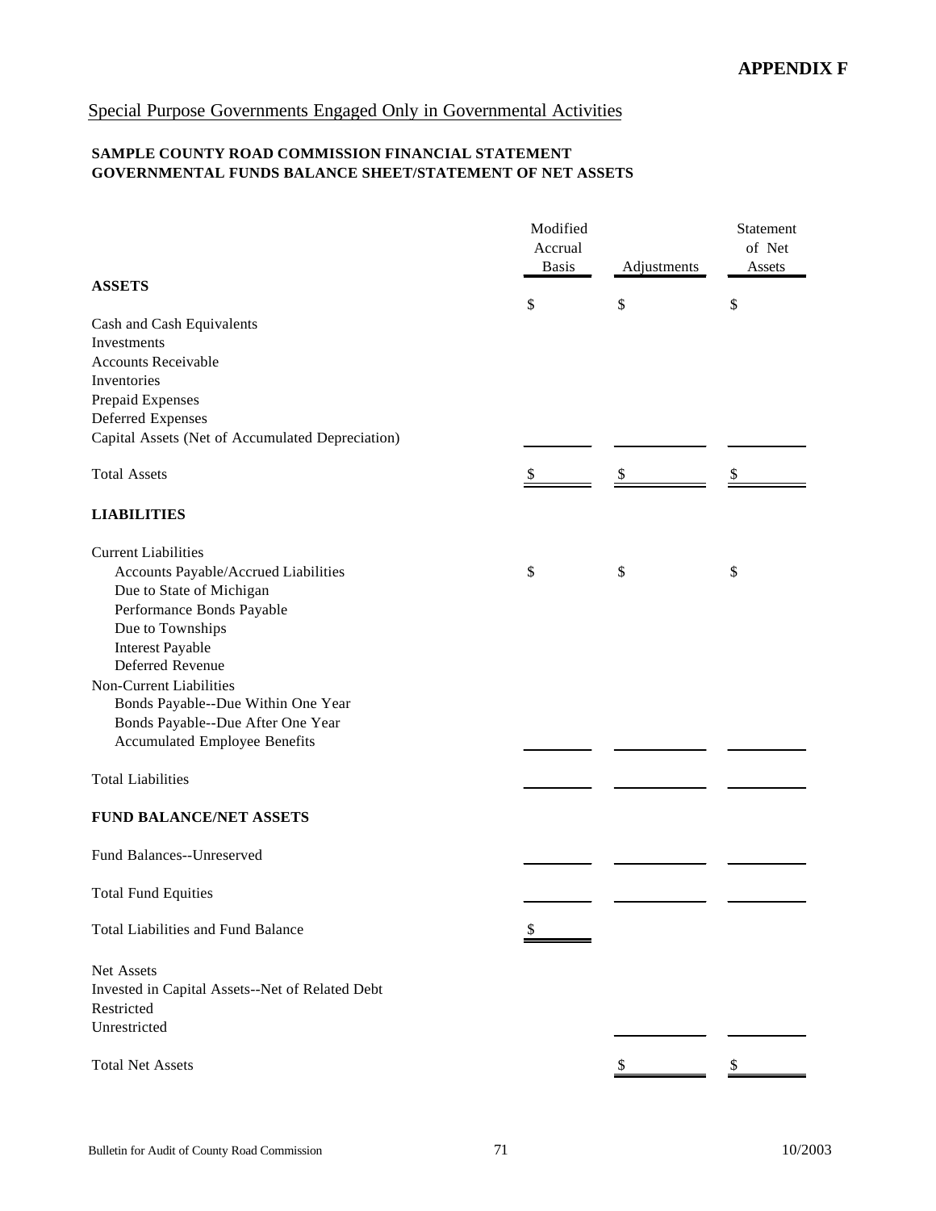**APPENDIX F**

Special Purpose Governments Engaged Only in Governmental Activities

**SAMPLE COUNTY ROAD COMMISSION FINANCIAL STATEMENT**
**GOVERNMENTAL FUNDS BALANCE SHEET/STATEMENT OF NET ASSETS**

| | Modified Accrual Basis | Adjustments | Statement of Net Assets |
|---|---|---|---|
| **ASSETS** | | | |
| | $ | $ | $ |
| Cash and Cash Equivalents | | | |
| Investments | | | |
| Accounts Receivable | | | |
| Inventories | | | |
| Prepaid Expenses | | | |
| Deferred Expenses | | | |
| Capital Assets (Net of Accumulated Depreciation) | | | |
| Total Assets | $ | $ | $ |
| **LIABILITIES** | | | |
| Current Liabilities | | | |
| Accounts Payable/Accrued Liabilities | $ | $ | $ |
| Due to State of Michigan | | | |
| Performance Bonds Payable | | | |
| Due to Townships | | | |
| Interest Payable | | | |
| Deferred Revenue | | | |
| Non-Current Liabilities | | | |
| Bonds Payable--Due Within One Year | | | |
| Bonds Payable--Due After One Year | | | |
| Accumulated Employee Benefits | | | |
| Total Liabilities | | | |
| **FUND BALANCE/NET ASSETS** | | | |
| Fund Balances--Unreserved | | | |
| Total Fund Equities | | | |
| Total Liabilities and Fund Balance | $ | | |
| Net Assets | | | |
| Invested in Capital Assets--Net of Related Debt | | | |
| Restricted | | | |
| Unrestricted | | | |
| Total Net Assets | | $ | $ |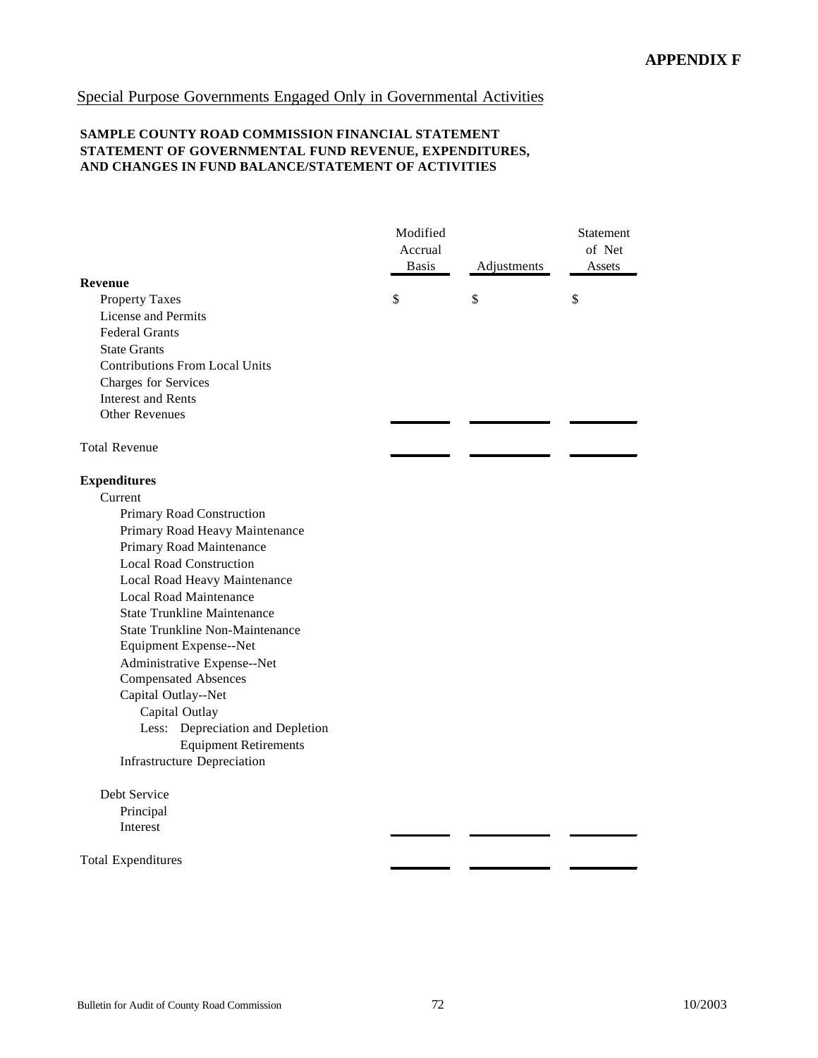**APPENDIX F**

Special Purpose Governments Engaged Only in Governmental Activities

**SAMPLE COUNTY ROAD COMMISSION FINANCIAL STATEMENT
STATEMENT OF GOVERNMENTAL FUND REVENUE, EXPENDITURES,
AND CHANGES IN FUND BALANCE/STATEMENT OF ACTIVITIES**

| | Modified Accrual Basis | Adjustments | Statement of Net Assets |
|---|---|---|---|
| **Revenue** | | | |
| Property Taxes | $ | $ | $ |
| License and Permits | | | |
| Federal Grants | | | |
| State Grants | | | |
| Contributions From Local Units | | | |
| Charges for Services | | | |
| Interest and Rents | | | |
| Other Revenues | | | |
| Total Revenue | | | |
| **Expenditures** | | | |
| Current | | | |
| Primary Road Construction | | | |
| Primary Road Heavy Maintenance | | | |
| Primary Road Maintenance | | | |
| Local Road Construction | | | |
| Local Road Heavy Maintenance | | | |
| Local Road Maintenance | | | |
| State Trunkline Maintenance | | | |
| State Trunkline Non-Maintenance | | | |
| Equipment Expense--Net | | | |
| Administrative Expense--Net | | | |
| Compensated Absences | | | |
| Capital Outlay--Net | | | |
| Capital Outlay | | | |
| Less: Depreciation and Depletion | | | |
| Equipment Retirements | | | |
| Infrastructure Depreciation | | | |
| Debt Service | | | |
| Principal | | | |
| Interest | | | |
| Total Expenditures | | | |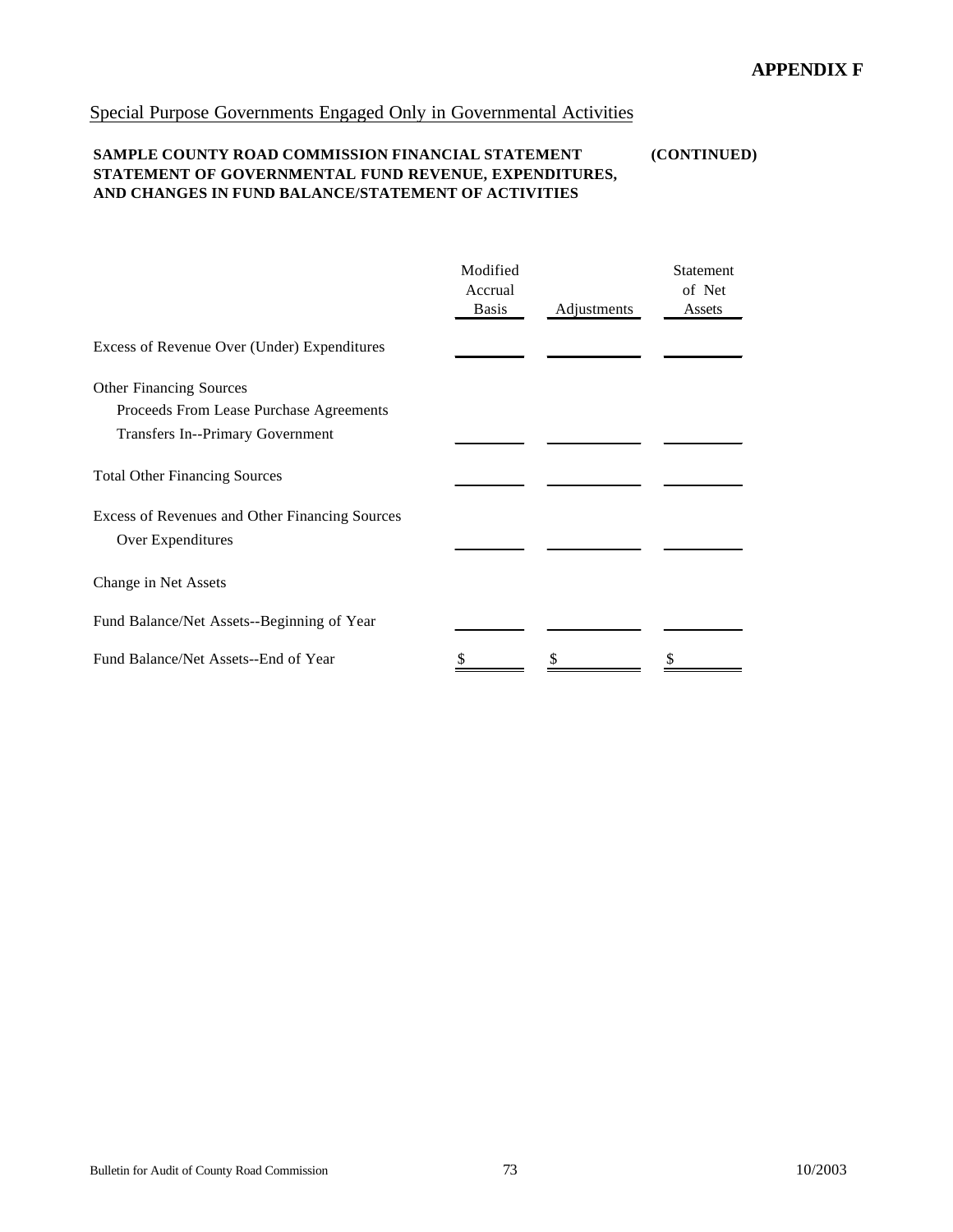**APPENDIX F**

Special Purpose Governments Engaged Only in Governmental Activities

**SAMPLE COUNTY ROAD COMMISSION FINANCIAL STATEMENT (CONTINUED)**
**STATEMENT OF GOVERNMENTAL FUND REVENUE, EXPENDITURES, AND CHANGES IN FUND BALANCE/STATEMENT OF ACTIVITIES**

| | Modified Accrual Basis | Adjustments | Statement of Net Assets |
|---|---|---|---|
| Excess of Revenue Over (Under) Expenditures | | | |
| Other Financing Sources | | | |
| Proceeds From Lease Purchase Agreements | | | |
| Transfers In--Primary Government | | | |
| Total Other Financing Sources | | | |
| Excess of Revenues and Other Financing Sources Over Expenditures | | | |
| Change in Net Assets | | | |
| Fund Balance/Net Assets--Beginning of Year | | | |
| Fund Balance/Net Assets--End of Year | $ | $ | $ |

Bulletin for Audit of County Road Commission 10/2003